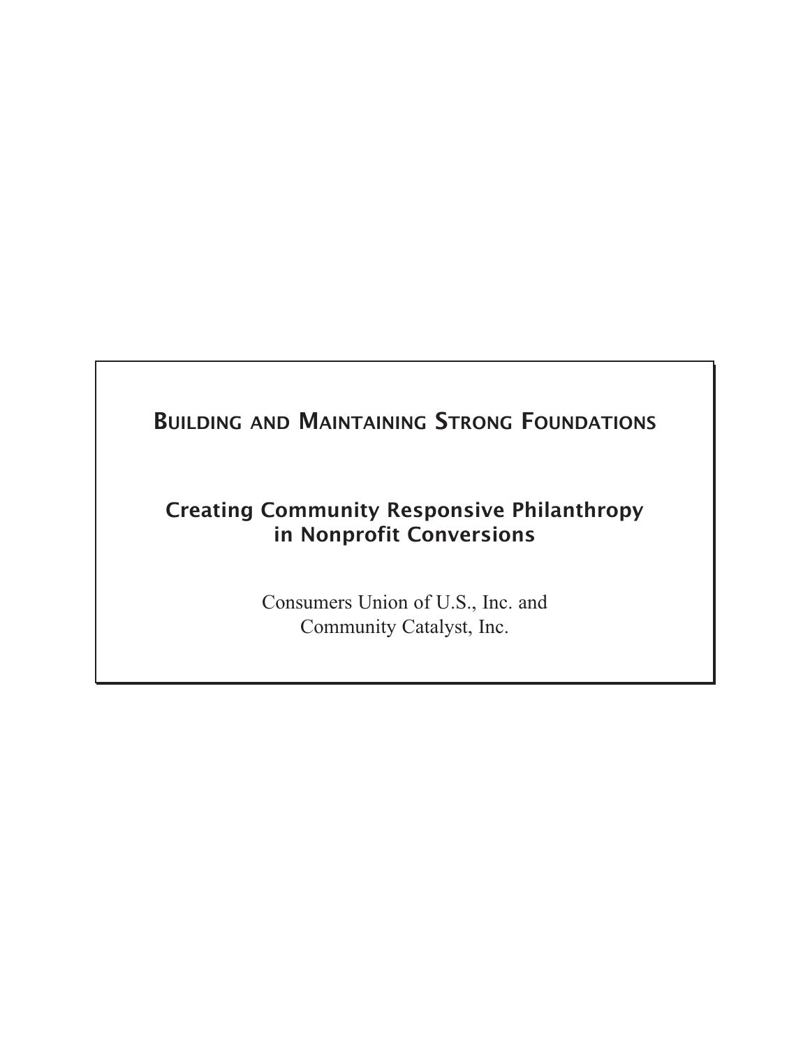# Building and Maintaining Strong Foundations

## Creating Community Responsive Philanthropy in Nonprofit Conversions

Consumers Union of U.S., Inc. and
Community Catalyst, Inc.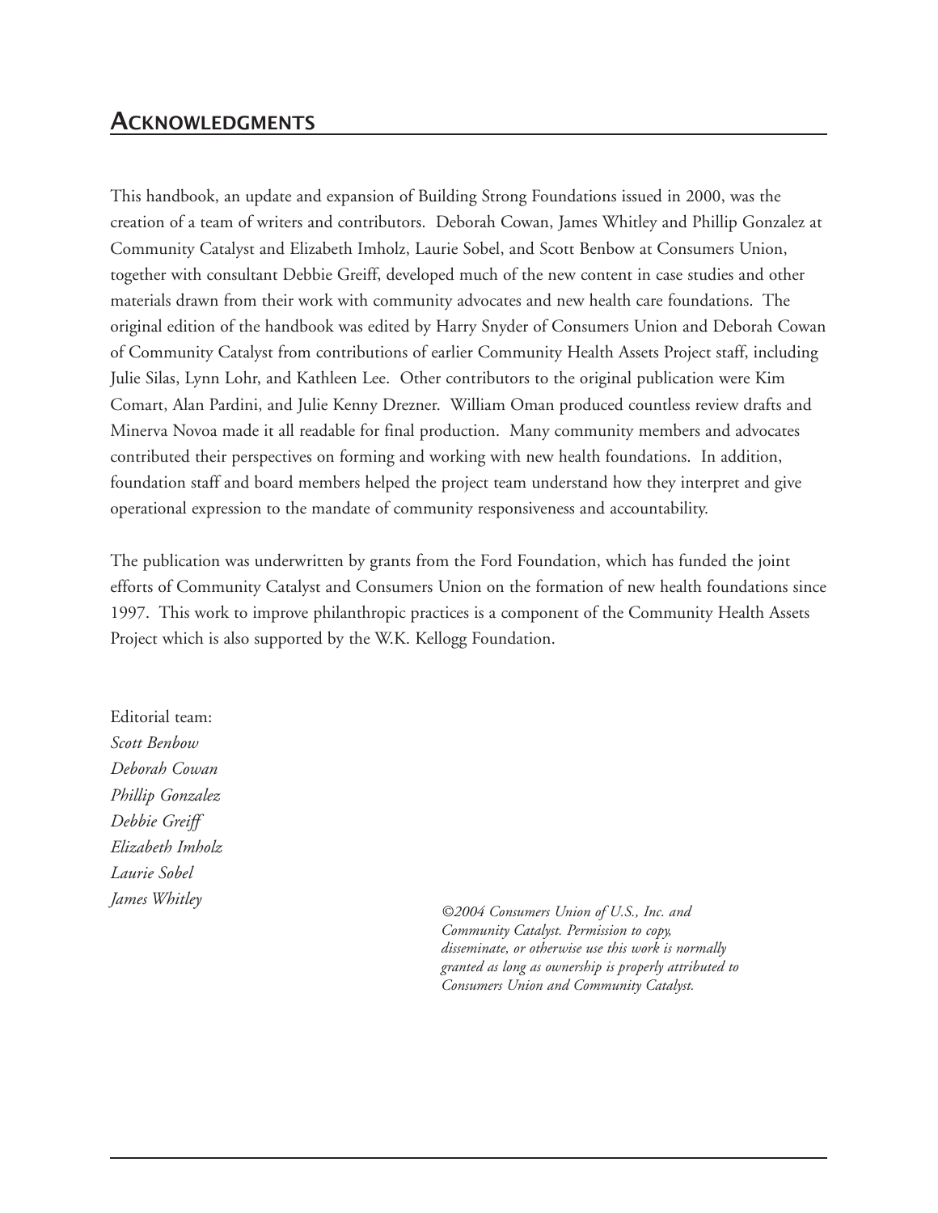## Acknowledgments

This handbook, an update and expansion of Building Strong Foundations issued in 2000, was the creation of a team of writers and contributors. Deborah Cowan, James Whitley and Phillip Gonzalez at Community Catalyst and Elizabeth Imholz, Laurie Sobel, and Scott Benbow at Consumers Union, together with consultant Debbie Greiff, developed much of the new content in case studies and other materials drawn from their work with community advocates and new health care foundations. The original edition of the handbook was edited by Harry Snyder of Consumers Union and Deborah Cowan of Community Catalyst from contributions of earlier Community Health Assets Project staff, including Julie Silas, Lynn Lohr, and Kathleen Lee. Other contributors to the original publication were Kim Comart, Alan Pardini, and Julie Kenny Drezner. William Oman produced countless review drafts and Minerva Novoa made it all readable for final production. Many community members and advocates contributed their perspectives on forming and working with new health foundations. In addition, foundation staff and board members helped the project team understand how they interpret and give operational expression to the mandate of community responsiveness and accountability.

The publication was underwritten by grants from the Ford Foundation, which has funded the joint efforts of Community Catalyst and Consumers Union on the formation of new health foundations since 1997. This work to improve philanthropic practices is a component of the Community Health Assets Project which is also supported by the W.K. Kellogg Foundation.

Editorial team:
*Scott Benbow*
*Deborah Cowan*
*Phillip Gonzalez*
*Debbie Greiff*
*Elizabeth Imholz*
*Laurie Sobel*
*James Whitley*

*©2004 Consumers Union of U.S., Inc. and Community Catalyst. Permission to copy, disseminate, or otherwise use this work is normally granted as long as ownership is properly attributed to Consumers Union and Community Catalyst.*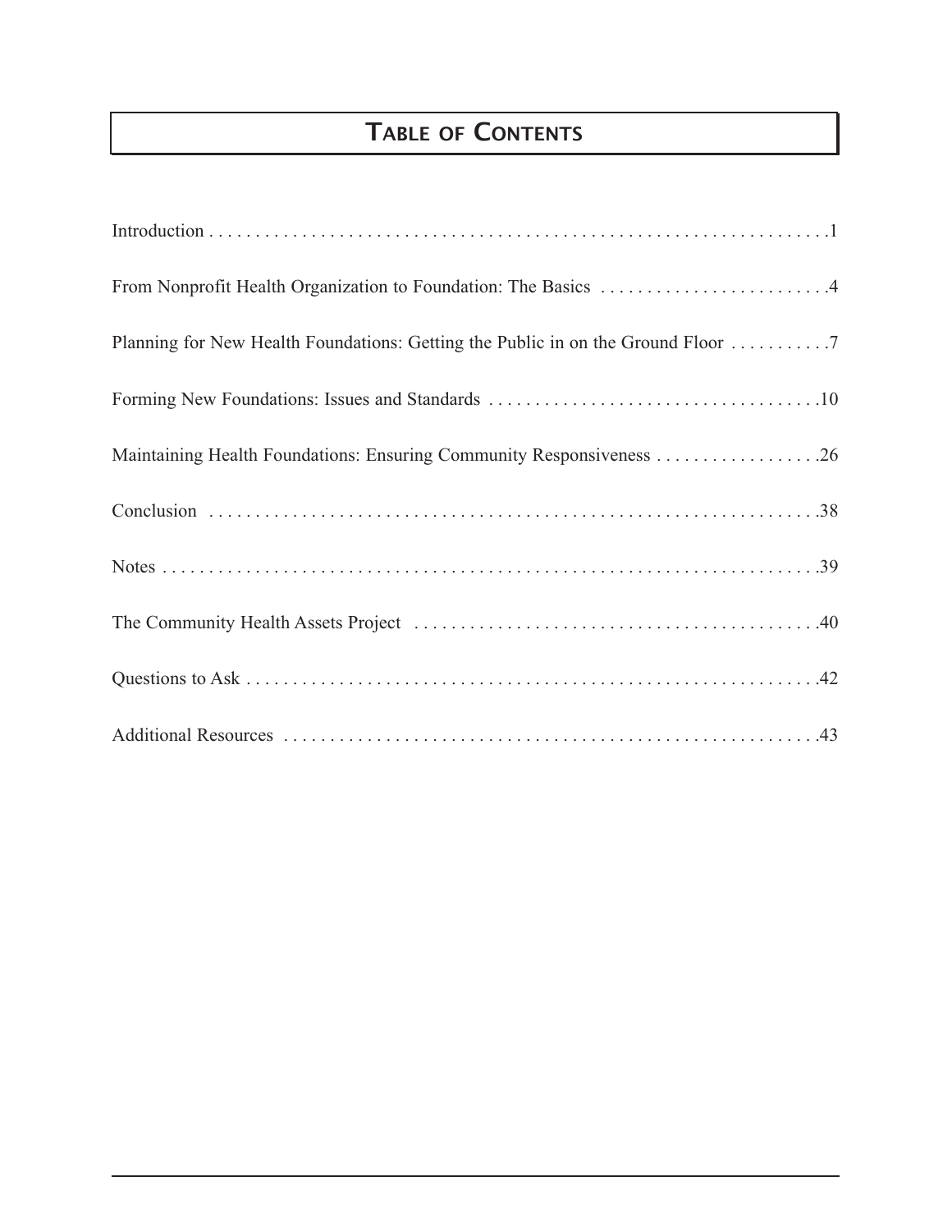# Table of Contents

Introduction . . . . . . . . . . . . . . . . . . . . . . . . . . . . . . . . . . . . . . . . . . . . . . . . . . . . . . . . . . . . . . . . .1

From Nonprofit Health Organization to Foundation: The Basics . . . . . . . . . . . . . . . . . . . . . . . . .4

Planning for New Health Foundations: Getting the Public in on the Ground Floor . . . . . . . . . . .7

Forming New Foundations: Issues and Standards . . . . . . . . . . . . . . . . . . . . . . . . . . . . . . . . . . . .10

Maintaining Health Foundations: Ensuring Community Responsiveness . . . . . . . . . . . . . . . . . .26

Conclusion . . . . . . . . . . . . . . . . . . . . . . . . . . . . . . . . . . . . . . . . . . . . . . . . . . . . . . . . . . . . . . .38

Notes . . . . . . . . . . . . . . . . . . . . . . . . . . . . . . . . . . . . . . . . . . . . . . . . . . . . . . . . . . . . . . . . . . .39

The Community Health Assets Project . . . . . . . . . . . . . . . . . . . . . . . . . . . . . . . . . . . . . . . . . . .40

Questions to Ask . . . . . . . . . . . . . . . . . . . . . . . . . . . . . . . . . . . . . . . . . . . . . . . . . . . . . . . . . . . .42

Additional Resources . . . . . . . . . . . . . . . . . . . . . . . . . . . . . . . . . . . . . . . . . . . . . . . . . . . . . . . . .43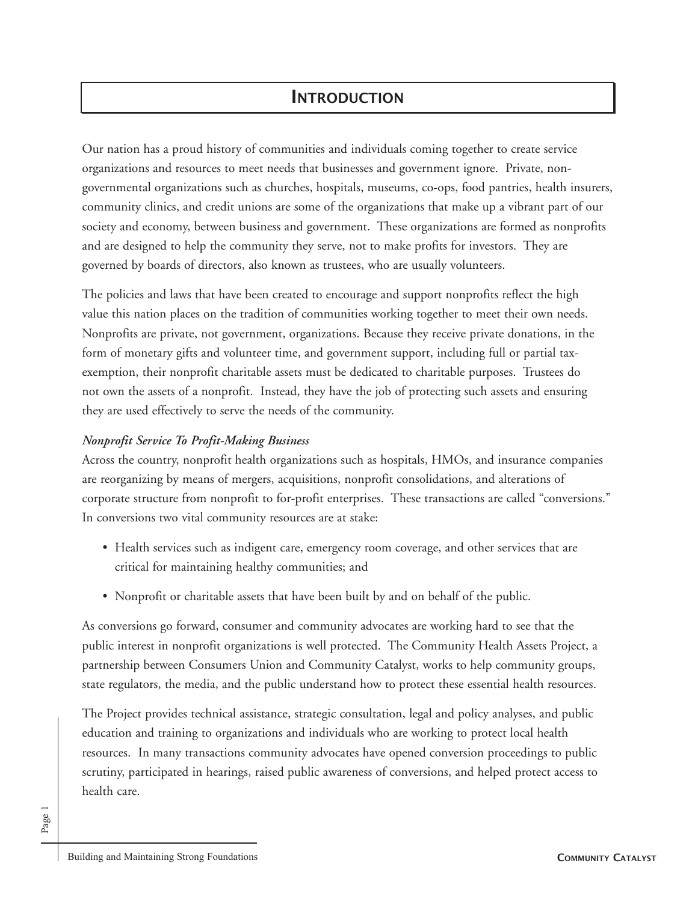# Introduction

Our nation has a proud history of communities and individuals coming together to create service organizations and resources to meet needs that businesses and government ignore. Private, non-governmental organizations such as churches, hospitals, museums, co-ops, food pantries, health insurers, community clinics, and credit unions are some of the organizations that make up a vibrant part of our society and economy, between business and government. These organizations are formed as nonprofits and are designed to help the community they serve, not to make profits for investors. They are governed by boards of directors, also known as trustees, who are usually volunteers.

The policies and laws that have been created to encourage and support nonprofits reflect the high value this nation places on the tradition of communities working together to meet their own needs. Nonprofits are private, not government, organizations. Because they receive private donations, in the form of monetary gifts and volunteer time, and government support, including full or partial tax-exemption, their nonprofit charitable assets must be dedicated to charitable purposes. Trustees do not own the assets of a nonprofit. Instead, they have the job of protecting such assets and ensuring they are used effectively to serve the needs of the community.

***Nonprofit Service To Profit-Making Business***

Across the country, nonprofit health organizations such as hospitals, HMOs, and insurance companies are reorganizing by means of mergers, acquisitions, nonprofit consolidations, and alterations of corporate structure from nonprofit to for-profit enterprises. These transactions are called "conversions." In conversions two vital community resources are at stake:

- Health services such as indigent care, emergency room coverage, and other services that are critical for maintaining healthy communities; and
- Nonprofit or charitable assets that have been built by and on behalf of the public.

As conversions go forward, consumer and community advocates are working hard to see that the public interest in nonprofit organizations is well protected. The Community Health Assets Project, a partnership between Consumers Union and Community Catalyst, works to help community groups, state regulators, the media, and the public understand how to protect these essential health resources.

The Project provides technical assistance, strategic consultation, legal and policy analyses, and public education and training to organizations and individuals who are working to protect local health resources. In many transactions community advocates have opened conversion proceedings to public scrutiny, participated in hearings, raised public awareness of conversions, and helped protect access to health care.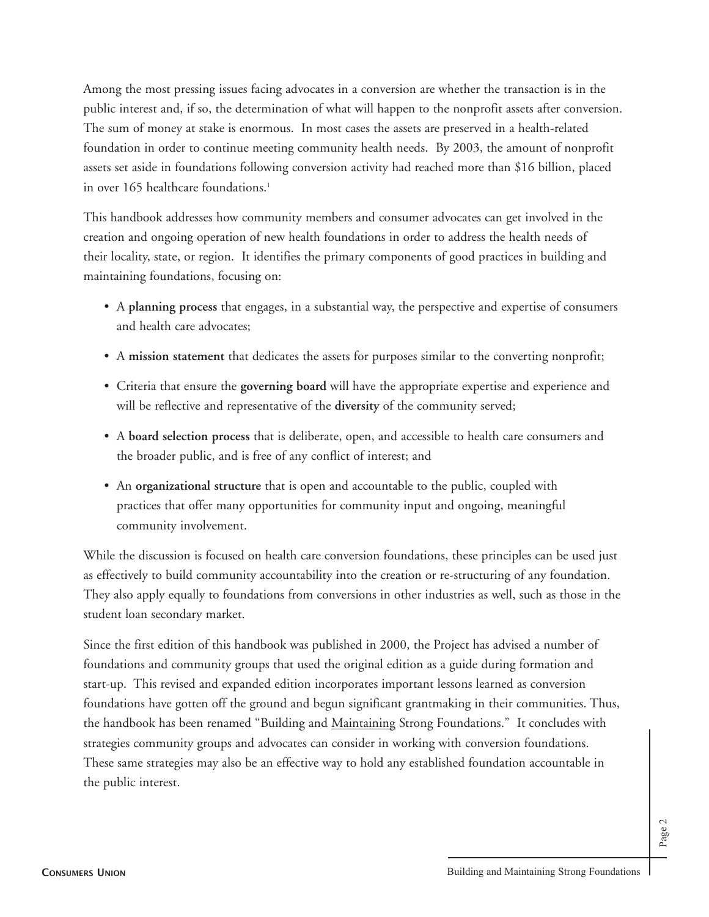Among the most pressing issues facing advocates in a conversion are whether the transaction is in the public interest and, if so, the determination of what will happen to the nonprofit assets after conversion. The sum of money at stake is enormous. In most cases the assets are preserved in a health-related foundation in order to continue meeting community health needs. By 2003, the amount of nonprofit assets set aside in foundations following conversion activity had reached more than $16 billion, placed in over 165 healthcare foundations.[1]

This handbook addresses how community members and consumer advocates can get involved in the creation and ongoing operation of new health foundations in order to address the health needs of their locality, state, or region. It identifies the primary components of good practices in building and maintaining foundations, focusing on:

- A **planning process** that engages, in a substantial way, the perspective and expertise of consumers and health care advocates;
- A **mission statement** that dedicates the assets for purposes similar to the converting nonprofit;
- Criteria that ensure the **governing board** will have the appropriate expertise and experience and will be reflective and representative of the **diversity** of the community served;
- A **board selection process** that is deliberate, open, and accessible to health care consumers and the broader public, and is free of any conflict of interest; and
- An **organizational structure** that is open and accountable to the public, coupled with practices that offer many opportunities for community input and ongoing, meaningful community involvement.

While the discussion is focused on health care conversion foundations, these principles can be used just as effectively to build community accountability into the creation or re-structuring of any foundation. They also apply equally to foundations from conversions in other industries as well, such as those in the student loan secondary market.

Since the first edition of this handbook was published in 2000, the Project has advised a number of foundations and community groups that used the original edition as a guide during formation and start-up. This revised and expanded edition incorporates important lessons learned as conversion foundations have gotten off the ground and begun significant grantmaking in their communities. Thus, the handbook has been renamed "Building and Maintaining Strong Foundations." It concludes with strategies community groups and advocates can consider in working with conversion foundations. These same strategies may also be an effective way to hold any established foundation accountable in the public interest.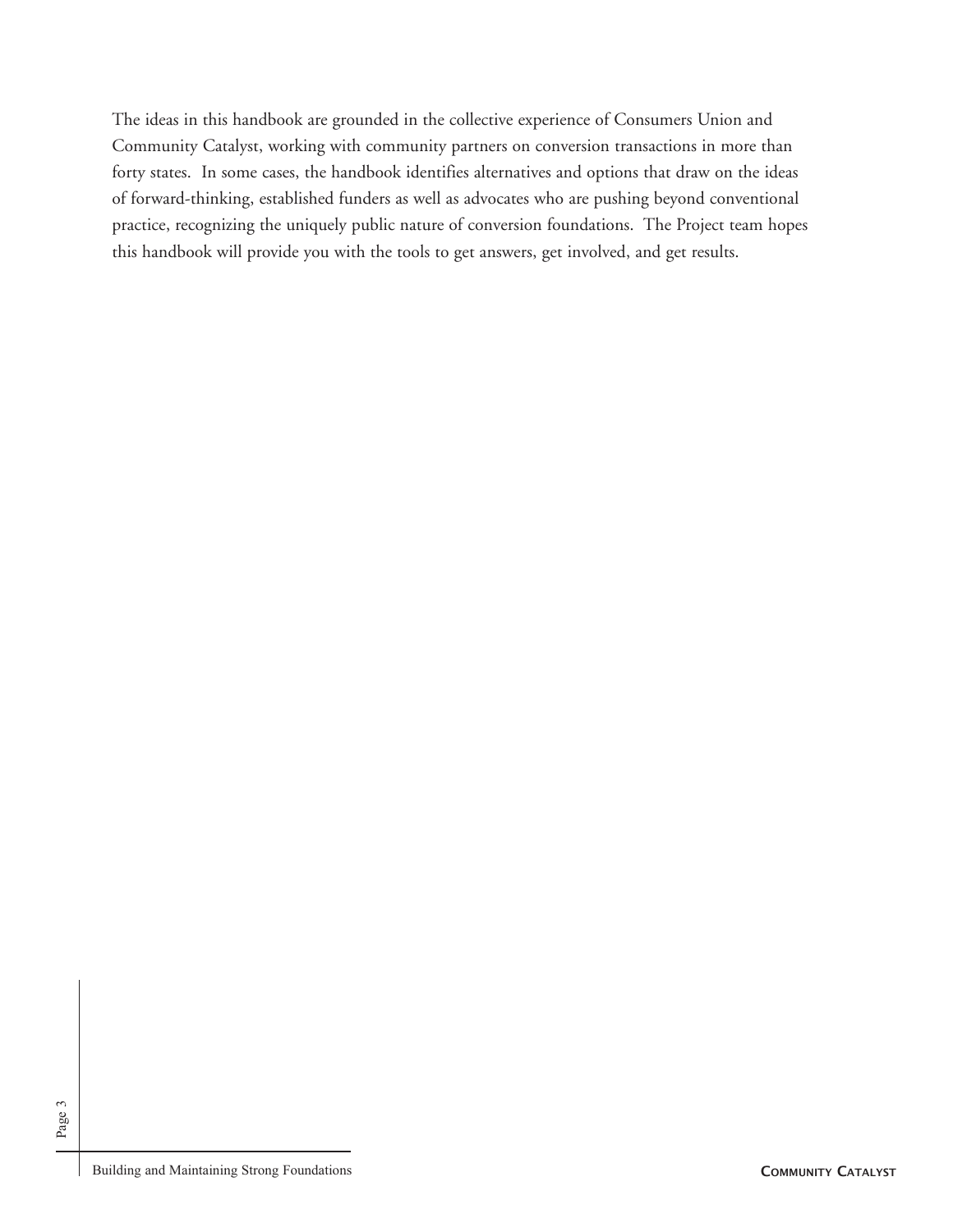The ideas in this handbook are grounded in the collective experience of Consumers Union and Community Catalyst, working with community partners on conversion transactions in more than forty states. In some cases, the handbook identifies alternatives and options that draw on the ideas of forward-thinking, established funders as well as advocates who are pushing beyond conventional practice, recognizing the uniquely public nature of conversion foundations. The Project team hopes this handbook will provide you with the tools to get answers, get involved, and get results.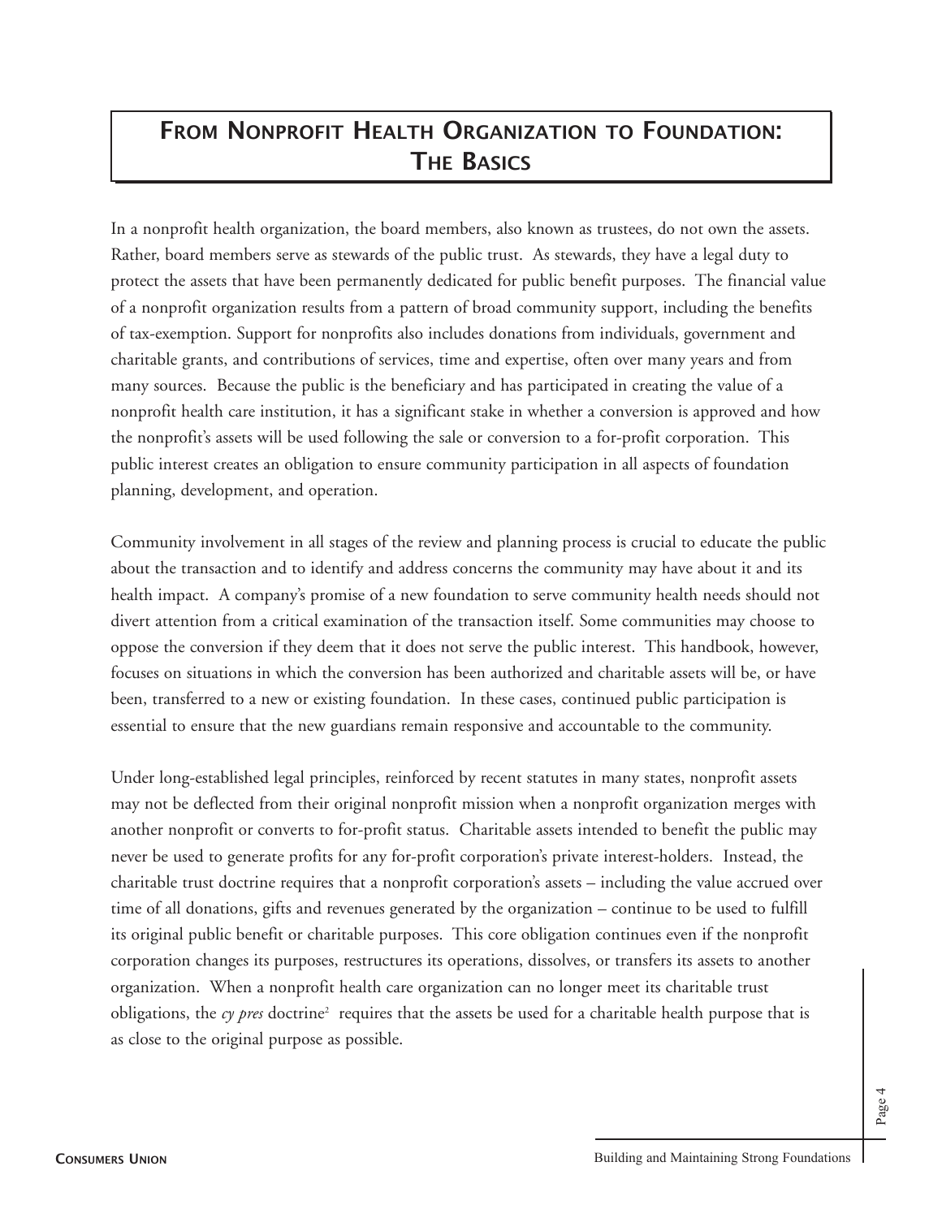# From Nonprofit Health Organization to Foundation: The Basics

In a nonprofit health organization, the board members, also known as trustees, do not own the assets. Rather, board members serve as stewards of the public trust. As stewards, they have a legal duty to protect the assets that have been permanently dedicated for public benefit purposes. The financial value of a nonprofit organization results from a pattern of broad community support, including the benefits of tax-exemption. Support for nonprofits also includes donations from individuals, government and charitable grants, and contributions of services, time and expertise, often over many years and from many sources. Because the public is the beneficiary and has participated in creating the value of a nonprofit health care institution, it has a significant stake in whether a conversion is approved and how the nonprofit's assets will be used following the sale or conversion to a for-profit corporation. This public interest creates an obligation to ensure community participation in all aspects of foundation planning, development, and operation.

Community involvement in all stages of the review and planning process is crucial to educate the public about the transaction and to identify and address concerns the community may have about it and its health impact. A company's promise of a new foundation to serve community health needs should not divert attention from a critical examination of the transaction itself. Some communities may choose to oppose the conversion if they deem that it does not serve the public interest. This handbook, however, focuses on situations in which the conversion has been authorized and charitable assets will be, or have been, transferred to a new or existing foundation. In these cases, continued public participation is essential to ensure that the new guardians remain responsive and accountable to the community.

Under long-established legal principles, reinforced by recent statutes in many states, nonprofit assets may not be deflected from their original nonprofit mission when a nonprofit organization merges with another nonprofit or converts to for-profit status. Charitable assets intended to benefit the public may never be used to generate profits for any for-profit corporation's private interest-holders. Instead, the charitable trust doctrine requires that a nonprofit corporation's assets – including the value accrued over time of all donations, gifts and revenues generated by the organization – continue to be used to fulfill its original public benefit or charitable purposes. This core obligation continues even if the nonprofit corporation changes its purposes, restructures its operations, dissolves, or transfers its assets to another organization. When a nonprofit health care organization can no longer meet its charitable trust obligations, the *cy pres* doctrine[2] requires that the assets be used for a charitable health purpose that is as close to the original purpose as possible.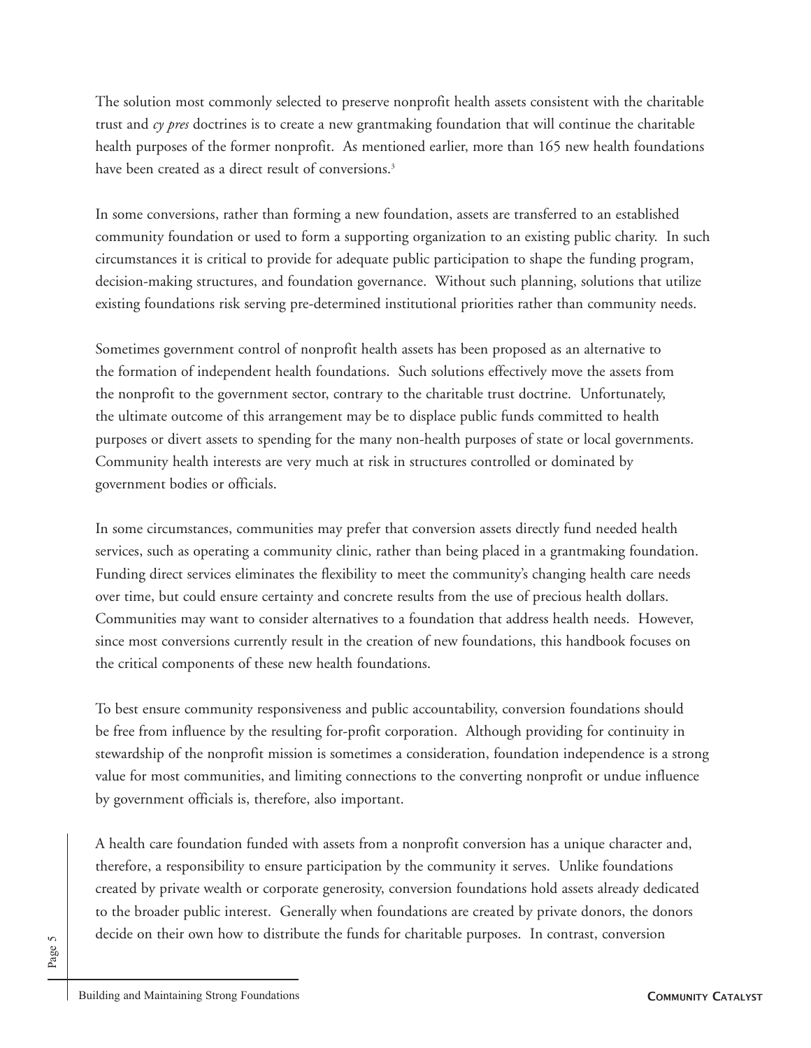The solution most commonly selected to preserve nonprofit health assets consistent with the charitable trust and *cy pres* doctrines is to create a new grantmaking foundation that will continue the charitable health purposes of the former nonprofit. As mentioned earlier, more than 165 new health foundations have been created as a direct result of conversions.[3]

In some conversions, rather than forming a new foundation, assets are transferred to an established community foundation or used to form a supporting organization to an existing public charity. In such circumstances it is critical to provide for adequate public participation to shape the funding program, decision-making structures, and foundation governance. Without such planning, solutions that utilize existing foundations risk serving pre-determined institutional priorities rather than community needs.

Sometimes government control of nonprofit health assets has been proposed as an alternative to the formation of independent health foundations. Such solutions effectively move the assets from the nonprofit to the government sector, contrary to the charitable trust doctrine. Unfortunately, the ultimate outcome of this arrangement may be to displace public funds committed to health purposes or divert assets to spending for the many non-health purposes of state or local governments. Community health interests are very much at risk in structures controlled or dominated by government bodies or officials.

In some circumstances, communities may prefer that conversion assets directly fund needed health services, such as operating a community clinic, rather than being placed in a grantmaking foundation. Funding direct services eliminates the flexibility to meet the community's changing health care needs over time, but could ensure certainty and concrete results from the use of precious health dollars. Communities may want to consider alternatives to a foundation that address health needs. However, since most conversions currently result in the creation of new foundations, this handbook focuses on the critical components of these new health foundations.

To best ensure community responsiveness and public accountability, conversion foundations should be free from influence by the resulting for-profit corporation. Although providing for continuity in stewardship of the nonprofit mission is sometimes a consideration, foundation independence is a strong value for most communities, and limiting connections to the converting nonprofit or undue influence by government officials is, therefore, also important.

A health care foundation funded with assets from a nonprofit conversion has a unique character and, therefore, a responsibility to ensure participation by the community it serves. Unlike foundations created by private wealth or corporate generosity, conversion foundations hold assets already dedicated to the broader public interest. Generally when foundations are created by private donors, the donors decide on their own how to distribute the funds for charitable purposes. In contrast, conversion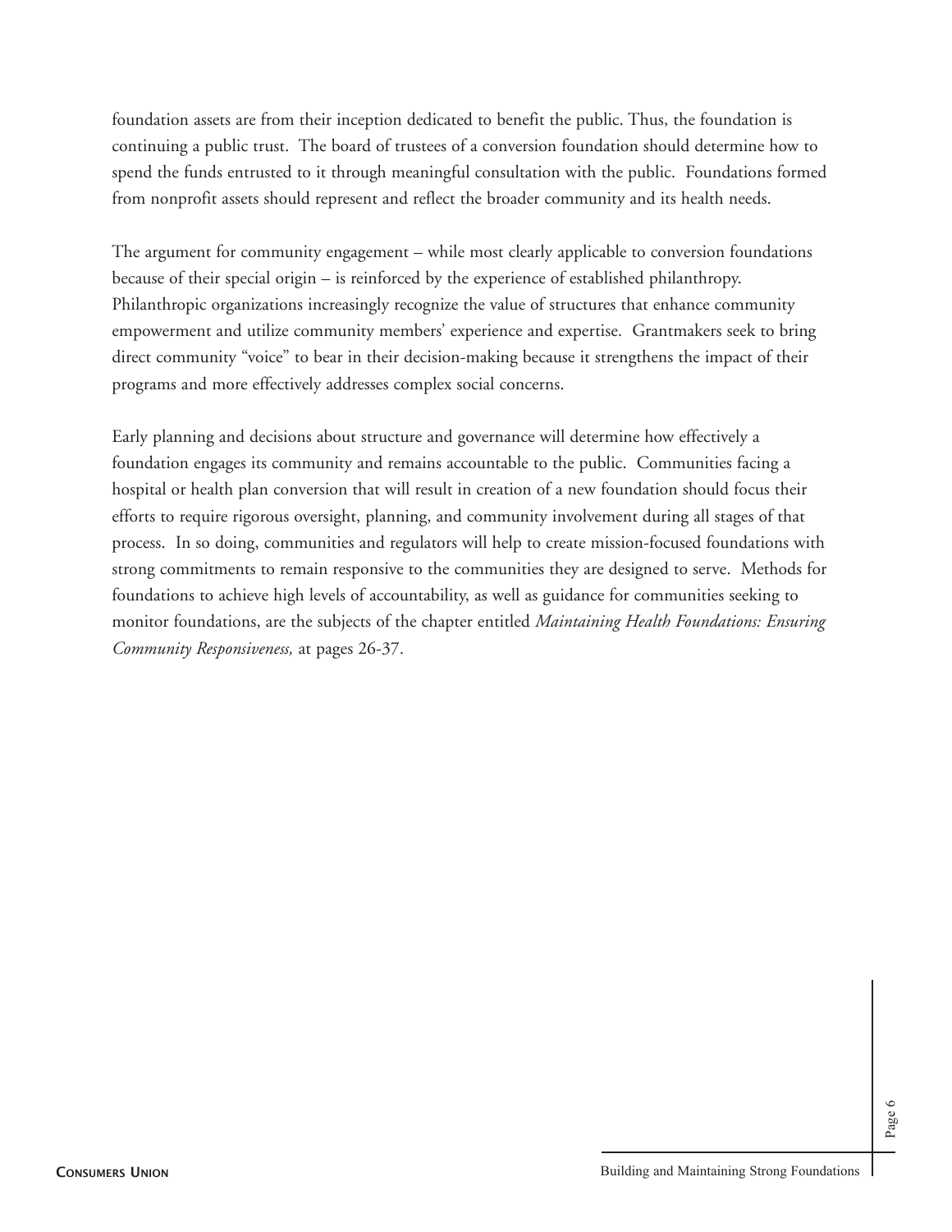foundation assets are from their inception dedicated to benefit the public. Thus, the foundation is continuing a public trust. The board of trustees of a conversion foundation should determine how to spend the funds entrusted to it through meaningful consultation with the public. Foundations formed from nonprofit assets should represent and reflect the broader community and its health needs.

The argument for community engagement – while most clearly applicable to conversion foundations because of their special origin – is reinforced by the experience of established philanthropy. Philanthropic organizations increasingly recognize the value of structures that enhance community empowerment and utilize community members' experience and expertise. Grantmakers seek to bring direct community "voice" to bear in their decision-making because it strengthens the impact of their programs and more effectively addresses complex social concerns.

Early planning and decisions about structure and governance will determine how effectively a foundation engages its community and remains accountable to the public. Communities facing a hospital or health plan conversion that will result in creation of a new foundation should focus their efforts to require rigorous oversight, planning, and community involvement during all stages of that process. In so doing, communities and regulators will help to create mission-focused foundations with strong commitments to remain responsive to the communities they are designed to serve. Methods for foundations to achieve high levels of accountability, as well as guidance for communities seeking to monitor foundations, are the subjects of the chapter entitled *Maintaining Health Foundations: Ensuring Community Responsiveness,* at pages 26-37.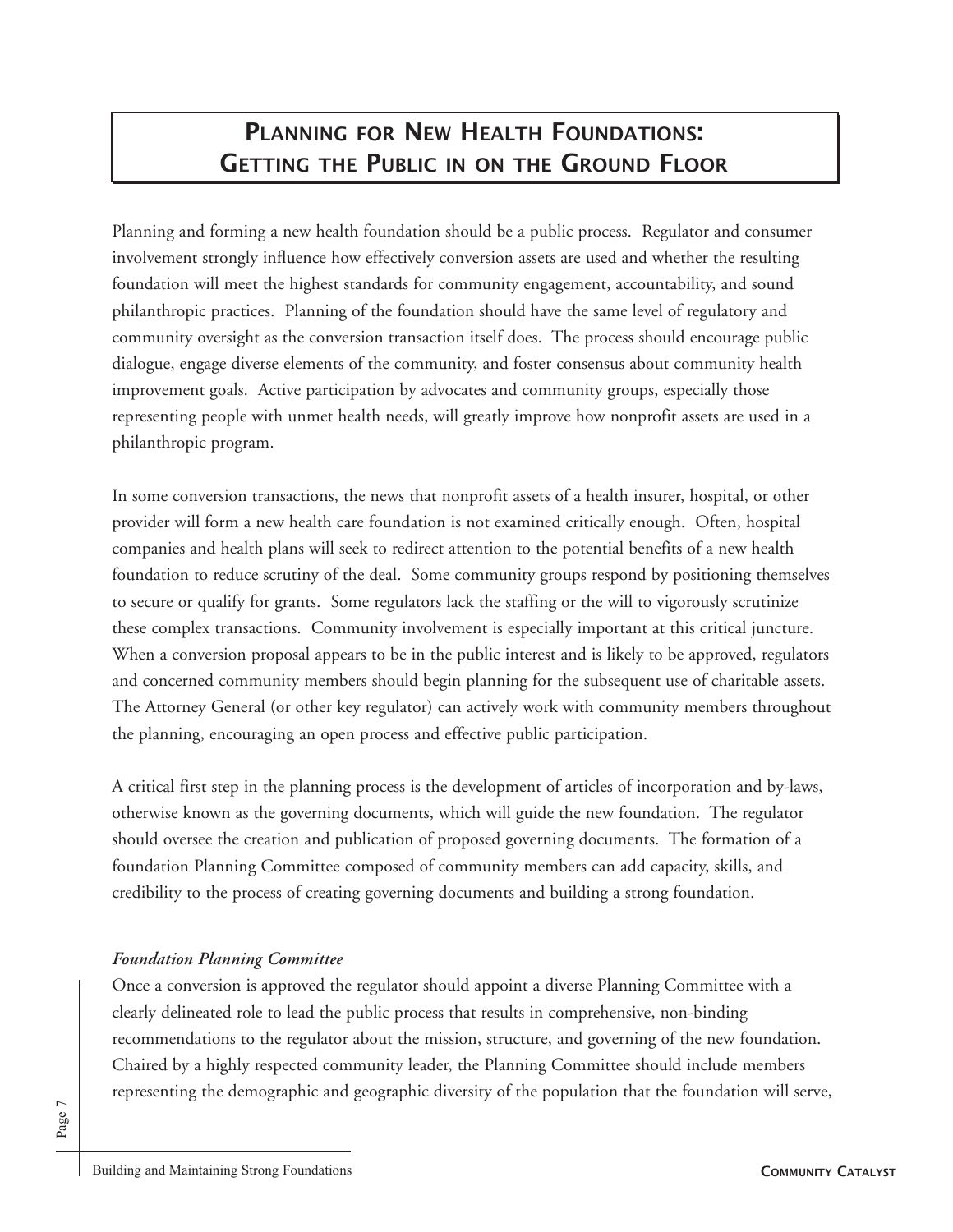# Planning for New Health Foundations: Getting the Public in on the Ground Floor

Planning and forming a new health foundation should be a public process. Regulator and consumer involvement strongly influence how effectively conversion assets are used and whether the resulting foundation will meet the highest standards for community engagement, accountability, and sound philanthropic practices. Planning of the foundation should have the same level of regulatory and community oversight as the conversion transaction itself does. The process should encourage public dialogue, engage diverse elements of the community, and foster consensus about community health improvement goals. Active participation by advocates and community groups, especially those representing people with unmet health needs, will greatly improve how nonprofit assets are used in a philanthropic program.

In some conversion transactions, the news that nonprofit assets of a health insurer, hospital, or other provider will form a new health care foundation is not examined critically enough. Often, hospital companies and health plans will seek to redirect attention to the potential benefits of a new health foundation to reduce scrutiny of the deal. Some community groups respond by positioning themselves to secure or qualify for grants. Some regulators lack the staffing or the will to vigorously scrutinize these complex transactions. Community involvement is especially important at this critical juncture. When a conversion proposal appears to be in the public interest and is likely to be approved, regulators and concerned community members should begin planning for the subsequent use of charitable assets. The Attorney General (or other key regulator) can actively work with community members throughout the planning, encouraging an open process and effective public participation.

A critical first step in the planning process is the development of articles of incorporation and by-laws, otherwise known as the governing documents, which will guide the new foundation. The regulator should oversee the creation and publication of proposed governing documents. The formation of a foundation Planning Committee composed of community members can add capacity, skills, and credibility to the process of creating governing documents and building a strong foundation.

### *Foundation Planning Committee*

Once a conversion is approved the regulator should appoint a diverse Planning Committee with a clearly delineated role to lead the public process that results in comprehensive, non-binding recommendations to the regulator about the mission, structure, and governing of the new foundation. Chaired by a highly respected community leader, the Planning Committee should include members representing the demographic and geographic diversity of the population that the foundation will serve,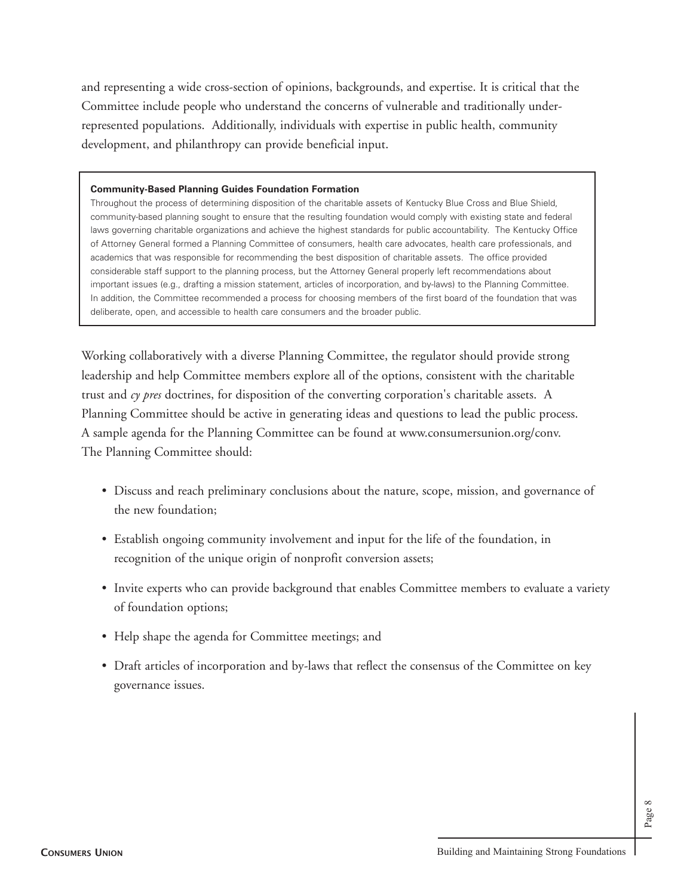and representing a wide cross-section of opinions, backgrounds, and expertise. It is critical that the Committee include people who understand the concerns of vulnerable and traditionally under-represented populations. Additionally, individuals with expertise in public health, community development, and philanthropy can provide beneficial input.

> **Community-Based Planning Guides Foundation Formation**
>
> Throughout the process of determining disposition of the charitable assets of Kentucky Blue Cross and Blue Shield, community-based planning sought to ensure that the resulting foundation would comply with existing state and federal laws governing charitable organizations and achieve the highest standards for public accountability. The Kentucky Office of Attorney General formed a Planning Committee of consumers, health care advocates, health care professionals, and academics that was responsible for recommending the best disposition of charitable assets. The office provided considerable staff support to the planning process, but the Attorney General properly left recommendations about important issues (e.g., drafting a mission statement, articles of incorporation, and by-laws) to the Planning Committee. In addition, the Committee recommended a process for choosing members of the first board of the foundation that was deliberate, open, and accessible to health care consumers and the broader public.

Working collaboratively with a diverse Planning Committee, the regulator should provide strong leadership and help Committee members explore all of the options, consistent with the charitable trust and *cy pres* doctrines, for disposition of the converting corporation's charitable assets. A Planning Committee should be active in generating ideas and questions to lead the public process. A sample agenda for the Planning Committee can be found at www.consumersunion.org/conv. The Planning Committee should:

- Discuss and reach preliminary conclusions about the nature, scope, mission, and governance of the new foundation;
- Establish ongoing community involvement and input for the life of the foundation, in recognition of the unique origin of nonprofit conversion assets;
- Invite experts who can provide background that enables Committee members to evaluate a variety of foundation options;
- Help shape the agenda for Committee meetings; and
- Draft articles of incorporation and by-laws that reflect the consensus of the Committee on key governance issues.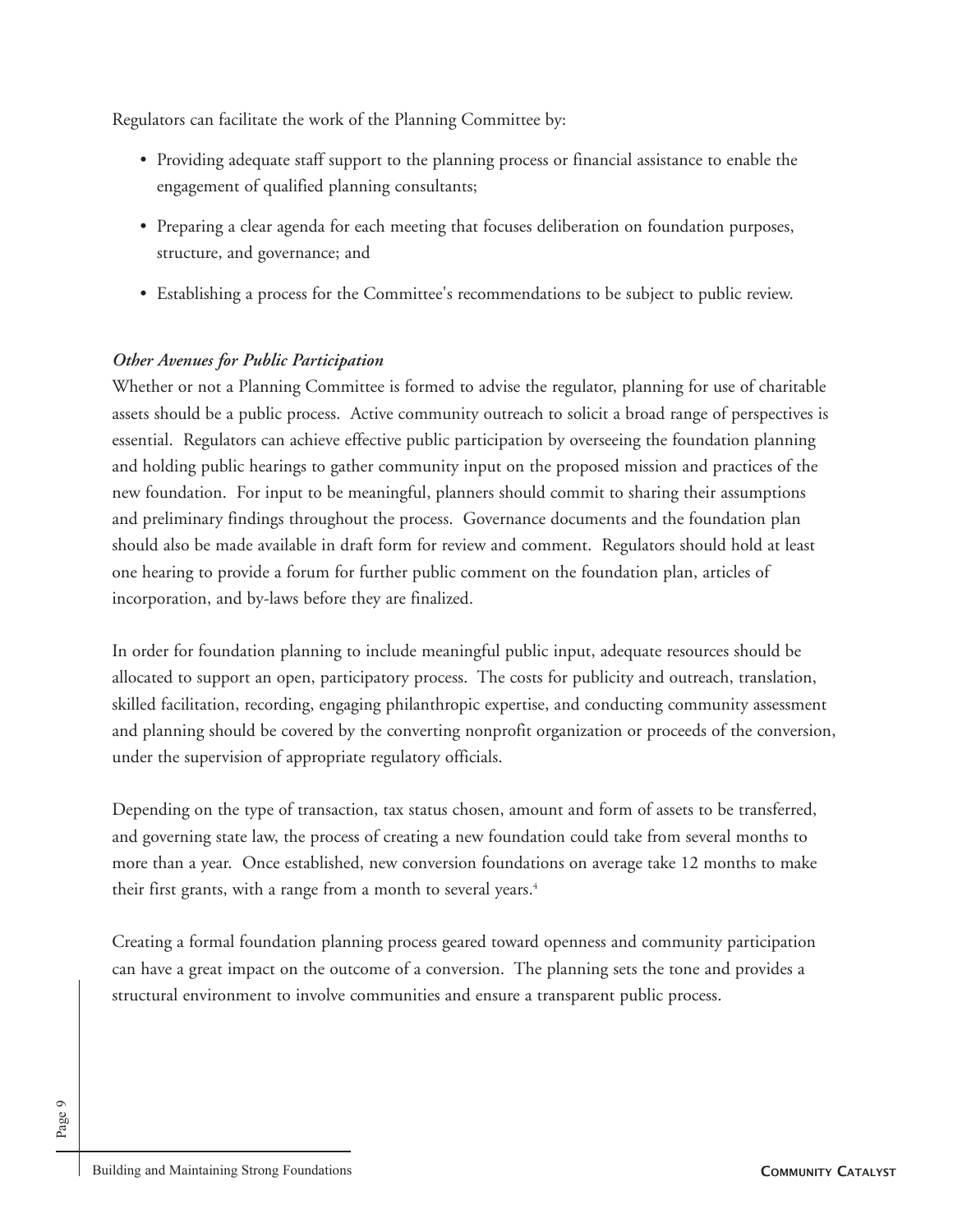Regulators can facilitate the work of the Planning Committee by:

- Providing adequate staff support to the planning process or financial assistance to enable the engagement of qualified planning consultants;
- Preparing a clear agenda for each meeting that focuses deliberation on foundation purposes, structure, and governance; and
- Establishing a process for the Committee's recommendations to be subject to public review.

*Other Avenues for Public Participation*

Whether or not a Planning Committee is formed to advise the regulator, planning for use of charitable assets should be a public process. Active community outreach to solicit a broad range of perspectives is essential. Regulators can achieve effective public participation by overseeing the foundation planning and holding public hearings to gather community input on the proposed mission and practices of the new foundation. For input to be meaningful, planners should commit to sharing their assumptions and preliminary findings throughout the process. Governance documents and the foundation plan should also be made available in draft form for review and comment. Regulators should hold at least one hearing to provide a forum for further public comment on the foundation plan, articles of incorporation, and by-laws before they are finalized.

In order for foundation planning to include meaningful public input, adequate resources should be allocated to support an open, participatory process. The costs for publicity and outreach, translation, skilled facilitation, recording, engaging philanthropic expertise, and conducting community assessment and planning should be covered by the converting nonprofit organization or proceeds of the conversion, under the supervision of appropriate regulatory officials.

Depending on the type of transaction, tax status chosen, amount and form of assets to be transferred, and governing state law, the process of creating a new foundation could take from several months to more than a year. Once established, new conversion foundations on average take 12 months to make their first grants, with a range from a month to several years.[4]

Creating a formal foundation planning process geared toward openness and community participation can have a great impact on the outcome of a conversion. The planning sets the tone and provides a structural environment to involve communities and ensure a transparent public process.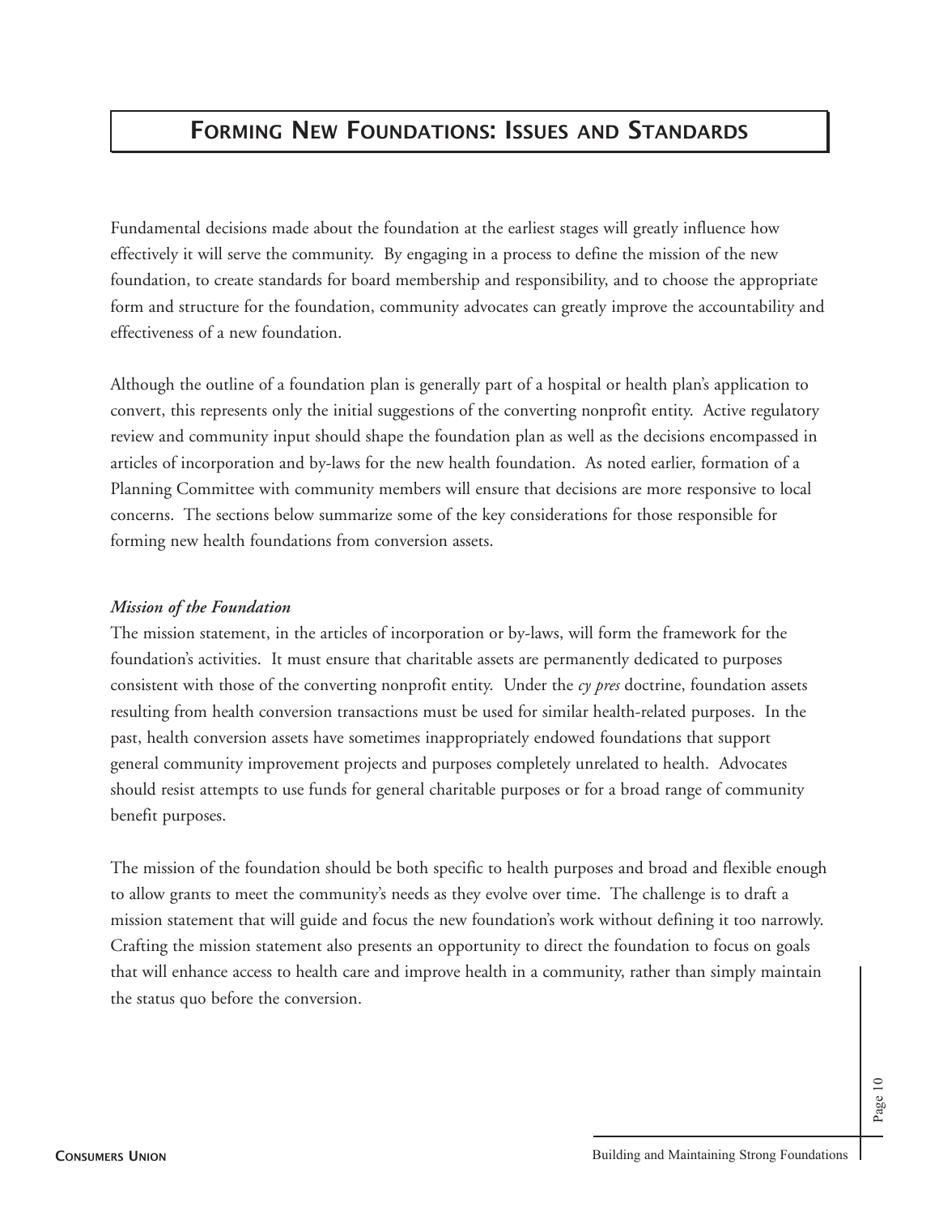# Forming New Foundations: Issues and Standards

Fundamental decisions made about the foundation at the earliest stages will greatly influence how effectively it will serve the community. By engaging in a process to define the mission of the new foundation, to create standards for board membership and responsibility, and to choose the appropriate form and structure for the foundation, community advocates can greatly improve the accountability and effectiveness of a new foundation.

Although the outline of a foundation plan is generally part of a hospital or health plan's application to convert, this represents only the initial suggestions of the converting nonprofit entity. Active regulatory review and community input should shape the foundation plan as well as the decisions encompassed in articles of incorporation and by-laws for the new health foundation. As noted earlier, formation of a Planning Committee with community members will ensure that decisions are more responsive to local concerns. The sections below summarize some of the key considerations for those responsible for forming new health foundations from conversion assets.

***Mission of the Foundation***

The mission statement, in the articles of incorporation or by-laws, will form the framework for the foundation's activities. It must ensure that charitable assets are permanently dedicated to purposes consistent with those of the converting nonprofit entity. Under the *cy pres* doctrine, foundation assets resulting from health conversion transactions must be used for similar health-related purposes. In the past, health conversion assets have sometimes inappropriately endowed foundations that support general community improvement projects and purposes completely unrelated to health. Advocates should resist attempts to use funds for general charitable purposes or for a broad range of community benefit purposes.

The mission of the foundation should be both specific to health purposes and broad and flexible enough to allow grants to meet the community's needs as they evolve over time. The challenge is to draft a mission statement that will guide and focus the new foundation's work without defining it too narrowly. Crafting the mission statement also presents an opportunity to direct the foundation to focus on goals that will enhance access to health care and improve health in a community, rather than simply maintain the status quo before the conversion.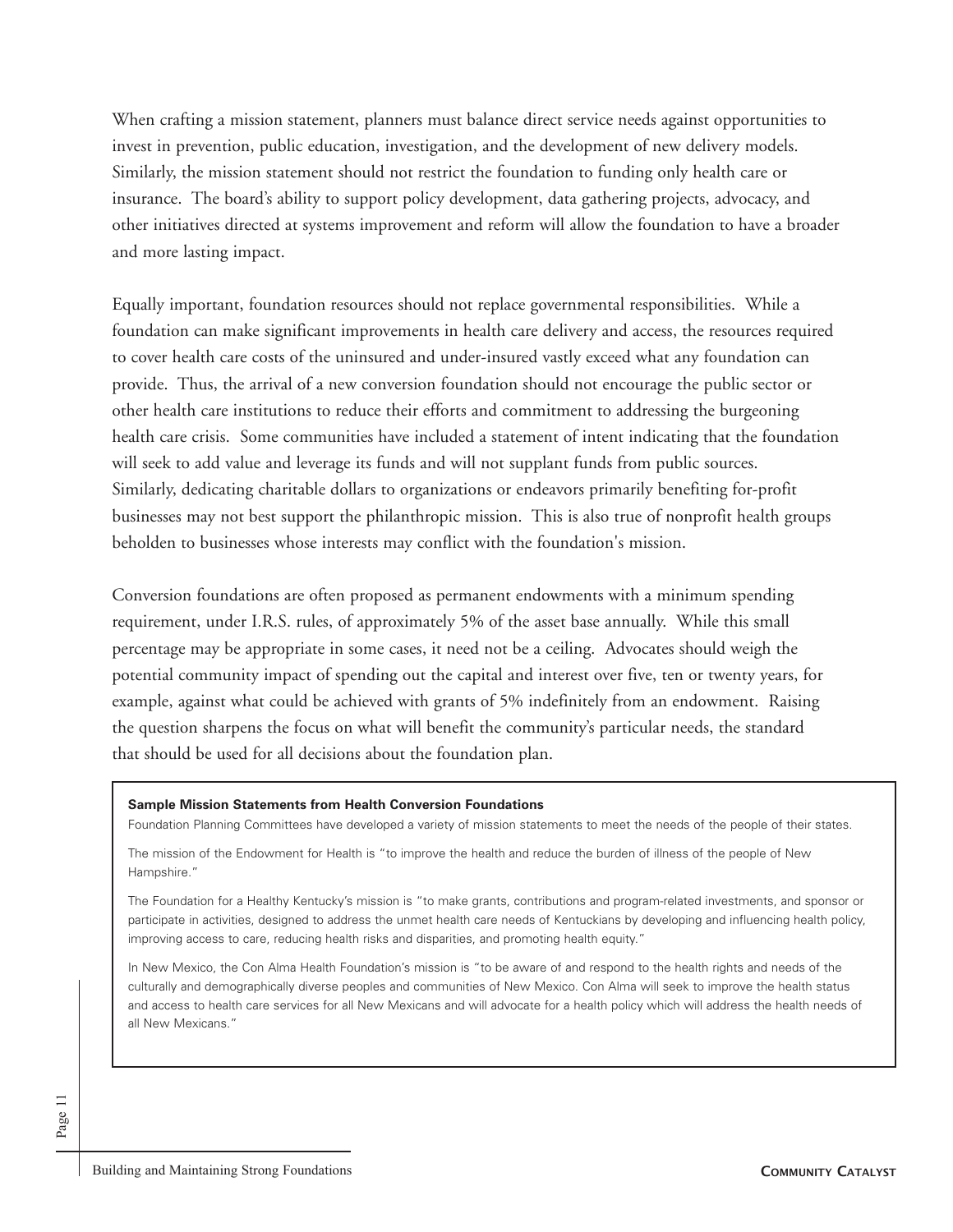When crafting a mission statement, planners must balance direct service needs against opportunities to invest in prevention, public education, investigation, and the development of new delivery models. Similarly, the mission statement should not restrict the foundation to funding only health care or insurance. The board's ability to support policy development, data gathering projects, advocacy, and other initiatives directed at systems improvement and reform will allow the foundation to have a broader and more lasting impact.

Equally important, foundation resources should not replace governmental responsibilities. While a foundation can make significant improvements in health care delivery and access, the resources required to cover health care costs of the uninsured and under-insured vastly exceed what any foundation can provide. Thus, the arrival of a new conversion foundation should not encourage the public sector or other health care institutions to reduce their efforts and commitment to addressing the burgeoning health care crisis. Some communities have included a statement of intent indicating that the foundation will seek to add value and leverage its funds and will not supplant funds from public sources. Similarly, dedicating charitable dollars to organizations or endeavors primarily benefiting for-profit businesses may not best support the philanthropic mission. This is also true of nonprofit health groups beholden to businesses whose interests may conflict with the foundation's mission.

Conversion foundations are often proposed as permanent endowments with a minimum spending requirement, under I.R.S. rules, of approximately 5% of the asset base annually. While this small percentage may be appropriate in some cases, it need not be a ceiling. Advocates should weigh the potential community impact of spending out the capital and interest over five, ten or twenty years, for example, against what could be achieved with grants of 5% indefinitely from an endowment. Raising the question sharpens the focus on what will benefit the community's particular needs, the standard that should be used for all decisions about the foundation plan.

**Sample Mission Statements from Health Conversion Foundations**

Foundation Planning Committees have developed a variety of mission statements to meet the needs of the people of their states.

The mission of the Endowment for Health is "to improve the health and reduce the burden of illness of the people of New Hampshire."

The Foundation for a Healthy Kentucky's mission is "to make grants, contributions and program-related investments, and sponsor or participate in activities, designed to address the unmet health care needs of Kentuckians by developing and influencing health policy, improving access to care, reducing health risks and disparities, and promoting health equity."

In New Mexico, the Con Alma Health Foundation's mission is "to be aware of and respond to the health rights and needs of the culturally and demographically diverse peoples and communities of New Mexico. Con Alma will seek to improve the health status and access to health care services for all New Mexicans and will advocate for a health policy which will address the health needs of all New Mexicans."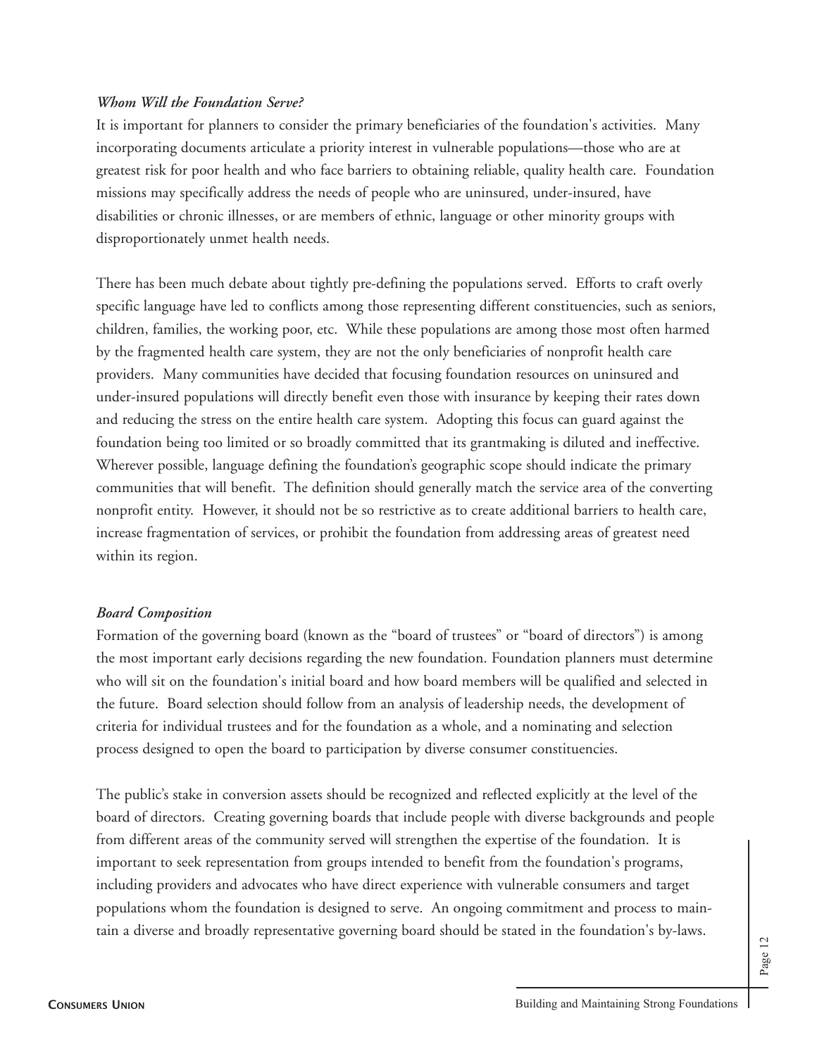### *Whom Will the Foundation Serve?*

It is important for planners to consider the primary beneficiaries of the foundation's activities. Many incorporating documents articulate a priority interest in vulnerable populations—those who are at greatest risk for poor health and who face barriers to obtaining reliable, quality health care. Foundation missions may specifically address the needs of people who are uninsured, under-insured, have disabilities or chronic illnesses, or are members of ethnic, language or other minority groups with disproportionately unmet health needs.

There has been much debate about tightly pre-defining the populations served. Efforts to craft overly specific language have led to conflicts among those representing different constituencies, such as seniors, children, families, the working poor, etc. While these populations are among those most often harmed by the fragmented health care system, they are not the only beneficiaries of nonprofit health care providers. Many communities have decided that focusing foundation resources on uninsured and under-insured populations will directly benefit even those with insurance by keeping their rates down and reducing the stress on the entire health care system. Adopting this focus can guard against the foundation being too limited or so broadly committed that its grantmaking is diluted and ineffective. Wherever possible, language defining the foundation's geographic scope should indicate the primary communities that will benefit. The definition should generally match the service area of the converting nonprofit entity. However, it should not be so restrictive as to create additional barriers to health care, increase fragmentation of services, or prohibit the foundation from addressing areas of greatest need within its region.

### *Board Composition*

Formation of the governing board (known as the "board of trustees" or "board of directors") is among the most important early decisions regarding the new foundation. Foundation planners must determine who will sit on the foundation's initial board and how board members will be qualified and selected in the future. Board selection should follow from an analysis of leadership needs, the development of criteria for individual trustees and for the foundation as a whole, and a nominating and selection process designed to open the board to participation by diverse consumer constituencies.

The public's stake in conversion assets should be recognized and reflected explicitly at the level of the board of directors. Creating governing boards that include people with diverse backgrounds and people from different areas of the community served will strengthen the expertise of the foundation. It is important to seek representation from groups intended to benefit from the foundation's programs, including providers and advocates who have direct experience with vulnerable consumers and target populations whom the foundation is designed to serve. An ongoing commitment and process to maintain a diverse and broadly representative governing board should be stated in the foundation's by-laws.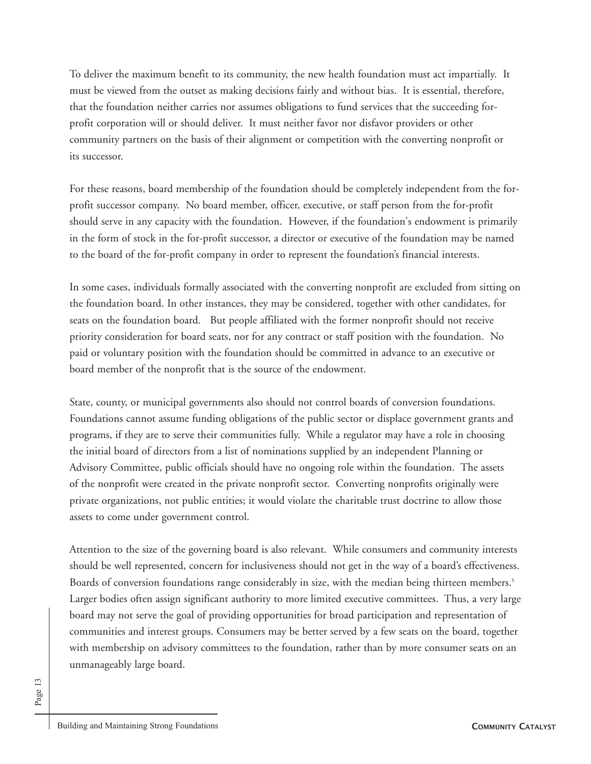To deliver the maximum benefit to its community, the new health foundation must act impartially. It must be viewed from the outset as making decisions fairly and without bias. It is essential, therefore, that the foundation neither carries nor assumes obligations to fund services that the succeeding for-profit corporation will or should deliver. It must neither favor nor disfavor providers or other community partners on the basis of their alignment or competition with the converting nonprofit or its successor.

For these reasons, board membership of the foundation should be completely independent from the for-profit successor company. No board member, officer, executive, or staff person from the for-profit should serve in any capacity with the foundation. However, if the foundation's endowment is primarily in the form of stock in the for-profit successor, a director or executive of the foundation may be named to the board of the for-profit company in order to represent the foundation's financial interests.

In some cases, individuals formally associated with the converting nonprofit are excluded from sitting on the foundation board. In other instances, they may be considered, together with other candidates, for seats on the foundation board. But people affiliated with the former nonprofit should not receive priority consideration for board seats, nor for any contract or staff position with the foundation. No paid or voluntary position with the foundation should be committed in advance to an executive or board member of the nonprofit that is the source of the endowment.

State, county, or municipal governments also should not control boards of conversion foundations. Foundations cannot assume funding obligations of the public sector or displace government grants and programs, if they are to serve their communities fully. While a regulator may have a role in choosing the initial board of directors from a list of nominations supplied by an independent Planning or Advisory Committee, public officials should have no ongoing role within the foundation. The assets of the nonprofit were created in the private nonprofit sector. Converting nonprofits originally were private organizations, not public entities; it would violate the charitable trust doctrine to allow those assets to come under government control.

Attention to the size of the governing board is also relevant. While consumers and community interests should be well represented, concern for inclusiveness should not get in the way of a board's effectiveness. Boards of conversion foundations range considerably in size, with the median being thirteen members.[5] Larger bodies often assign significant authority to more limited executive committees. Thus, a very large board may not serve the goal of providing opportunities for broad participation and representation of communities and interest groups. Consumers may be better served by a few seats on the board, together with membership on advisory committees to the foundation, rather than by more consumer seats on an unmanageably large board.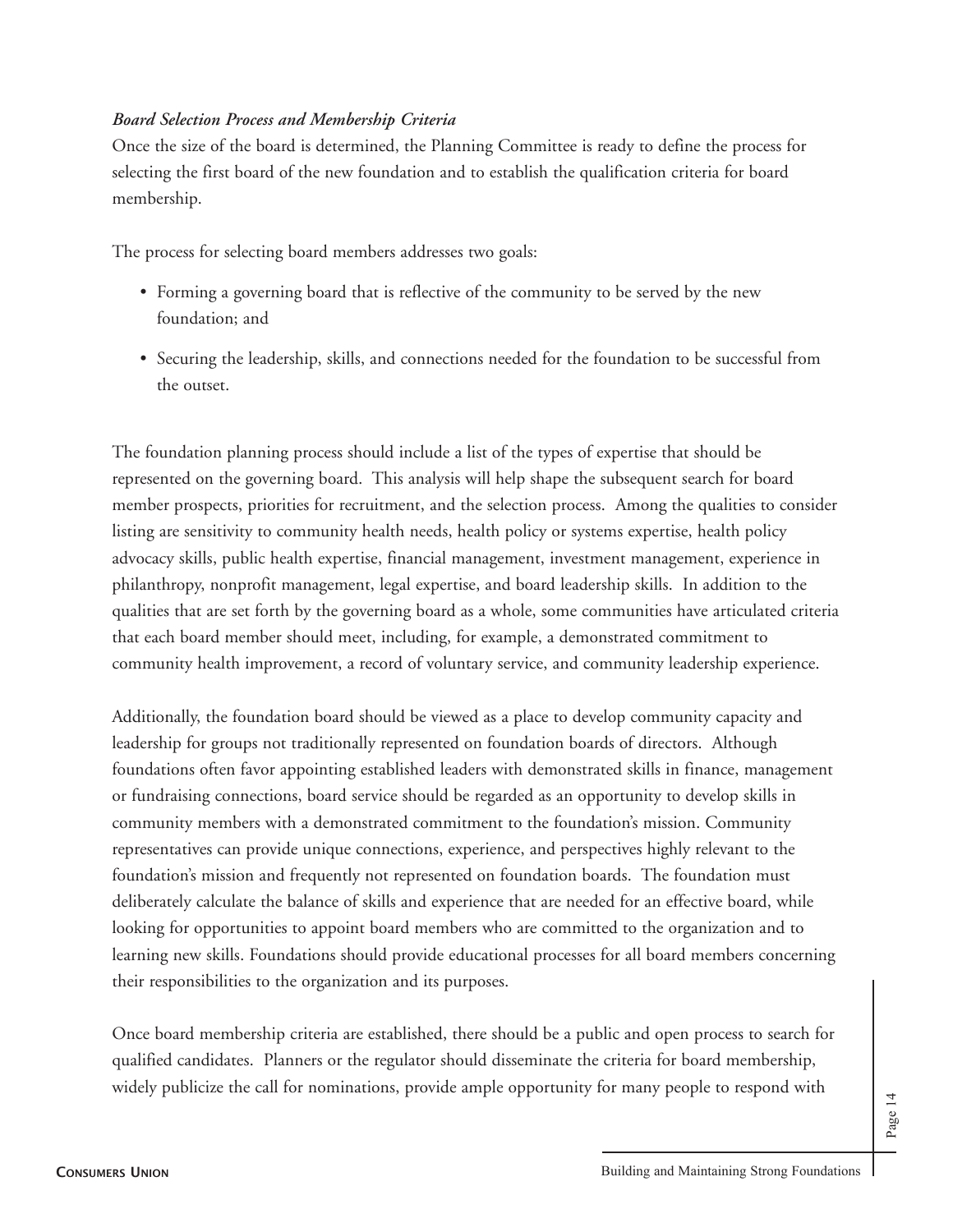*Board Selection Process and Membership Criteria*

Once the size of the board is determined, the Planning Committee is ready to define the process for selecting the first board of the new foundation and to establish the qualification criteria for board membership.

The process for selecting board members addresses two goals:

- Forming a governing board that is reflective of the community to be served by the new foundation; and
- Securing the leadership, skills, and connections needed for the foundation to be successful from the outset.

The foundation planning process should include a list of the types of expertise that should be represented on the governing board. This analysis will help shape the subsequent search for board member prospects, priorities for recruitment, and the selection process. Among the qualities to consider listing are sensitivity to community health needs, health policy or systems expertise, health policy advocacy skills, public health expertise, financial management, investment management, experience in philanthropy, nonprofit management, legal expertise, and board leadership skills. In addition to the qualities that are set forth by the governing board as a whole, some communities have articulated criteria that each board member should meet, including, for example, a demonstrated commitment to community health improvement, a record of voluntary service, and community leadership experience.

Additionally, the foundation board should be viewed as a place to develop community capacity and leadership for groups not traditionally represented on foundation boards of directors. Although foundations often favor appointing established leaders with demonstrated skills in finance, management or fundraising connections, board service should be regarded as an opportunity to develop skills in community members with a demonstrated commitment to the foundation's mission. Community representatives can provide unique connections, experience, and perspectives highly relevant to the foundation's mission and frequently not represented on foundation boards. The foundation must deliberately calculate the balance of skills and experience that are needed for an effective board, while looking for opportunities to appoint board members who are committed to the organization and to learning new skills. Foundations should provide educational processes for all board members concerning their responsibilities to the organization and its purposes.

Once board membership criteria are established, there should be a public and open process to search for qualified candidates. Planners or the regulator should disseminate the criteria for board membership, widely publicize the call for nominations, provide ample opportunity for many people to respond with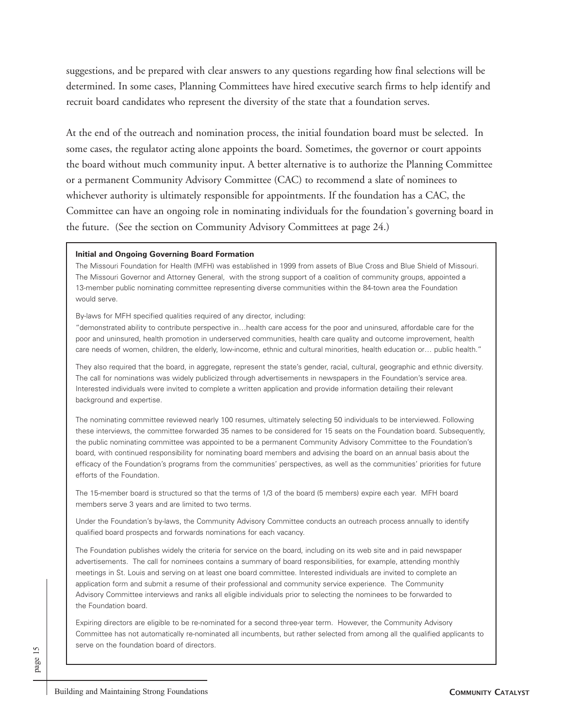suggestions, and be prepared with clear answers to any questions regarding how final selections will be determined. In some cases, Planning Committees have hired executive search firms to help identify and recruit board candidates who represent the diversity of the state that a foundation serves.

At the end of the outreach and nomination process, the initial foundation board must be selected. In some cases, the regulator acting alone appoints the board. Sometimes, the governor or court appoints the board without much community input. A better alternative is to authorize the Planning Committee or a permanent Community Advisory Committee (CAC) to recommend a slate of nominees to whichever authority is ultimately responsible for appointments. If the foundation has a CAC, the Committee can have an ongoing role in nominating individuals for the foundation's governing board in the future. (See the section on Community Advisory Committees at page 24.)

**Initial and Ongoing Governing Board Formation**

The Missouri Foundation for Health (MFH) was established in 1999 from assets of Blue Cross and Blue Shield of Missouri. The Missouri Governor and Attorney General, with the strong support of a coalition of community groups, appointed a 13-member public nominating committee representing diverse communities within the 84-town area the Foundation would serve.

By-laws for MFH specified qualities required of any director, including:
"demonstrated ability to contribute perspective in…health care access for the poor and uninsured, affordable care for the poor and uninsured, health promotion in underserved communities, health care quality and outcome improvement, health care needs of women, children, the elderly, low-income, ethnic and cultural minorities, health education or… public health."

They also required that the board, in aggregate, represent the state's gender, racial, cultural, geographic and ethnic diversity. The call for nominations was widely publicized through advertisements in newspapers in the Foundation's service area. Interested individuals were invited to complete a written application and provide information detailing their relevant background and expertise.

The nominating committee reviewed nearly 100 resumes, ultimately selecting 50 individuals to be interviewed. Following these interviews, the committee forwarded 35 names to be considered for 15 seats on the Foundation board. Subsequently, the public nominating committee was appointed to be a permanent Community Advisory Committee to the Foundation's board, with continued responsibility for nominating board members and advising the board on an annual basis about the efficacy of the Foundation's programs from the communities' perspectives, as well as the communities' priorities for future efforts of the Foundation.

The 15-member board is structured so that the terms of 1/3 of the board (5 members) expire each year. MFH board members serve 3 years and are limited to two terms.

Under the Foundation's by-laws, the Community Advisory Committee conducts an outreach process annually to identify qualified board prospects and forwards nominations for each vacancy.

The Foundation publishes widely the criteria for service on the board, including on its web site and in paid newspaper advertisements. The call for nominees contains a summary of board responsibilities, for example, attending monthly meetings in St. Louis and serving on at least one board committee. Interested individuals are invited to complete an application form and submit a resume of their professional and community service experience. The Community Advisory Committee interviews and ranks all eligible individuals prior to selecting the nominees to be forwarded to the Foundation board.

Expiring directors are eligible to be re-nominated for a second three-year term. However, the Community Advisory Committee has not automatically re-nominated all incumbents, but rather selected from among all the qualified applicants to serve on the foundation board of directors.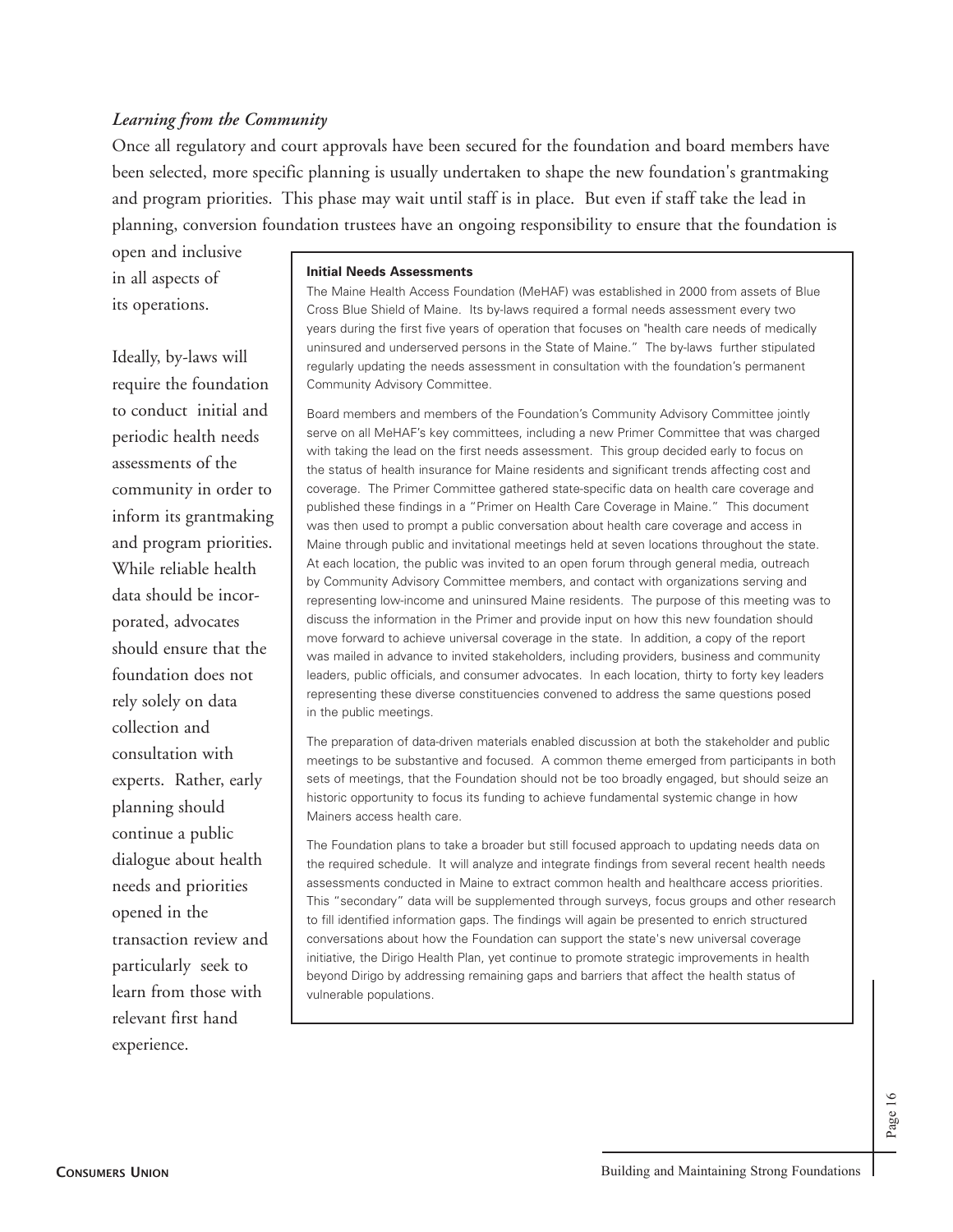### *Learning from the Community*

Once all regulatory and court approvals have been secured for the foundation and board members have been selected, more specific planning is usually undertaken to shape the new foundation's grantmaking and program priorities. This phase may wait until staff is in place. But even if staff take the lead in planning, conversion foundation trustees have an ongoing responsibility to ensure that the foundation is open and inclusive in all aspects of its operations.

Ideally, by-laws will require the foundation to conduct initial and periodic health needs assessments of the community in order to inform its grantmaking and program priorities. While reliable health data should be incorporated, advocates should ensure that the foundation does not rely solely on data collection and consultation with experts. Rather, early planning should continue a public dialogue about health needs and priorities opened in the transaction review and particularly seek to learn from those with relevant first hand experience.

> **Initial Needs Assessments**
>
> The Maine Health Access Foundation (MeHAF) was established in 2000 from assets of Blue Cross Blue Shield of Maine. Its by-laws required a formal needs assessment every two years during the first five years of operation that focuses on "health care needs of medically uninsured and underserved persons in the State of Maine." The by-laws further stipulated regularly updating the needs assessment in consultation with the foundation's permanent Community Advisory Committee.
>
> Board members and members of the Foundation's Community Advisory Committee jointly serve on all MeHAF's key committees, including a new Primer Committee that was charged with taking the lead on the first needs assessment. This group decided early to focus on the status of health insurance for Maine residents and significant trends affecting cost and coverage. The Primer Committee gathered state-specific data on health care coverage and published these findings in a "Primer on Health Care Coverage in Maine." This document was then used to prompt a public conversation about health care coverage and access in Maine through public and invitational meetings held at seven locations throughout the state. At each location, the public was invited to an open forum through general media, outreach by Community Advisory Committee members, and contact with organizations serving and representing low-income and uninsured Maine residents. The purpose of this meeting was to discuss the information in the Primer and provide input on how this new foundation should move forward to achieve universal coverage in the state. In addition, a copy of the report was mailed in advance to invited stakeholders, including providers, business and community leaders, public officials, and consumer advocates. In each location, thirty to forty key leaders representing these diverse constituencies convened to address the same questions posed in the public meetings.
>
> The preparation of data-driven materials enabled discussion at both the stakeholder and public meetings to be substantive and focused. A common theme emerged from participants in both sets of meetings, that the Foundation should not be too broadly engaged, but should seize an historic opportunity to focus its funding to achieve fundamental systemic change in how Mainers access health care.
>
> The Foundation plans to take a broader but still focused approach to updating needs data on the required schedule. It will analyze and integrate findings from several recent health needs assessments conducted in Maine to extract common health and healthcare access priorities. This "secondary" data will be supplemented through surveys, focus groups and other research to fill identified information gaps. The findings will again be presented to enrich structured conversations about how the Foundation can support the state's new universal coverage initiative, the Dirigo Health Plan, yet continue to promote strategic improvements in health beyond Dirigo by addressing remaining gaps and barriers that affect the health status of vulnerable populations.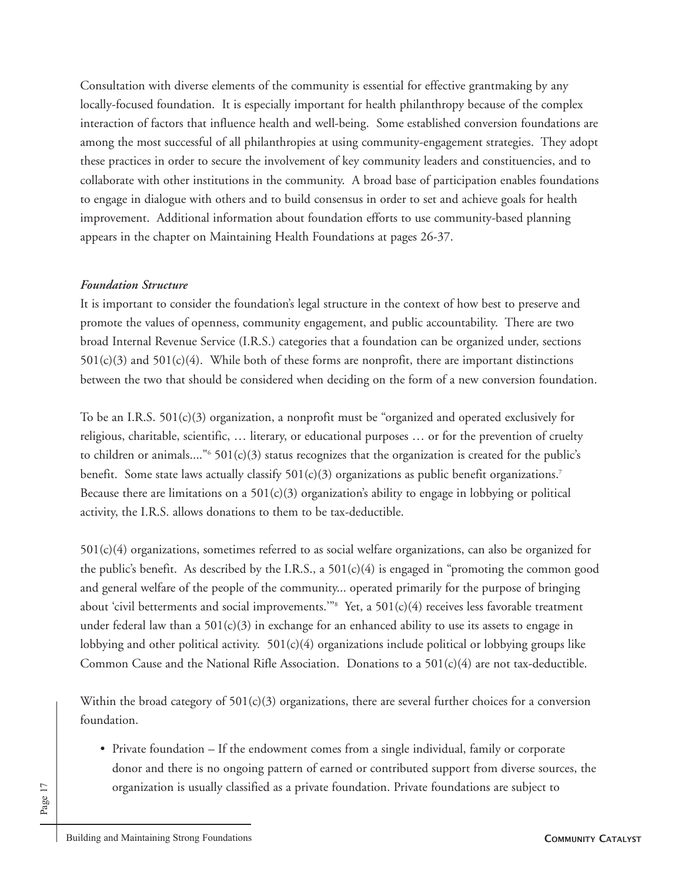Consultation with diverse elements of the community is essential for effective grantmaking by any locally-focused foundation. It is especially important for health philanthropy because of the complex interaction of factors that influence health and well-being. Some established conversion foundations are among the most successful of all philanthropies at using community-engagement strategies. They adopt these practices in order to secure the involvement of key community leaders and constituencies, and to collaborate with other institutions in the community. A broad base of participation enables foundations to engage in dialogue with others and to build consensus in order to set and achieve goals for health improvement. Additional information about foundation efforts to use community-based planning appears in the chapter on Maintaining Health Foundations at pages 26-37.

***Foundation Structure***

It is important to consider the foundation's legal structure in the context of how best to preserve and promote the values of openness, community engagement, and public accountability. There are two broad Internal Revenue Service (I.R.S.) categories that a foundation can be organized under, sections 501(c)(3) and 501(c)(4). While both of these forms are nonprofit, there are important distinctions between the two that should be considered when deciding on the form of a new conversion foundation.

To be an I.R.S. 501(c)(3) organization, a nonprofit must be "organized and operated exclusively for religious, charitable, scientific, … literary, or educational purposes … or for the prevention of cruelty to children or animals...."[6] 501(c)(3) status recognizes that the organization is created for the public's benefit. Some state laws actually classify 501(c)(3) organizations as public benefit organizations.[7] Because there are limitations on a 501(c)(3) organization's ability to engage in lobbying or political activity, the I.R.S. allows donations to them to be tax-deductible.

501(c)(4) organizations, sometimes referred to as social welfare organizations, can also be organized for the public's benefit. As described by the I.R.S., a 501(c)(4) is engaged in "promoting the common good and general welfare of the people of the community... operated primarily for the purpose of bringing about 'civil betterments and social improvements.'"[8] Yet, a 501(c)(4) receives less favorable treatment under federal law than a 501(c)(3) in exchange for an enhanced ability to use its assets to engage in lobbying and other political activity. 501(c)(4) organizations include political or lobbying groups like Common Cause and the National Rifle Association. Donations to a 501(c)(4) are not tax-deductible.

Within the broad category of 501(c)(3) organizations, there are several further choices for a conversion foundation.

- Private foundation – If the endowment comes from a single individual, family or corporate donor and there is no ongoing pattern of earned or contributed support from diverse sources, the organization is usually classified as a private foundation. Private foundations are subject to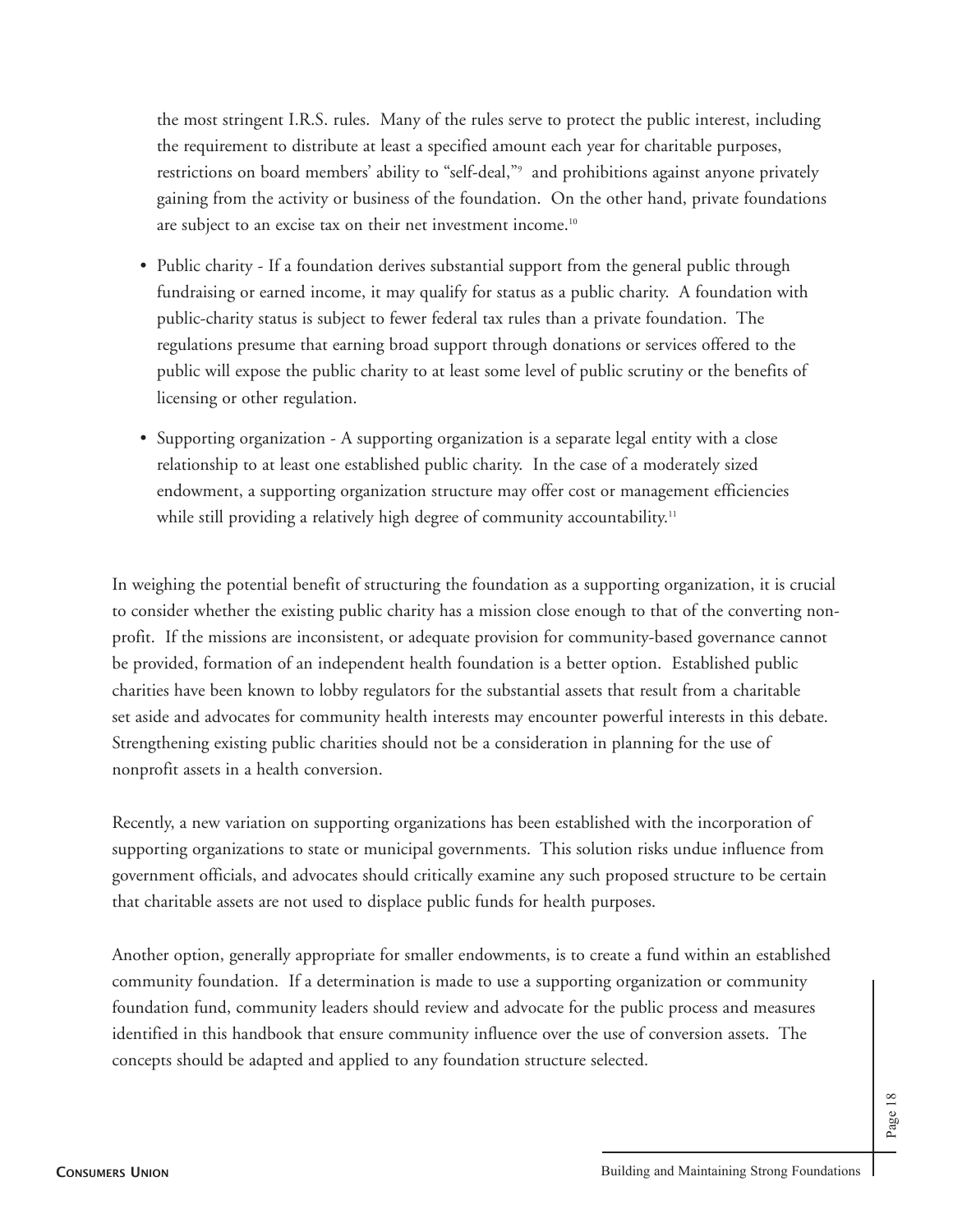the most stringent I.R.S. rules. Many of the rules serve to protect the public interest, including the requirement to distribute at least a specified amount each year for charitable purposes, restrictions on board members' ability to "self-deal,"[9] and prohibitions against anyone privately gaining from the activity or business of the foundation. On the other hand, private foundations are subject to an excise tax on their net investment income.[10]

- Public charity - If a foundation derives substantial support from the general public through fundraising or earned income, it may qualify for status as a public charity. A foundation with public-charity status is subject to fewer federal tax rules than a private foundation. The regulations presume that earning broad support through donations or services offered to the public will expose the public charity to at least some level of public scrutiny or the benefits of licensing or other regulation.
- Supporting organization - A supporting organization is a separate legal entity with a close relationship to at least one established public charity. In the case of a moderately sized endowment, a supporting organization structure may offer cost or management efficiencies while still providing a relatively high degree of community accountability.[11]

In weighing the potential benefit of structuring the foundation as a supporting organization, it is crucial to consider whether the existing public charity has a mission close enough to that of the converting nonprofit. If the missions are inconsistent, or adequate provision for community-based governance cannot be provided, formation of an independent health foundation is a better option. Established public charities have been known to lobby regulators for the substantial assets that result from a charitable set aside and advocates for community health interests may encounter powerful interests in this debate. Strengthening existing public charities should not be a consideration in planning for the use of nonprofit assets in a health conversion.

Recently, a new variation on supporting organizations has been established with the incorporation of supporting organizations to state or municipal governments. This solution risks undue influence from government officials, and advocates should critically examine any such proposed structure to be certain that charitable assets are not used to displace public funds for health purposes.

Another option, generally appropriate for smaller endowments, is to create a fund within an established community foundation. If a determination is made to use a supporting organization or community foundation fund, community leaders should review and advocate for the public process and measures identified in this handbook that ensure community influence over the use of conversion assets. The concepts should be adapted and applied to any foundation structure selected.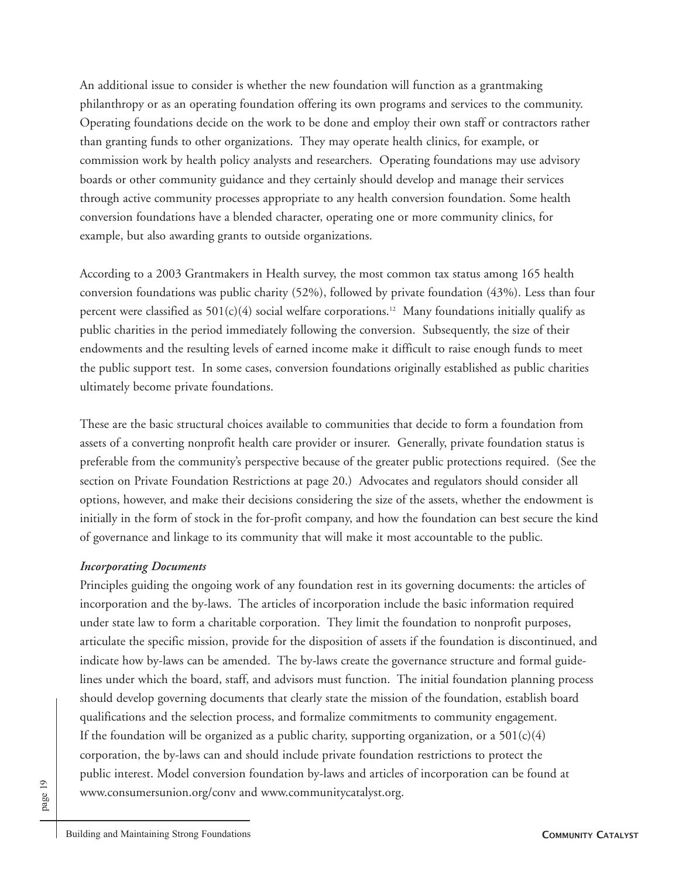An additional issue to consider is whether the new foundation will function as a grantmaking philanthropy or as an operating foundation offering its own programs and services to the community. Operating foundations decide on the work to be done and employ their own staff or contractors rather than granting funds to other organizations. They may operate health clinics, for example, or commission work by health policy analysts and researchers. Operating foundations may use advisory boards or other community guidance and they certainly should develop and manage their services through active community processes appropriate to any health conversion foundation. Some health conversion foundations have a blended character, operating one or more community clinics, for example, but also awarding grants to outside organizations.

According to a 2003 Grantmakers in Health survey, the most common tax status among 165 health conversion foundations was public charity (52%), followed by private foundation (43%). Less than four percent were classified as 501(c)(4) social welfare corporations.[12] Many foundations initially qualify as public charities in the period immediately following the conversion. Subsequently, the size of their endowments and the resulting levels of earned income make it difficult to raise enough funds to meet the public support test. In some cases, conversion foundations originally established as public charities ultimately become private foundations.

These are the basic structural choices available to communities that decide to form a foundation from assets of a converting nonprofit health care provider or insurer. Generally, private foundation status is preferable from the community's perspective because of the greater public protections required. (See the section on Private Foundation Restrictions at page 20.) Advocates and regulators should consider all options, however, and make their decisions considering the size of the assets, whether the endowment is initially in the form of stock in the for-profit company, and how the foundation can best secure the kind of governance and linkage to its community that will make it most accountable to the public.

***Incorporating Documents***

Principles guiding the ongoing work of any foundation rest in its governing documents: the articles of incorporation and the by-laws. The articles of incorporation include the basic information required under state law to form a charitable corporation. They limit the foundation to nonprofit purposes, articulate the specific mission, provide for the disposition of assets if the foundation is discontinued, and indicate how by-laws can be amended. The by-laws create the governance structure and formal guidelines under which the board, staff, and advisors must function. The initial foundation planning process should develop governing documents that clearly state the mission of the foundation, establish board qualifications and the selection process, and formalize commitments to community engagement. If the foundation will be organized as a public charity, supporting organization, or a 501(c)(4) corporation, the by-laws can and should include private foundation restrictions to protect the public interest. Model conversion foundation by-laws and articles of incorporation can be found at www.consumersunion.org/conv and www.communitycatalyst.org.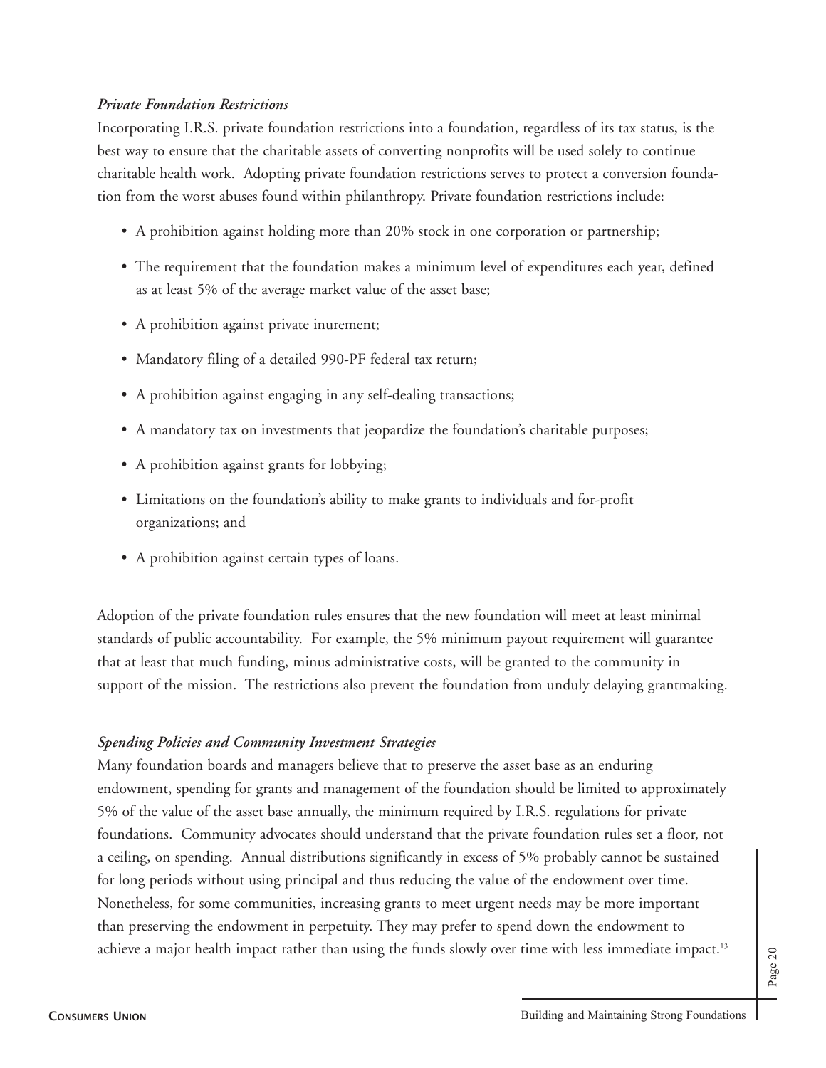*Private Foundation Restrictions*

Incorporating I.R.S. private foundation restrictions into a foundation, regardless of its tax status, is the best way to ensure that the charitable assets of converting nonprofits will be used solely to continue charitable health work. Adopting private foundation restrictions serves to protect a conversion foundation from the worst abuses found within philanthropy. Private foundation restrictions include:

- A prohibition against holding more than 20% stock in one corporation or partnership;
- The requirement that the foundation makes a minimum level of expenditures each year, defined as at least 5% of the average market value of the asset base;
- A prohibition against private inurement;
- Mandatory filing of a detailed 990-PF federal tax return;
- A prohibition against engaging in any self-dealing transactions;
- A mandatory tax on investments that jeopardize the foundation's charitable purposes;
- A prohibition against grants for lobbying;
- Limitations on the foundation's ability to make grants to individuals and for-profit organizations; and
- A prohibition against certain types of loans.

Adoption of the private foundation rules ensures that the new foundation will meet at least minimal standards of public accountability. For example, the 5% minimum payout requirement will guarantee that at least that much funding, minus administrative costs, will be granted to the community in support of the mission. The restrictions also prevent the foundation from unduly delaying grantmaking.

*Spending Policies and Community Investment Strategies*

Many foundation boards and managers believe that to preserve the asset base as an enduring endowment, spending for grants and management of the foundation should be limited to approximately 5% of the value of the asset base annually, the minimum required by I.R.S. regulations for private foundations. Community advocates should understand that the private foundation rules set a floor, not a ceiling, on spending. Annual distributions significantly in excess of 5% probably cannot be sustained for long periods without using principal and thus reducing the value of the endowment over time. Nonetheless, for some communities, increasing grants to meet urgent needs may be more important than preserving the endowment in perpetuity. They may prefer to spend down the endowment to achieve a major health impact rather than using the funds slowly over time with less immediate impact.[13]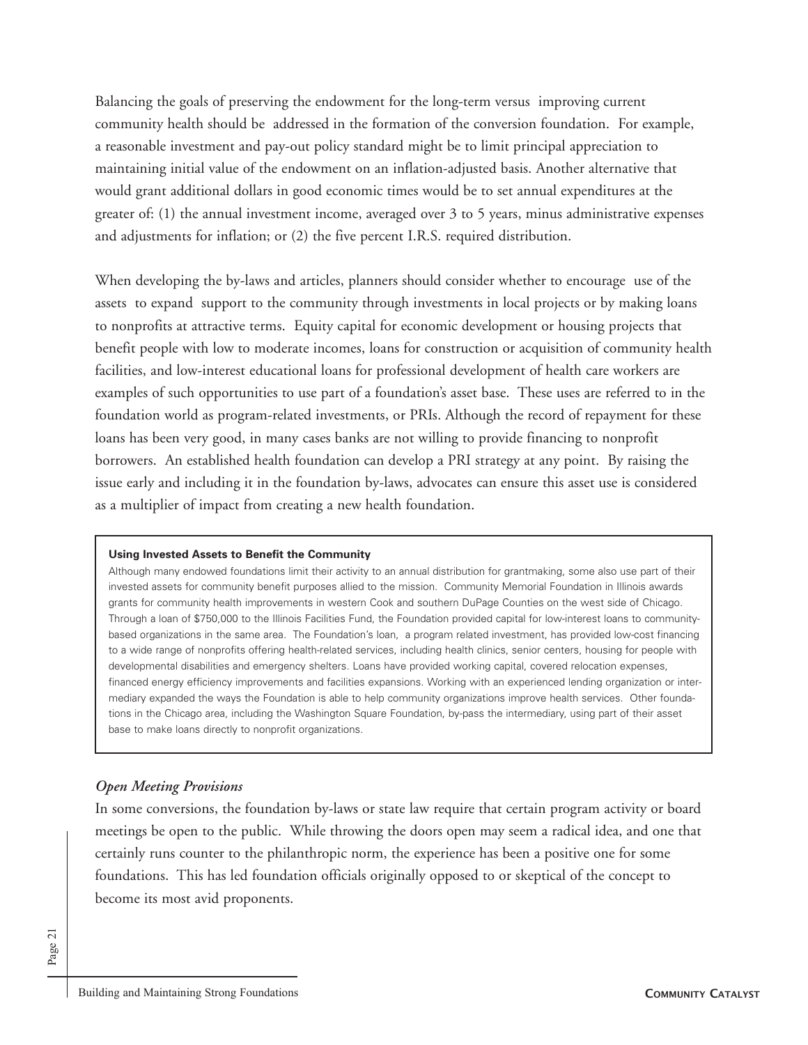Balancing the goals of preserving the endowment for the long-term versus improving current community health should be addressed in the formation of the conversion foundation. For example, a reasonable investment and pay-out policy standard might be to limit principal appreciation to maintaining initial value of the endowment on an inflation-adjusted basis. Another alternative that would grant additional dollars in good economic times would be to set annual expenditures at the greater of: (1) the annual investment income, averaged over 3 to 5 years, minus administrative expenses and adjustments for inflation; or (2) the five percent I.R.S. required distribution.

When developing the by-laws and articles, planners should consider whether to encourage use of the assets to expand support to the community through investments in local projects or by making loans to nonprofits at attractive terms. Equity capital for economic development or housing projects that benefit people with low to moderate incomes, loans for construction or acquisition of community health facilities, and low-interest educational loans for professional development of health care workers are examples of such opportunities to use part of a foundation's asset base. These uses are referred to in the foundation world as program-related investments, or PRIs. Although the record of repayment for these loans has been very good, in many cases banks are not willing to provide financing to nonprofit borrowers. An established health foundation can develop a PRI strategy at any point. By raising the issue early and including it in the foundation by-laws, advocates can ensure this asset use is considered as a multiplier of impact from creating a new health foundation.

**Using Invested Assets to Benefit the Community**

Although many endowed foundations limit their activity to an annual distribution for grantmaking, some also use part of their invested assets for community benefit purposes allied to the mission. Community Memorial Foundation in Illinois awards grants for community health improvements in western Cook and southern DuPage Counties on the west side of Chicago. Through a loan of $750,000 to the Illinois Facilities Fund, the Foundation provided capital for low-interest loans to community-based organizations in the same area. The Foundation's loan, a program related investment, has provided low-cost financing to a wide range of nonprofits offering health-related services, including health clinics, senior centers, housing for people with developmental disabilities and emergency shelters. Loans have provided working capital, covered relocation expenses, financed energy efficiency improvements and facilities expansions. Working with an experienced lending organization or intermediary expanded the ways the Foundation is able to help community organizations improve health services. Other foundations in the Chicago area, including the Washington Square Foundation, by-pass the intermediary, using part of their asset base to make loans directly to nonprofit organizations.

### *Open Meeting Provisions*

In some conversions, the foundation by-laws or state law require that certain program activity or board meetings be open to the public. While throwing the doors open may seem a radical idea, and one that certainly runs counter to the philanthropic norm, the experience has been a positive one for some foundations. This has led foundation officials originally opposed to or skeptical of the concept to become its most avid proponents.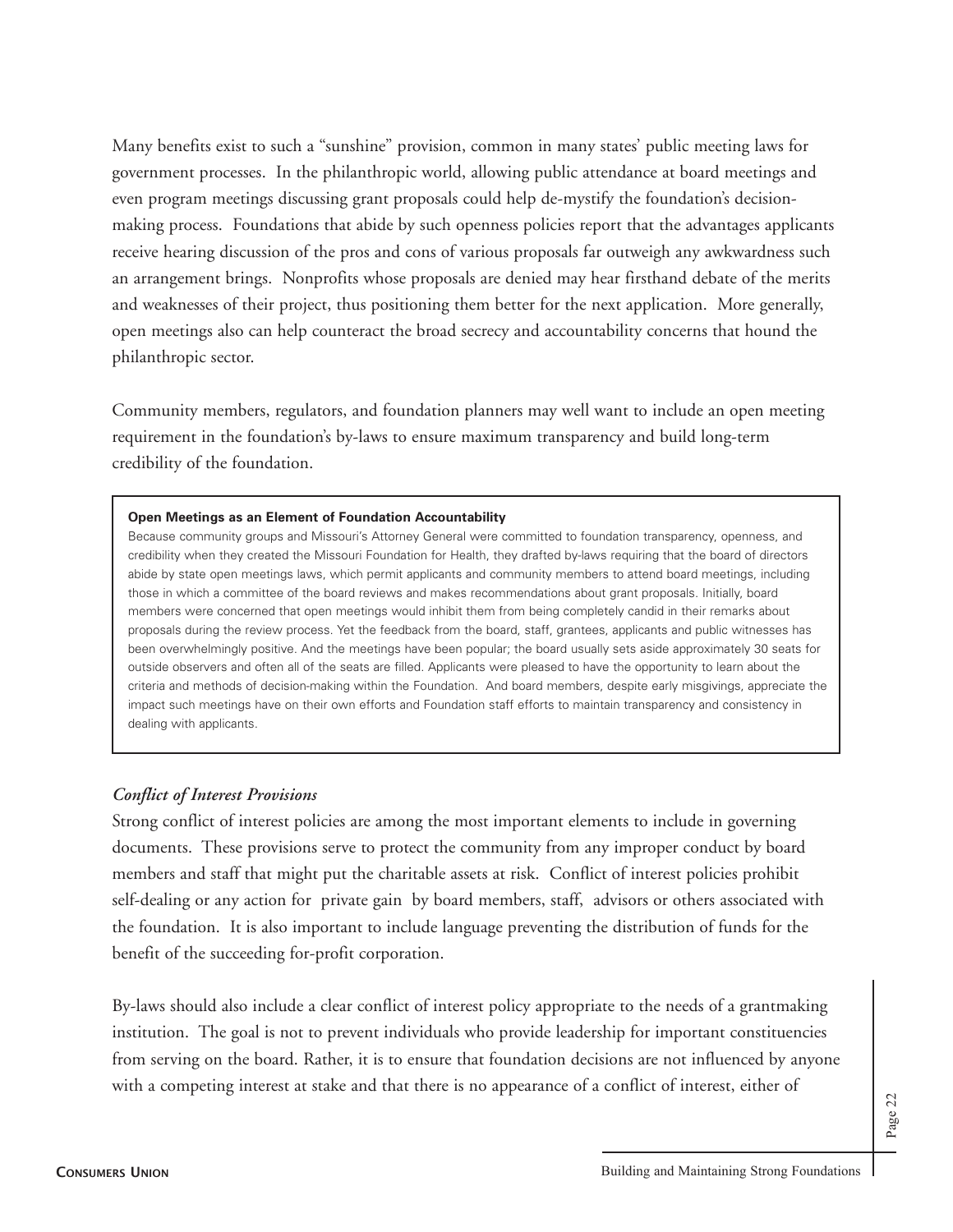Many benefits exist to such a "sunshine" provision, common in many states' public meeting laws for government processes. In the philanthropic world, allowing public attendance at board meetings and even program meetings discussing grant proposals could help de-mystify the foundation's decision-making process. Foundations that abide by such openness policies report that the advantages applicants receive hearing discussion of the pros and cons of various proposals far outweigh any awkwardness such an arrangement brings. Nonprofits whose proposals are denied may hear firsthand debate of the merits and weaknesses of their project, thus positioning them better for the next application. More generally, open meetings also can help counteract the broad secrecy and accountability concerns that hound the philanthropic sector.

Community members, regulators, and foundation planners may well want to include an open meeting requirement in the foundation's by-laws to ensure maximum transparency and build long-term credibility of the foundation.

> **Open Meetings as an Element of Foundation Accountability**
>
> Because community groups and Missouri's Attorney General were committed to foundation transparency, openness, and credibility when they created the Missouri Foundation for Health, they drafted by-laws requiring that the board of directors abide by state open meetings laws, which permit applicants and community members to attend board meetings, including those in which a committee of the board reviews and makes recommendations about grant proposals. Initially, board members were concerned that open meetings would inhibit them from being completely candid in their remarks about proposals during the review process. Yet the feedback from the board, staff, grantees, applicants and public witnesses has been overwhelmingly positive. And the meetings have been popular; the board usually sets aside approximately 30 seats for outside observers and often all of the seats are filled. Applicants were pleased to have the opportunity to learn about the criteria and methods of decision-making within the Foundation. And board members, despite early misgivings, appreciate the impact such meetings have on their own efforts and Foundation staff efforts to maintain transparency and consistency in dealing with applicants.

### *Conflict of Interest Provisions*

Strong conflict of interest policies are among the most important elements to include in governing documents. These provisions serve to protect the community from any improper conduct by board members and staff that might put the charitable assets at risk. Conflict of interest policies prohibit self-dealing or any action for private gain by board members, staff, advisors or others associated with the foundation. It is also important to include language preventing the distribution of funds for the benefit of the succeeding for-profit corporation.

By-laws should also include a clear conflict of interest policy appropriate to the needs of a grantmaking institution. The goal is not to prevent individuals who provide leadership for important constituencies from serving on the board. Rather, it is to ensure that foundation decisions are not influenced by anyone with a competing interest at stake and that there is no appearance of a conflict of interest, either of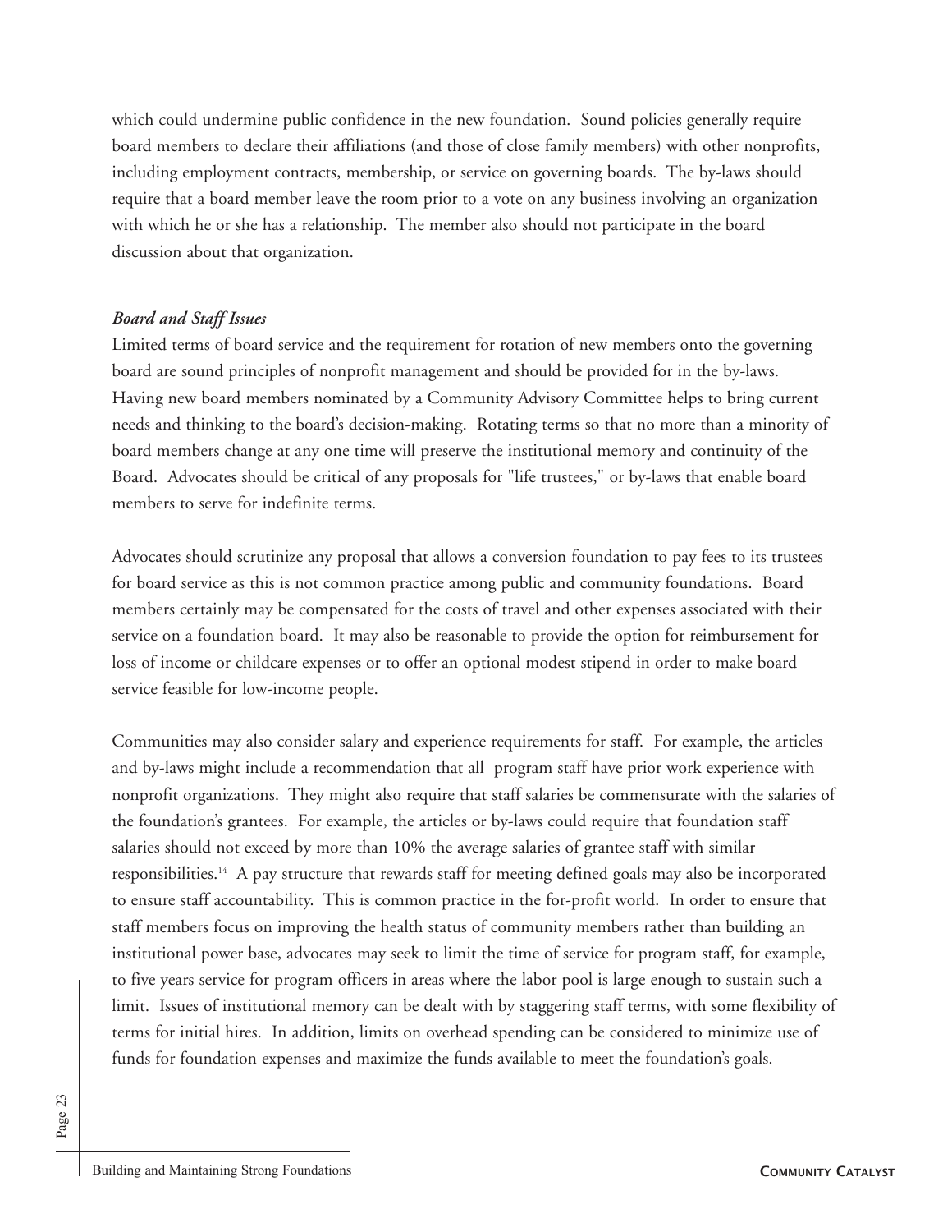which could undermine public confidence in the new foundation. Sound policies generally require board members to declare their affiliations (and those of close family members) with other nonprofits, including employment contracts, membership, or service on governing boards. The by-laws should require that a board member leave the room prior to a vote on any business involving an organization with which he or she has a relationship. The member also should not participate in the board discussion about that organization.

***Board and Staff Issues***

Limited terms of board service and the requirement for rotation of new members onto the governing board are sound principles of nonprofit management and should be provided for in the by-laws. Having new board members nominated by a Community Advisory Committee helps to bring current needs and thinking to the board's decision-making. Rotating terms so that no more than a minority of board members change at any one time will preserve the institutional memory and continuity of the Board. Advocates should be critical of any proposals for "life trustees," or by-laws that enable board members to serve for indefinite terms.

Advocates should scrutinize any proposal that allows a conversion foundation to pay fees to its trustees for board service as this is not common practice among public and community foundations. Board members certainly may be compensated for the costs of travel and other expenses associated with their service on a foundation board. It may also be reasonable to provide the option for reimbursement for loss of income or childcare expenses or to offer an optional modest stipend in order to make board service feasible for low-income people.

Communities may also consider salary and experience requirements for staff. For example, the articles and by-laws might include a recommendation that all program staff have prior work experience with nonprofit organizations. They might also require that staff salaries be commensurate with the salaries of the foundation's grantees. For example, the articles or by-laws could require that foundation staff salaries should not exceed by more than 10% the average salaries of grantee staff with similar responsibilities.[14] A pay structure that rewards staff for meeting defined goals may also be incorporated to ensure staff accountability. This is common practice in the for-profit world. In order to ensure that staff members focus on improving the health status of community members rather than building an institutional power base, advocates may seek to limit the time of service for program staff, for example, to five years service for program officers in areas where the labor pool is large enough to sustain such a limit. Issues of institutional memory can be dealt with by staggering staff terms, with some flexibility of terms for initial hires. In addition, limits on overhead spending can be considered to minimize use of funds for foundation expenses and maximize the funds available to meet the foundation's goals.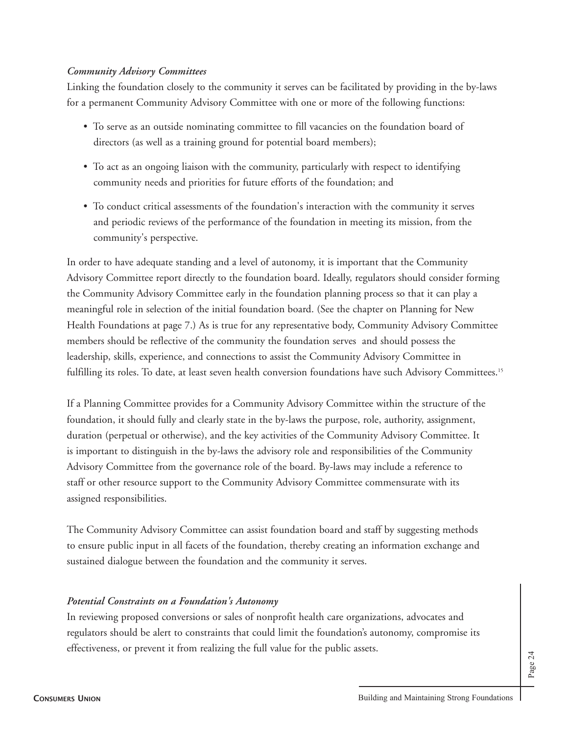### *Community Advisory Committees*

Linking the foundation closely to the community it serves can be facilitated by providing in the by-laws for a permanent Community Advisory Committee with one or more of the following functions:

- To serve as an outside nominating committee to fill vacancies on the foundation board of directors (as well as a training ground for potential board members);
- To act as an ongoing liaison with the community, particularly with respect to identifying community needs and priorities for future efforts of the foundation; and
- To conduct critical assessments of the foundation's interaction with the community it serves and periodic reviews of the performance of the foundation in meeting its mission, from the community's perspective.

In order to have adequate standing and a level of autonomy, it is important that the Community Advisory Committee report directly to the foundation board. Ideally, regulators should consider forming the Community Advisory Committee early in the foundation planning process so that it can play a meaningful role in selection of the initial foundation board. (See the chapter on Planning for New Health Foundations at page 7.) As is true for any representative body, Community Advisory Committee members should be reflective of the community the foundation serves and should possess the leadership, skills, experience, and connections to assist the Community Advisory Committee in fulfilling its roles. To date, at least seven health conversion foundations have such Advisory Committees.[15]

If a Planning Committee provides for a Community Advisory Committee within the structure of the foundation, it should fully and clearly state in the by-laws the purpose, role, authority, assignment, duration (perpetual or otherwise), and the key activities of the Community Advisory Committee. It is important to distinguish in the by-laws the advisory role and responsibilities of the Community Advisory Committee from the governance role of the board. By-laws may include a reference to staff or other resource support to the Community Advisory Committee commensurate with its assigned responsibilities.

The Community Advisory Committee can assist foundation board and staff by suggesting methods to ensure public input in all facets of the foundation, thereby creating an information exchange and sustained dialogue between the foundation and the community it serves.

### *Potential Constraints on a Foundation's Autonomy*

In reviewing proposed conversions or sales of nonprofit health care organizations, advocates and regulators should be alert to constraints that could limit the foundation's autonomy, compromise its effectiveness, or prevent it from realizing the full value for the public assets.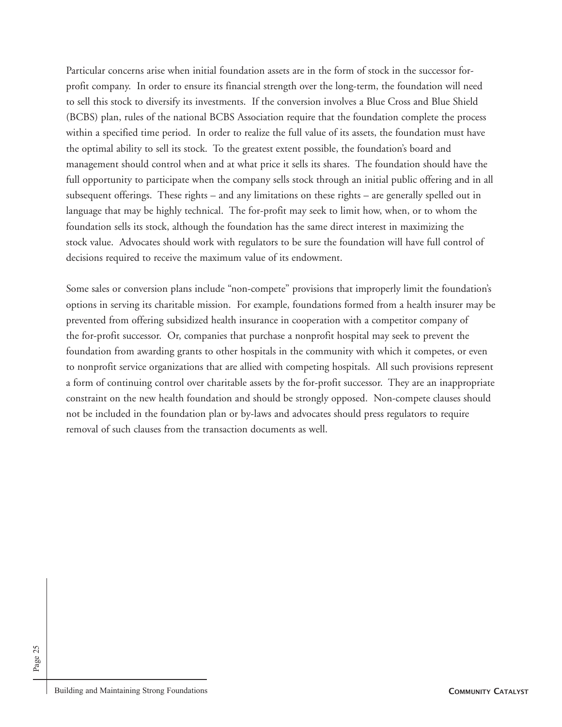Particular concerns arise when initial foundation assets are in the form of stock in the successor for-profit company. In order to ensure its financial strength over the long-term, the foundation will need to sell this stock to diversify its investments. If the conversion involves a Blue Cross and Blue Shield (BCBS) plan, rules of the national BCBS Association require that the foundation complete the process within a specified time period. In order to realize the full value of its assets, the foundation must have the optimal ability to sell its stock. To the greatest extent possible, the foundation's board and management should control when and at what price it sells its shares. The foundation should have the full opportunity to participate when the company sells stock through an initial public offering and in all subsequent offerings. These rights – and any limitations on these rights – are generally spelled out in language that may be highly technical. The for-profit may seek to limit how, when, or to whom the foundation sells its stock, although the foundation has the same direct interest in maximizing the stock value. Advocates should work with regulators to be sure the foundation will have full control of decisions required to receive the maximum value of its endowment.

Some sales or conversion plans include "non-compete" provisions that improperly limit the foundation's options in serving its charitable mission. For example, foundations formed from a health insurer may be prevented from offering subsidized health insurance in cooperation with a competitor company of the for-profit successor. Or, companies that purchase a nonprofit hospital may seek to prevent the foundation from awarding grants to other hospitals in the community with which it competes, or even to nonprofit service organizations that are allied with competing hospitals. All such provisions represent a form of continuing control over charitable assets by the for-profit successor. They are an inappropriate constraint on the new health foundation and should be strongly opposed. Non-compete clauses should not be included in the foundation plan or by-laws and advocates should press regulators to require removal of such clauses from the transaction documents as well.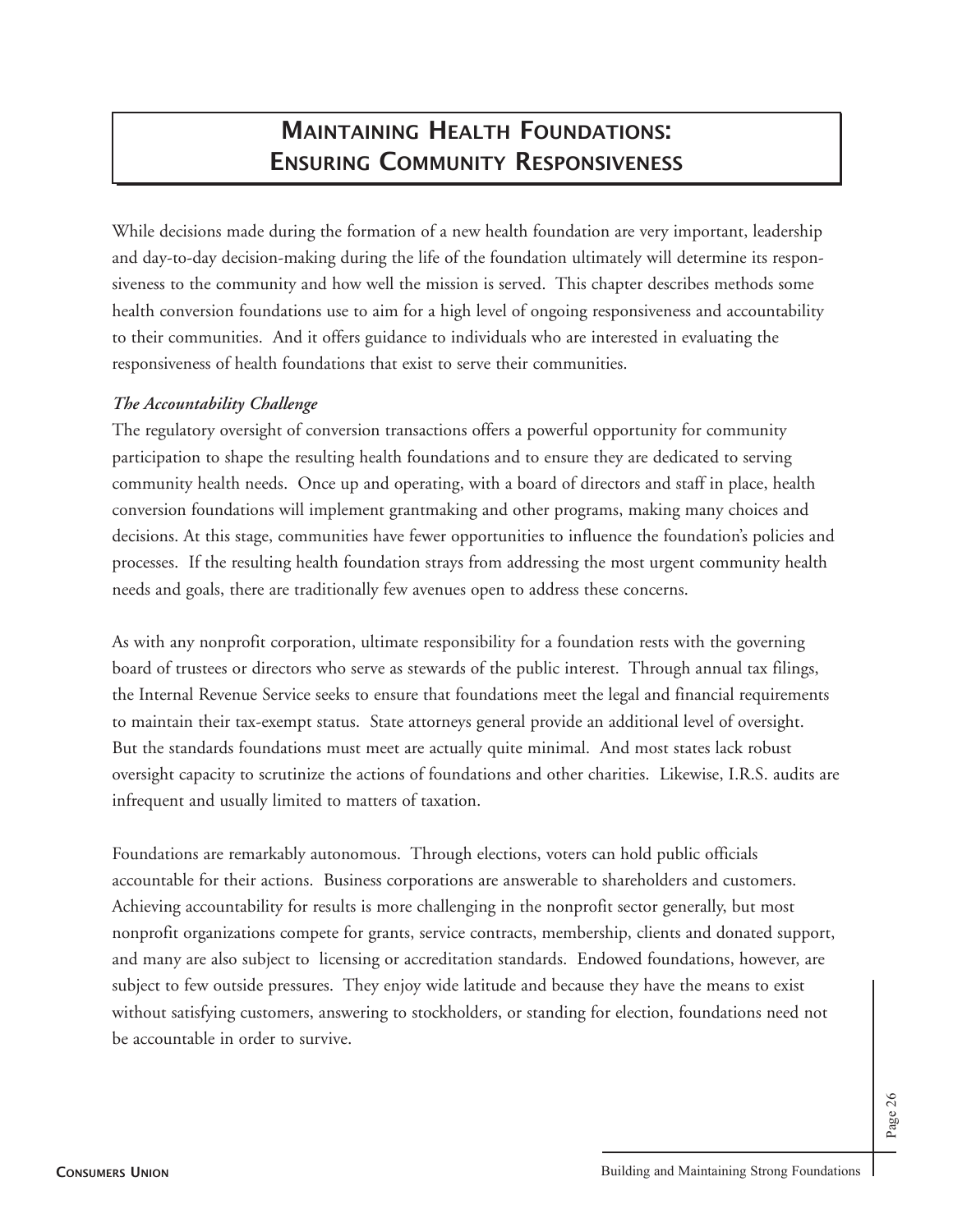# Maintaining Health Foundations: Ensuring Community Responsiveness

While decisions made during the formation of a new health foundation are very important, leadership and day-to-day decision-making during the life of the foundation ultimately will determine its responsiveness to the community and how well the mission is served. This chapter describes methods some health conversion foundations use to aim for a high level of ongoing responsiveness and accountability to their communities. And it offers guidance to individuals who are interested in evaluating the responsiveness of health foundations that exist to serve their communities.

### *The Accountability Challenge*

The regulatory oversight of conversion transactions offers a powerful opportunity for community participation to shape the resulting health foundations and to ensure they are dedicated to serving community health needs. Once up and operating, with a board of directors and staff in place, health conversion foundations will implement grantmaking and other programs, making many choices and decisions. At this stage, communities have fewer opportunities to influence the foundation's policies and processes. If the resulting health foundation strays from addressing the most urgent community health needs and goals, there are traditionally few avenues open to address these concerns.

As with any nonprofit corporation, ultimate responsibility for a foundation rests with the governing board of trustees or directors who serve as stewards of the public interest. Through annual tax filings, the Internal Revenue Service seeks to ensure that foundations meet the legal and financial requirements to maintain their tax-exempt status. State attorneys general provide an additional level of oversight. But the standards foundations must meet are actually quite minimal. And most states lack robust oversight capacity to scrutinize the actions of foundations and other charities. Likewise, I.R.S. audits are infrequent and usually limited to matters of taxation.

Foundations are remarkably autonomous. Through elections, voters can hold public officials accountable for their actions. Business corporations are answerable to shareholders and customers. Achieving accountability for results is more challenging in the nonprofit sector generally, but most nonprofit organizations compete for grants, service contracts, membership, clients and donated support, and many are also subject to licensing or accreditation standards. Endowed foundations, however, are subject to few outside pressures. They enjoy wide latitude and because they have the means to exist without satisfying customers, answering to stockholders, or standing for election, foundations need not be accountable in order to survive.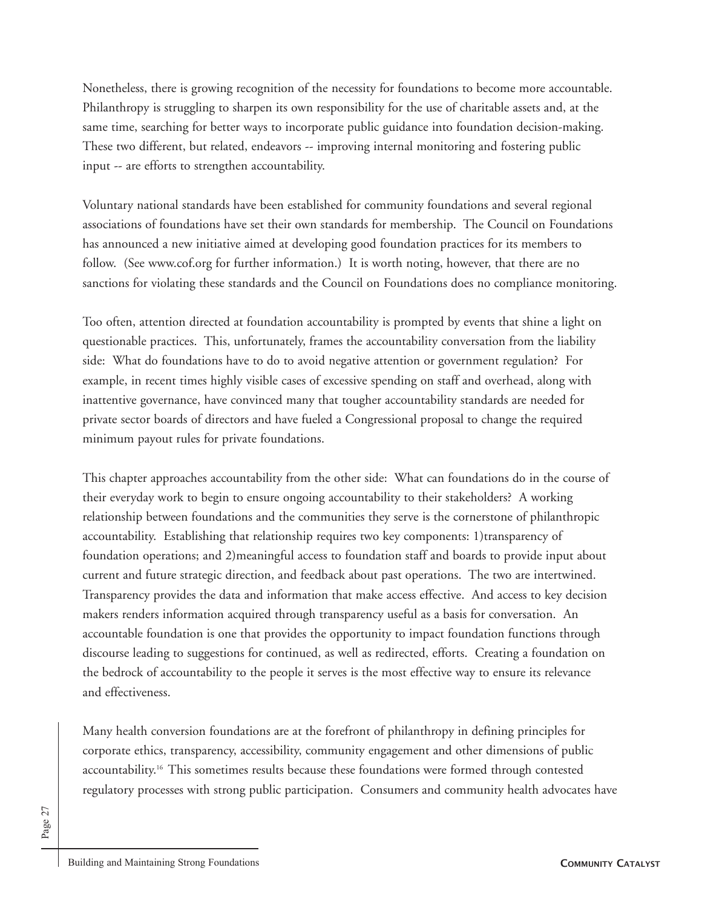Nonetheless, there is growing recognition of the necessity for foundations to become more accountable. Philanthropy is struggling to sharpen its own responsibility for the use of charitable assets and, at the same time, searching for better ways to incorporate public guidance into foundation decision-making. These two different, but related, endeavors -- improving internal monitoring and fostering public input -- are efforts to strengthen accountability.

Voluntary national standards have been established for community foundations and several regional associations of foundations have set their own standards for membership. The Council on Foundations has announced a new initiative aimed at developing good foundation practices for its members to follow. (See www.cof.org for further information.) It is worth noting, however, that there are no sanctions for violating these standards and the Council on Foundations does no compliance monitoring.

Too often, attention directed at foundation accountability is prompted by events that shine a light on questionable practices. This, unfortunately, frames the accountability conversation from the liability side: What do foundations have to do to avoid negative attention or government regulation? For example, in recent times highly visible cases of excessive spending on staff and overhead, along with inattentive governance, have convinced many that tougher accountability standards are needed for private sector boards of directors and have fueled a Congressional proposal to change the required minimum payout rules for private foundations.

This chapter approaches accountability from the other side: What can foundations do in the course of their everyday work to begin to ensure ongoing accountability to their stakeholders? A working relationship between foundations and the communities they serve is the cornerstone of philanthropic accountability. Establishing that relationship requires two key components: 1)transparency of foundation operations; and 2)meaningful access to foundation staff and boards to provide input about current and future strategic direction, and feedback about past operations. The two are intertwined. Transparency provides the data and information that make access effective. And access to key decision makers renders information acquired through transparency useful as a basis for conversation. An accountable foundation is one that provides the opportunity to impact foundation functions through discourse leading to suggestions for continued, as well as redirected, efforts. Creating a foundation on the bedrock of accountability to the people it serves is the most effective way to ensure its relevance and effectiveness.

Many health conversion foundations are at the forefront of philanthropy in defining principles for corporate ethics, transparency, accessibility, community engagement and other dimensions of public accountability.[16] This sometimes results because these foundations were formed through contested regulatory processes with strong public participation. Consumers and community health advocates have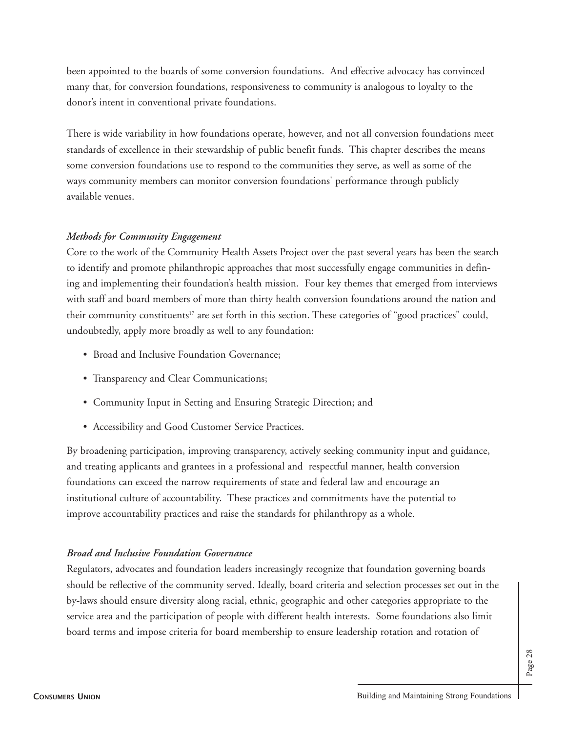been appointed to the boards of some conversion foundations. And effective advocacy has convinced many that, for conversion foundations, responsiveness to community is analogous to loyalty to the donor's intent in conventional private foundations.

There is wide variability in how foundations operate, however, and not all conversion foundations meet standards of excellence in their stewardship of public benefit funds. This chapter describes the means some conversion foundations use to respond to the communities they serve, as well as some of the ways community members can monitor conversion foundations' performance through publicly available venues.

### *Methods for Community Engagement*

Core to the work of the Community Health Assets Project over the past several years has been the search to identify and promote philanthropic approaches that most successfully engage communities in defining and implementing their foundation's health mission. Four key themes that emerged from interviews with staff and board members of more than thirty health conversion foundations around the nation and their community constituents[17] are set forth in this section. These categories of "good practices" could, undoubtedly, apply more broadly as well to any foundation:

- Broad and Inclusive Foundation Governance;
- Transparency and Clear Communications;
- Community Input in Setting and Ensuring Strategic Direction; and
- Accessibility and Good Customer Service Practices.

By broadening participation, improving transparency, actively seeking community input and guidance, and treating applicants and grantees in a professional and respectful manner, health conversion foundations can exceed the narrow requirements of state and federal law and encourage an institutional culture of accountability. These practices and commitments have the potential to improve accountability practices and raise the standards for philanthropy as a whole.

### *Broad and Inclusive Foundation Governance*

Regulators, advocates and foundation leaders increasingly recognize that foundation governing boards should be reflective of the community served. Ideally, board criteria and selection processes set out in the by-laws should ensure diversity along racial, ethnic, geographic and other categories appropriate to the service area and the participation of people with different health interests. Some foundations also limit board terms and impose criteria for board membership to ensure leadership rotation and rotation of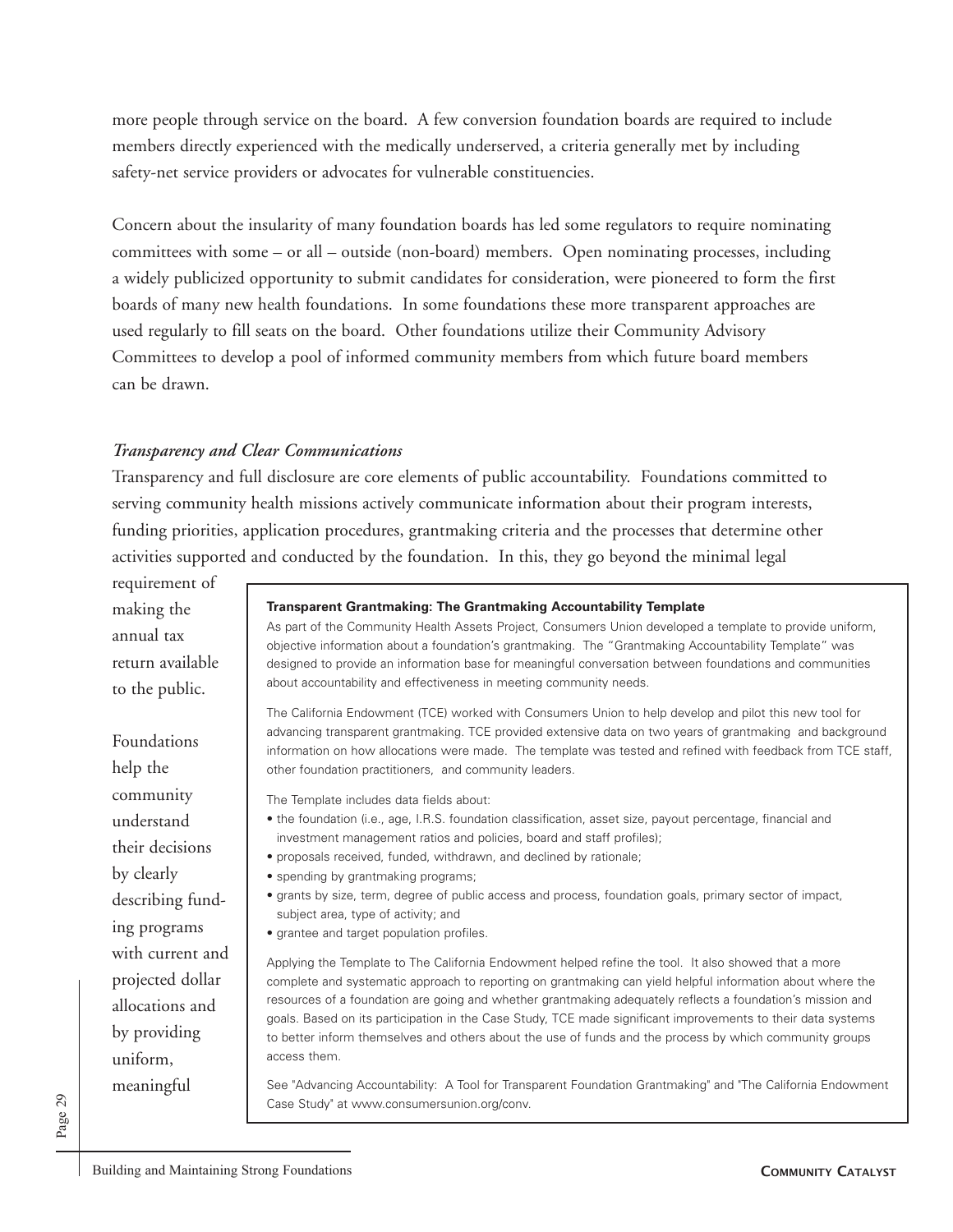more people through service on the board. A few conversion foundation boards are required to include members directly experienced with the medically underserved, a criteria generally met by including safety-net service providers or advocates for vulnerable constituencies.

Concern about the insularity of many foundation boards has led some regulators to require nominating committees with some – or all – outside (non-board) members. Open nominating processes, including a widely publicized opportunity to submit candidates for consideration, were pioneered to form the first boards of many new health foundations. In some foundations these more transparent approaches are used regularly to fill seats on the board. Other foundations utilize their Community Advisory Committees to develop a pool of informed community members from which future board members can be drawn.

### *Transparency and Clear Communications*

Transparency and full disclosure are core elements of public accountability. Foundations committed to serving community health missions actively communicate information about their program interests, funding priorities, application procedures, grantmaking criteria and the processes that determine other activities supported and conducted by the foundation. In this, they go beyond the minimal legal requirement of making the annual tax return available to the public.

Foundations help the community understand their decisions by clearly describing funding programs with current and projected dollar allocations and by providing uniform, meaningful

> **Transparent Grantmaking: The Grantmaking Accountability Template**
>
> As part of the Community Health Assets Project, Consumers Union developed a template to provide uniform, objective information about a foundation's grantmaking. The "Grantmaking Accountability Template" was designed to provide an information base for meaningful conversation between foundations and communities about accountability and effectiveness in meeting community needs.
>
> The California Endowment (TCE) worked with Consumers Union to help develop and pilot this new tool for advancing transparent grantmaking. TCE provided extensive data on two years of grantmaking and background information on how allocations were made. The template was tested and refined with feedback from TCE staff, other foundation practitioners, and community leaders.
>
> The Template includes data fields about:
>
> - the foundation (i.e., age, I.R.S. foundation classification, asset size, payout percentage, financial and investment management ratios and policies, board and staff profiles);
> - proposals received, funded, withdrawn, and declined by rationale;
> - spending by grantmaking programs;
> - grants by size, term, degree of public access and process, foundation goals, primary sector of impact, subject area, type of activity; and
> - grantee and target population profiles.
>
> Applying the Template to The California Endowment helped refine the tool. It also showed that a more complete and systematic approach to reporting on grantmaking can yield helpful information about where the resources of a foundation are going and whether grantmaking adequately reflects a foundation's mission and goals. Based on its participation in the Case Study, TCE made significant improvements to their data systems to better inform themselves and others about the use of funds and the process by which community groups access them.
>
> See "Advancing Accountability: A Tool for Transparent Foundation Grantmaking" and "The California Endowment Case Study" at www.consumersunion.org/conv.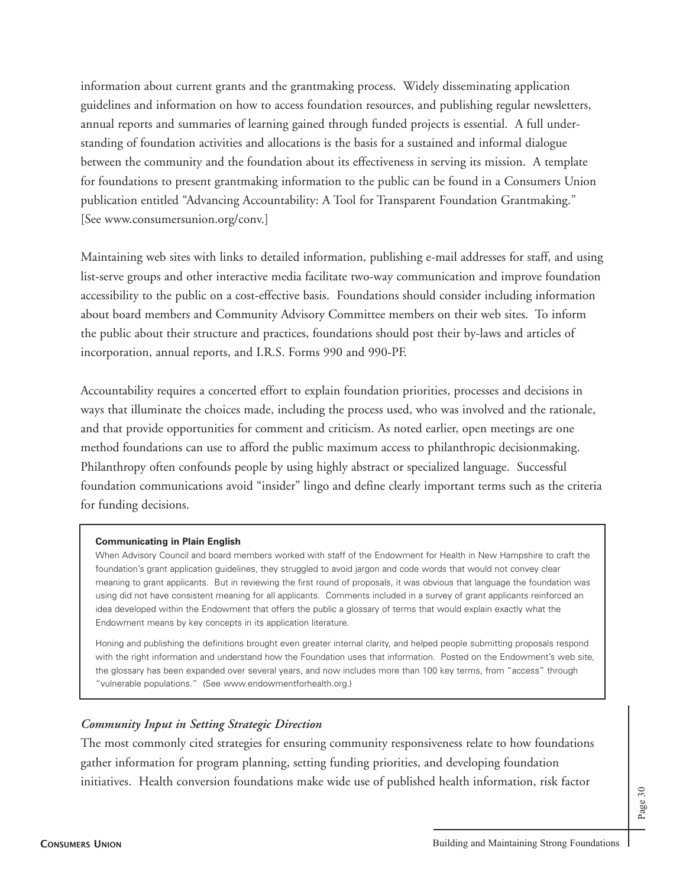information about current grants and the grantmaking process. Widely disseminating application guidelines and information on how to access foundation resources, and publishing regular newsletters, annual reports and summaries of learning gained through funded projects is essential. A full understanding of foundation activities and allocations is the basis for a sustained and informal dialogue between the community and the foundation about its effectiveness in serving its mission. A template for foundations to present grantmaking information to the public can be found in a Consumers Union publication entitled "Advancing Accountability: A Tool for Transparent Foundation Grantmaking." [See www.consumersunion.org/conv.]

Maintaining web sites with links to detailed information, publishing e-mail addresses for staff, and using list-serve groups and other interactive media facilitate two-way communication and improve foundation accessibility to the public on a cost-effective basis. Foundations should consider including information about board members and Community Advisory Committee members on their web sites. To inform the public about their structure and practices, foundations should post their by-laws and articles of incorporation, annual reports, and I.R.S. Forms 990 and 990-PF.

Accountability requires a concerted effort to explain foundation priorities, processes and decisions in ways that illuminate the choices made, including the process used, who was involved and the rationale, and that provide opportunities for comment and criticism. As noted earlier, open meetings are one method foundations can use to afford the public maximum access to philanthropic decisionmaking. Philanthropy often confounds people by using highly abstract or specialized language. Successful foundation communications avoid "insider" lingo and define clearly important terms such as the criteria for funding decisions.

**Communicating in Plain English**

When Advisory Council and board members worked with staff of the Endowment for Health in New Hampshire to craft the foundation's grant application guidelines, they struggled to avoid jargon and code words that would not convey clear meaning to grant applicants. But in reviewing the first round of proposals, it was obvious that language the foundation was using did not have consistent meaning for all applicants. Comments included in a survey of grant applicants reinforced an idea developed within the Endowment that offers the public a glossary of terms that would explain exactly what the Endowment means by key concepts in its application literature.

Honing and publishing the definitions brought even greater internal clarity, and helped people submitting proposals respond with the right information and understand how the Foundation uses that information. Posted on the Endowment's web site, the glossary has been expanded over several years, and now includes more than 100 key terms, from "access" through "vulnerable populations." (See www.endowmentforhealth.org.)

### *Community Input in Setting Strategic Direction*

The most commonly cited strategies for ensuring community responsiveness relate to how foundations gather information for program planning, setting funding priorities, and developing foundation initiatives. Health conversion foundations make wide use of published health information, risk factor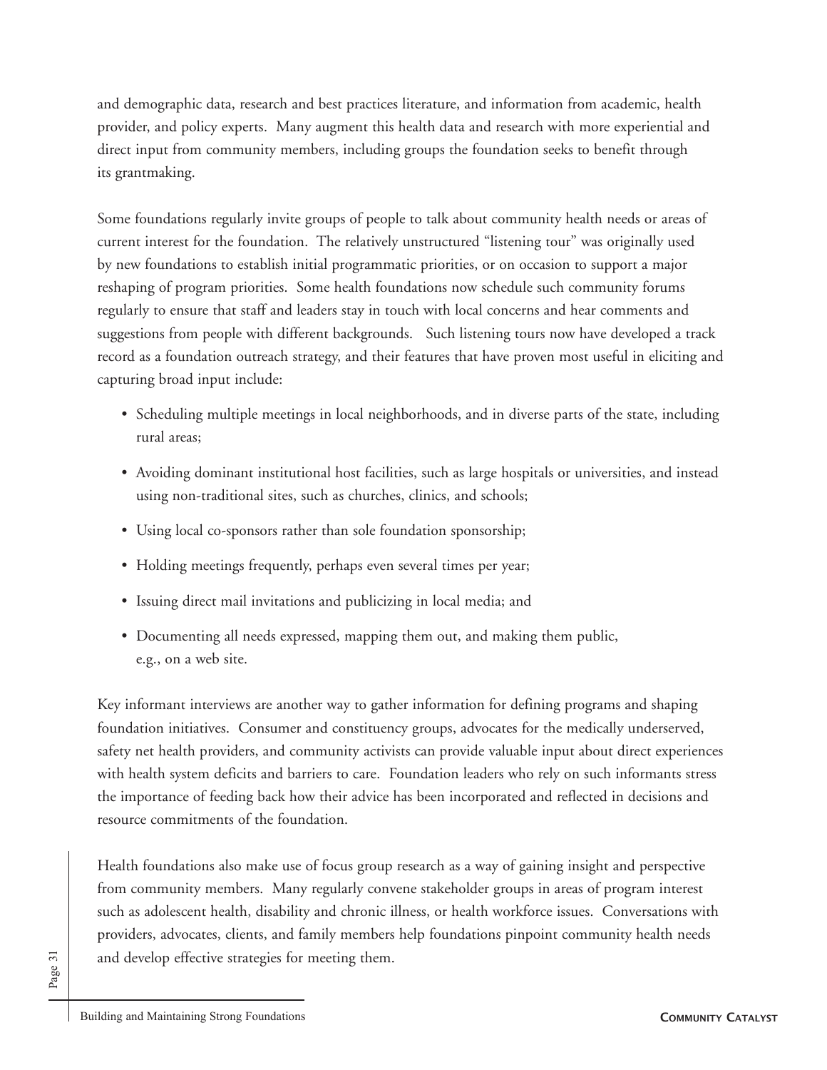and demographic data, research and best practices literature, and information from academic, health provider, and policy experts. Many augment this health data and research with more experiential and direct input from community members, including groups the foundation seeks to benefit through its grantmaking.

Some foundations regularly invite groups of people to talk about community health needs or areas of current interest for the foundation. The relatively unstructured "listening tour" was originally used by new foundations to establish initial programmatic priorities, or on occasion to support a major reshaping of program priorities. Some health foundations now schedule such community forums regularly to ensure that staff and leaders stay in touch with local concerns and hear comments and suggestions from people with different backgrounds. Such listening tours now have developed a track record as a foundation outreach strategy, and their features that have proven most useful in eliciting and capturing broad input include:

- Scheduling multiple meetings in local neighborhoods, and in diverse parts of the state, including rural areas;
- Avoiding dominant institutional host facilities, such as large hospitals or universities, and instead using non-traditional sites, such as churches, clinics, and schools;
- Using local co-sponsors rather than sole foundation sponsorship;
- Holding meetings frequently, perhaps even several times per year;
- Issuing direct mail invitations and publicizing in local media; and
- Documenting all needs expressed, mapping them out, and making them public, e.g., on a web site.

Key informant interviews are another way to gather information for defining programs and shaping foundation initiatives. Consumer and constituency groups, advocates for the medically underserved, safety net health providers, and community activists can provide valuable input about direct experiences with health system deficits and barriers to care. Foundation leaders who rely on such informants stress the importance of feeding back how their advice has been incorporated and reflected in decisions and resource commitments of the foundation.

Health foundations also make use of focus group research as a way of gaining insight and perspective from community members. Many regularly convene stakeholder groups in areas of program interest such as adolescent health, disability and chronic illness, or health workforce issues. Conversations with providers, advocates, clients, and family members help foundations pinpoint community health needs and develop effective strategies for meeting them.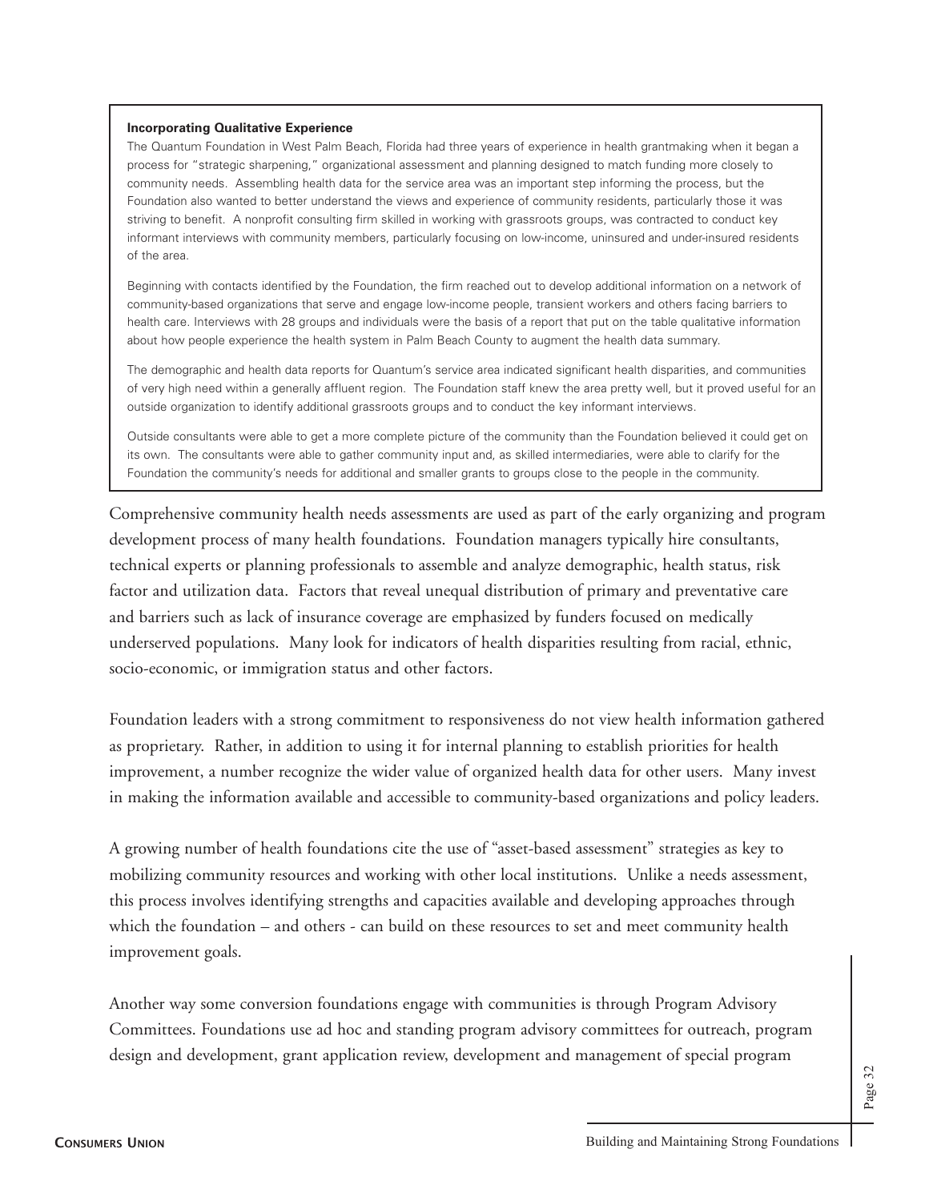**Incorporating Qualitative Experience**

The Quantum Foundation in West Palm Beach, Florida had three years of experience in health grantmaking when it began a process for "strategic sharpening," organizational assessment and planning designed to match funding more closely to community needs. Assembling health data for the service area was an important step informing the process, but the Foundation also wanted to better understand the views and experience of community residents, particularly those it was striving to benefit. A nonprofit consulting firm skilled in working with grassroots groups, was contracted to conduct key informant interviews with community members, particularly focusing on low-income, uninsured and under-insured residents of the area.

Beginning with contacts identified by the Foundation, the firm reached out to develop additional information on a network of community-based organizations that serve and engage low-income people, transient workers and others facing barriers to health care. Interviews with 28 groups and individuals were the basis of a report that put on the table qualitative information about how people experience the health system in Palm Beach County to augment the health data summary.

The demographic and health data reports for Quantum's service area indicated significant health disparities, and communities of very high need within a generally affluent region. The Foundation staff knew the area pretty well, but it proved useful for an outside organization to identify additional grassroots groups and to conduct the key informant interviews.

Outside consultants were able to get a more complete picture of the community than the Foundation believed it could get on its own. The consultants were able to gather community input and, as skilled intermediaries, were able to clarify for the Foundation the community's needs for additional and smaller grants to groups close to the people in the community.

Comprehensive community health needs assessments are used as part of the early organizing and program development process of many health foundations. Foundation managers typically hire consultants, technical experts or planning professionals to assemble and analyze demographic, health status, risk factor and utilization data. Factors that reveal unequal distribution of primary and preventative care and barriers such as lack of insurance coverage are emphasized by funders focused on medically underserved populations. Many look for indicators of health disparities resulting from racial, ethnic, socio-economic, or immigration status and other factors.

Foundation leaders with a strong commitment to responsiveness do not view health information gathered as proprietary. Rather, in addition to using it for internal planning to establish priorities for health improvement, a number recognize the wider value of organized health data for other users. Many invest in making the information available and accessible to community-based organizations and policy leaders.

A growing number of health foundations cite the use of "asset-based assessment" strategies as key to mobilizing community resources and working with other local institutions. Unlike a needs assessment, this process involves identifying strengths and capacities available and developing approaches through which the foundation – and others - can build on these resources to set and meet community health improvement goals.

Another way some conversion foundations engage with communities is through Program Advisory Committees. Foundations use ad hoc and standing program advisory committees for outreach, program design and development, grant application review, development and management of special program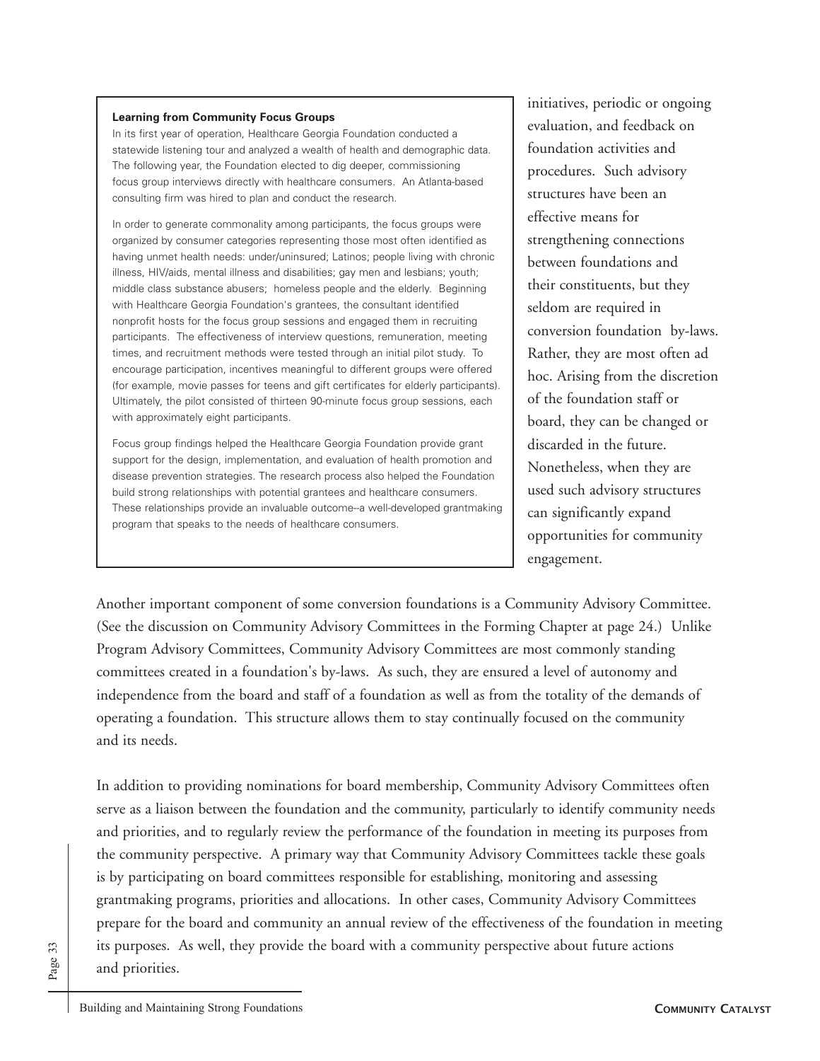### Learning from Community Focus Groups

In its first year of operation, Healthcare Georgia Foundation conducted a statewide listening tour and analyzed a wealth of health and demographic data. The following year, the Foundation elected to dig deeper, commissioning focus group interviews directly with healthcare consumers. An Atlanta-based consulting firm was hired to plan and conduct the research.

In order to generate commonality among participants, the focus groups were organized by consumer categories representing those most often identified as having unmet health needs: under/uninsured; Latinos; people living with chronic illness, HIV/aids, mental illness and disabilities; gay men and lesbians; youth; middle class substance abusers; homeless people and the elderly. Beginning with Healthcare Georgia Foundation's grantees, the consultant identified nonprofit hosts for the focus group sessions and engaged them in recruiting participants. The effectiveness of interview questions, remuneration, meeting times, and recruitment methods were tested through an initial pilot study. To encourage participation, incentives meaningful to different groups were offered (for example, movie passes for teens and gift certificates for elderly participants). Ultimately, the pilot consisted of thirteen 90-minute focus group sessions, each with approximately eight participants.

Focus group findings helped the Healthcare Georgia Foundation provide grant support for the design, implementation, and evaluation of health promotion and disease prevention strategies. The research process also helped the Foundation build strong relationships with potential grantees and healthcare consumers. These relationships provide an invaluable outcome–a well-developed grantmaking program that speaks to the needs of healthcare consumers.

initiatives, periodic or ongoing evaluation, and feedback on foundation activities and procedures. Such advisory structures have been an effective means for strengthening connections between foundations and their constituents, but they seldom are required in conversion foundation by-laws. Rather, they are most often ad hoc. Arising from the discretion of the foundation staff or board, they can be changed or discarded in the future. Nonetheless, when they are used such advisory structures can significantly expand opportunities for community engagement.

Another important component of some conversion foundations is a Community Advisory Committee. (See the discussion on Community Advisory Committees in the Forming Chapter at page 24.) Unlike Program Advisory Committees, Community Advisory Committees are most commonly standing committees created in a foundation's by-laws. As such, they are ensured a level of autonomy and independence from the board and staff of a foundation as well as from the totality of the demands of operating a foundation. This structure allows them to stay continually focused on the community and its needs.

In addition to providing nominations for board membership, Community Advisory Committees often serve as a liaison between the foundation and the community, particularly to identify community needs and priorities, and to regularly review the performance of the foundation in meeting its purposes from the community perspective. A primary way that Community Advisory Committees tackle these goals is by participating on board committees responsible for establishing, monitoring and assessing grantmaking programs, priorities and allocations. In other cases, Community Advisory Committees prepare for the board and community an annual review of the effectiveness of the foundation in meeting its purposes. As well, they provide the board with a community perspective about future actions and priorities.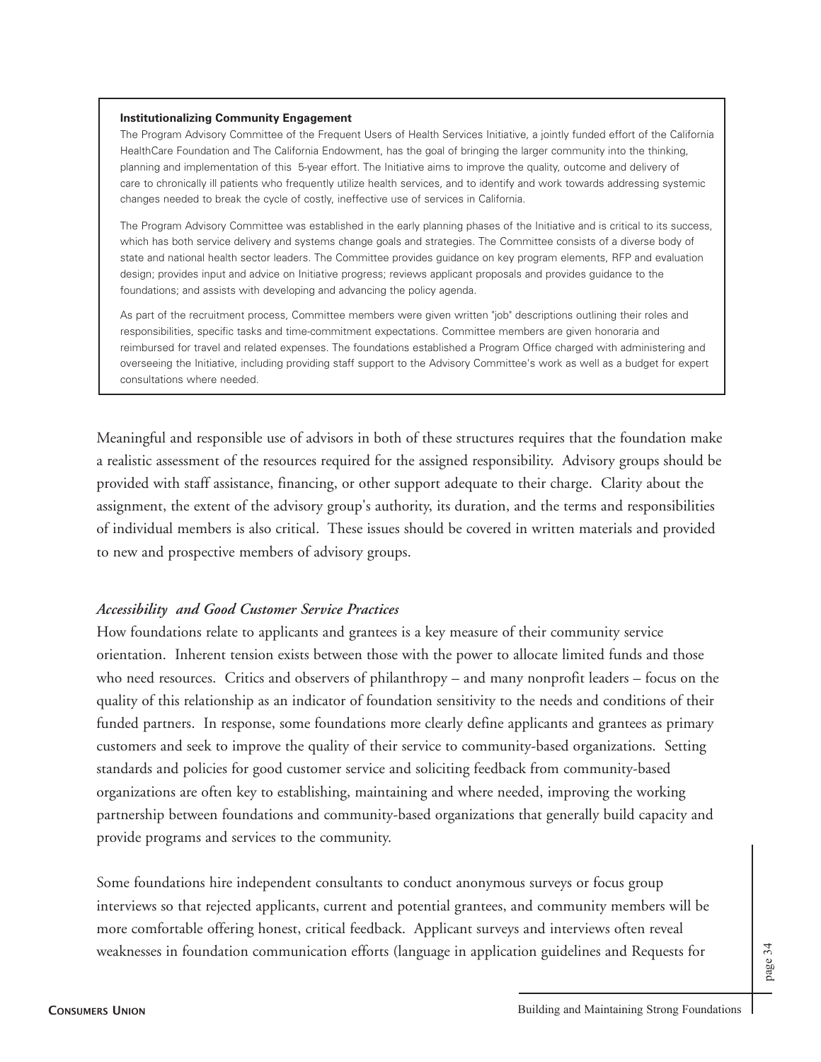**Institutionalizing Community Engagement**

The Program Advisory Committee of the Frequent Users of Health Services Initiative, a jointly funded effort of the California HealthCare Foundation and The California Endowment, has the goal of bringing the larger community into the thinking, planning and implementation of this 5-year effort. The Initiative aims to improve the quality, outcome and delivery of care to chronically ill patients who frequently utilize health services, and to identify and work towards addressing systemic changes needed to break the cycle of costly, ineffective use of services in California.

The Program Advisory Committee was established in the early planning phases of the Initiative and is critical to its success, which has both service delivery and systems change goals and strategies. The Committee consists of a diverse body of state and national health sector leaders. The Committee provides guidance on key program elements, RFP and evaluation design; provides input and advice on Initiative progress; reviews applicant proposals and provides guidance to the foundations; and assists with developing and advancing the policy agenda.

As part of the recruitment process, Committee members were given written "job" descriptions outlining their roles and responsibilities, specific tasks and time-commitment expectations. Committee members are given honoraria and reimbursed for travel and related expenses. The foundations established a Program Office charged with administering and overseeing the Initiative, including providing staff support to the Advisory Committee's work as well as a budget for expert consultations where needed.

Meaningful and responsible use of advisors in both of these structures requires that the foundation make a realistic assessment of the resources required for the assigned responsibility. Advisory groups should be provided with staff assistance, financing, or other support adequate to their charge. Clarity about the assignment, the extent of the advisory group's authority, its duration, and the terms and responsibilities of individual members is also critical. These issues should be covered in written materials and provided to new and prospective members of advisory groups.

*Accessibility and Good Customer Service Practices*

How foundations relate to applicants and grantees is a key measure of their community service orientation. Inherent tension exists between those with the power to allocate limited funds and those who need resources. Critics and observers of philanthropy – and many nonprofit leaders – focus on the quality of this relationship as an indicator of foundation sensitivity to the needs and conditions of their funded partners. In response, some foundations more clearly define applicants and grantees as primary customers and seek to improve the quality of their service to community-based organizations. Setting standards and policies for good customer service and soliciting feedback from community-based organizations are often key to establishing, maintaining and where needed, improving the working partnership between foundations and community-based organizations that generally build capacity and provide programs and services to the community.

Some foundations hire independent consultants to conduct anonymous surveys or focus group interviews so that rejected applicants, current and potential grantees, and community members will be more comfortable offering honest, critical feedback. Applicant surveys and interviews often reveal weaknesses in foundation communication efforts (language in application guidelines and Requests for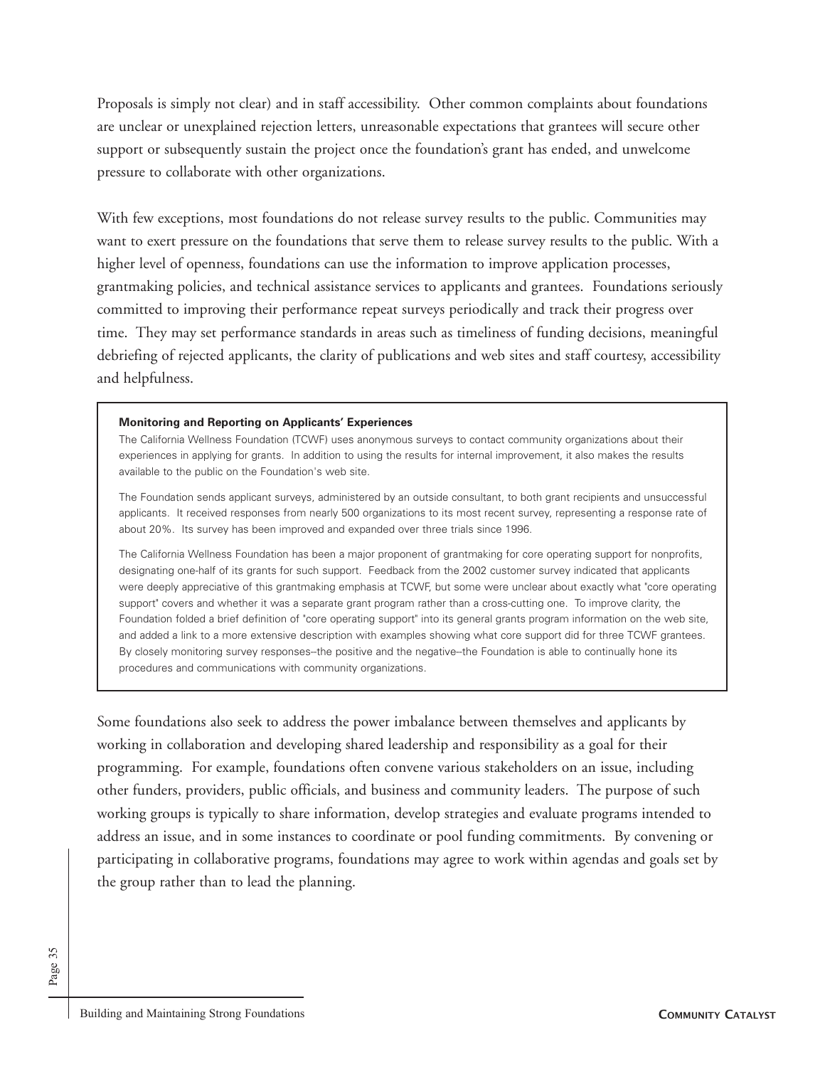Proposals is simply not clear) and in staff accessibility. Other common complaints about foundations are unclear or unexplained rejection letters, unreasonable expectations that grantees will secure other support or subsequently sustain the project once the foundation's grant has ended, and unwelcome pressure to collaborate with other organizations.

With few exceptions, most foundations do not release survey results to the public. Communities may want to exert pressure on the foundations that serve them to release survey results to the public. With a higher level of openness, foundations can use the information to improve application processes, grantmaking policies, and technical assistance services to applicants and grantees. Foundations seriously committed to improving their performance repeat surveys periodically and track their progress over time. They may set performance standards in areas such as timeliness of funding decisions, meaningful debriefing of rejected applicants, the clarity of publications and web sites and staff courtesy, accessibility and helpfulness.

**Monitoring and Reporting on Applicants' Experiences**

The California Wellness Foundation (TCWF) uses anonymous surveys to contact community organizations about their experiences in applying for grants. In addition to using the results for internal improvement, it also makes the results available to the public on the Foundation's web site.

The Foundation sends applicant surveys, administered by an outside consultant, to both grant recipients and unsuccessful applicants. It received responses from nearly 500 organizations to its most recent survey, representing a response rate of about 20%. Its survey has been improved and expanded over three trials since 1996.

The California Wellness Foundation has been a major proponent of grantmaking for core operating support for nonprofits, designating one-half of its grants for such support. Feedback from the 2002 customer survey indicated that applicants were deeply appreciative of this grantmaking emphasis at TCWF, but some were unclear about exactly what "core operating support" covers and whether it was a separate grant program rather than a cross-cutting one. To improve clarity, the Foundation folded a brief definition of "core operating support" into its general grants program information on the web site, and added a link to a more extensive description with examples showing what core support did for three TCWF grantees. By closely monitoring survey responses--the positive and the negative--the Foundation is able to continually hone its procedures and communications with community organizations.

Some foundations also seek to address the power imbalance between themselves and applicants by working in collaboration and developing shared leadership and responsibility as a goal for their programming. For example, foundations often convene various stakeholders on an issue, including other funders, providers, public officials, and business and community leaders. The purpose of such working groups is typically to share information, develop strategies and evaluate programs intended to address an issue, and in some instances to coordinate or pool funding commitments. By convening or participating in collaborative programs, foundations may agree to work within agendas and goals set by the group rather than to lead the planning.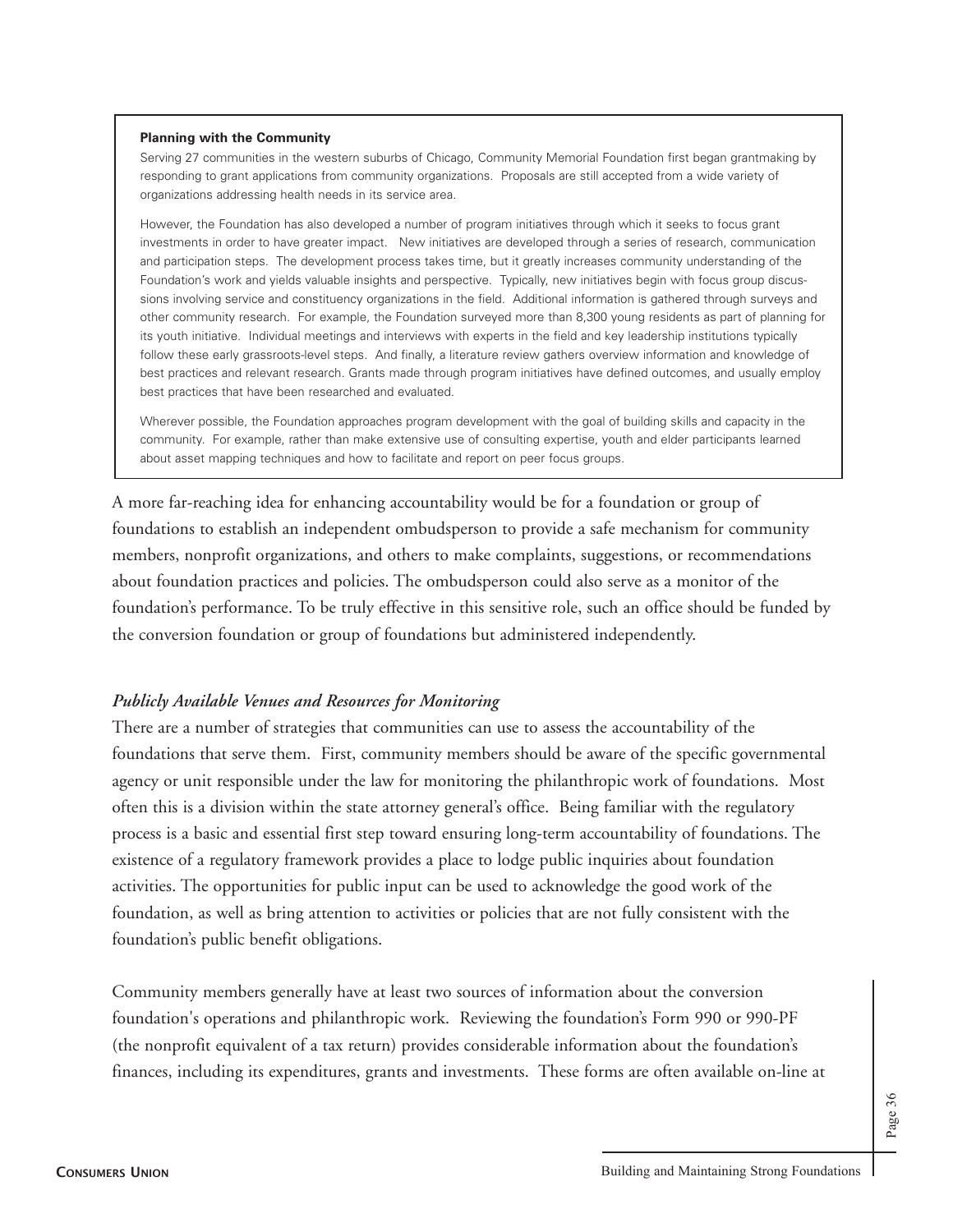**Planning with the Community**

Serving 27 communities in the western suburbs of Chicago, Community Memorial Foundation first began grantmaking by responding to grant applications from community organizations. Proposals are still accepted from a wide variety of organizations addressing health needs in its service area.

However, the Foundation has also developed a number of program initiatives through which it seeks to focus grant investments in order to have greater impact. New initiatives are developed through a series of research, communication and participation steps. The development process takes time, but it greatly increases community understanding of the Foundation's work and yields valuable insights and perspective. Typically, new initiatives begin with focus group discussions involving service and constituency organizations in the field. Additional information is gathered through surveys and other community research. For example, the Foundation surveyed more than 8,300 young residents as part of planning for its youth initiative. Individual meetings and interviews with experts in the field and key leadership institutions typically follow these early grassroots-level steps. And finally, a literature review gathers overview information and knowledge of best practices and relevant research. Grants made through program initiatives have defined outcomes, and usually employ best practices that have been researched and evaluated.

Wherever possible, the Foundation approaches program development with the goal of building skills and capacity in the community. For example, rather than make extensive use of consulting expertise, youth and elder participants learned about asset mapping techniques and how to facilitate and report on peer focus groups.

A more far-reaching idea for enhancing accountability would be for a foundation or group of foundations to establish an independent ombudsperson to provide a safe mechanism for community members, nonprofit organizations, and others to make complaints, suggestions, or recommendations about foundation practices and policies. The ombudsperson could also serve as a monitor of the foundation's performance. To be truly effective in this sensitive role, such an office should be funded by the conversion foundation or group of foundations but administered independently.

### *Publicly Available Venues and Resources for Monitoring*

There are a number of strategies that communities can use to assess the accountability of the foundations that serve them. First, community members should be aware of the specific governmental agency or unit responsible under the law for monitoring the philanthropic work of foundations. Most often this is a division within the state attorney general's office. Being familiar with the regulatory process is a basic and essential first step toward ensuring long-term accountability of foundations. The existence of a regulatory framework provides a place to lodge public inquiries about foundation activities. The opportunities for public input can be used to acknowledge the good work of the foundation, as well as bring attention to activities or policies that are not fully consistent with the foundation's public benefit obligations.

Community members generally have at least two sources of information about the conversion foundation's operations and philanthropic work. Reviewing the foundation's Form 990 or 990-PF (the nonprofit equivalent of a tax return) provides considerable information about the foundation's finances, including its expenditures, grants and investments. These forms are often available on-line at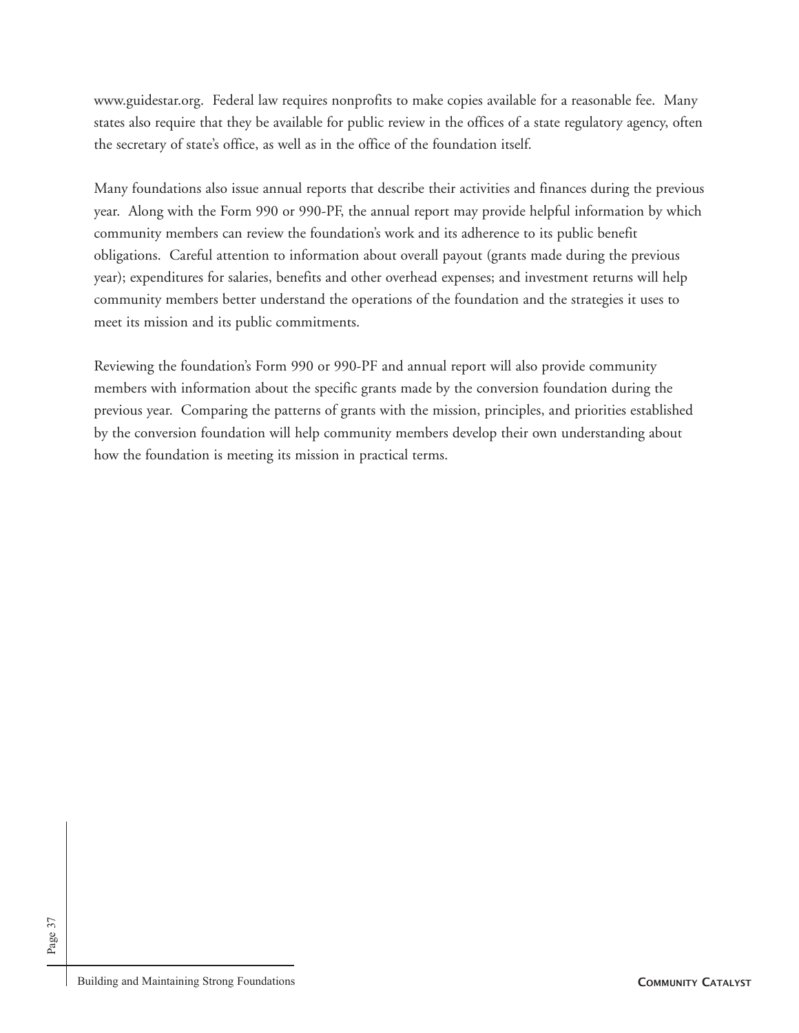www.guidestar.org. Federal law requires nonprofits to make copies available for a reasonable fee. Many states also require that they be available for public review in the offices of a state regulatory agency, often the secretary of state's office, as well as in the office of the foundation itself.

Many foundations also issue annual reports that describe their activities and finances during the previous year. Along with the Form 990 or 990-PF, the annual report may provide helpful information by which community members can review the foundation's work and its adherence to its public benefit obligations. Careful attention to information about overall payout (grants made during the previous year); expenditures for salaries, benefits and other overhead expenses; and investment returns will help community members better understand the operations of the foundation and the strategies it uses to meet its mission and its public commitments.

Reviewing the foundation's Form 990 or 990-PF and annual report will also provide community members with information about the specific grants made by the conversion foundation during the previous year. Comparing the patterns of grants with the mission, principles, and priorities established by the conversion foundation will help community members develop their own understanding about how the foundation is meeting its mission in practical terms.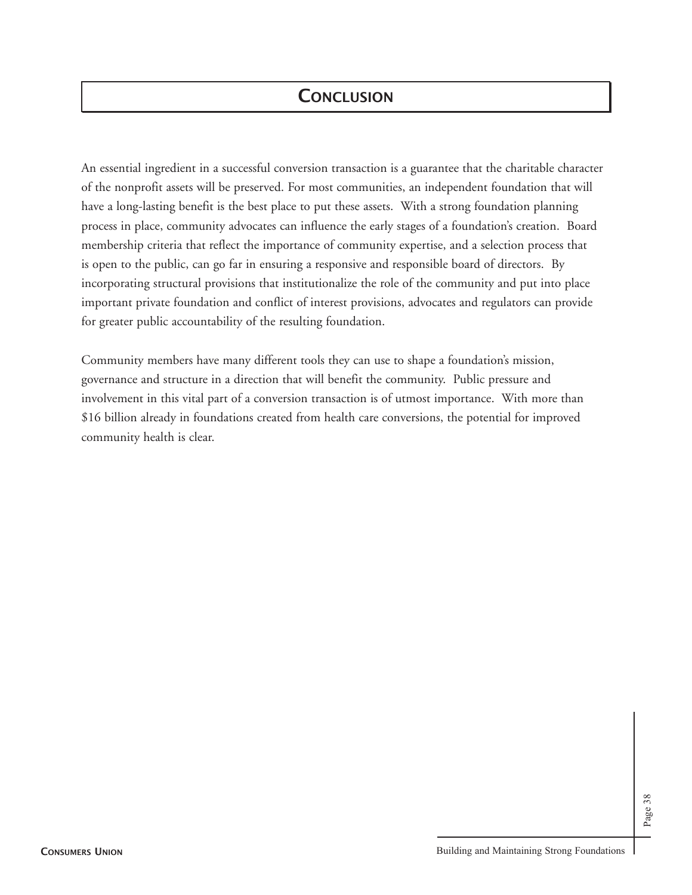# Conclusion

An essential ingredient in a successful conversion transaction is a guarantee that the charitable character of the nonprofit assets will be preserved. For most communities, an independent foundation that will have a long-lasting benefit is the best place to put these assets. With a strong foundation planning process in place, community advocates can influence the early stages of a foundation's creation. Board membership criteria that reflect the importance of community expertise, and a selection process that is open to the public, can go far in ensuring a responsive and responsible board of directors. By incorporating structural provisions that institutionalize the role of the community and put into place important private foundation and conflict of interest provisions, advocates and regulators can provide for greater public accountability of the resulting foundation.

Community members have many different tools they can use to shape a foundation's mission, governance and structure in a direction that will benefit the community. Public pressure and involvement in this vital part of a conversion transaction is of utmost importance. With more than $16 billion already in foundations created from health care conversions, the potential for improved community health is clear.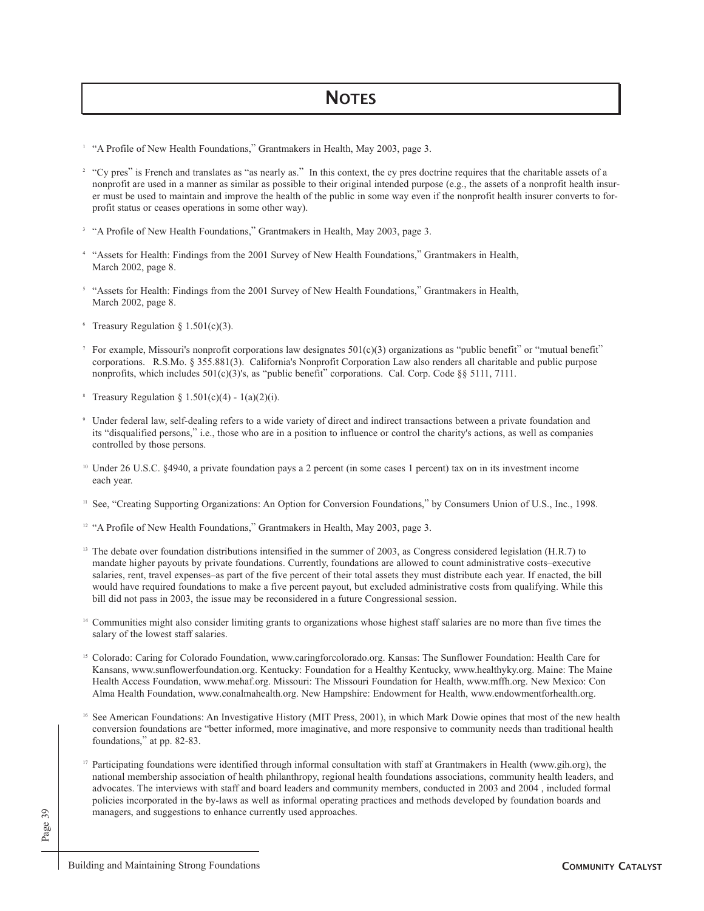# NOTES

[1] "A Profile of New Health Foundations," Grantmakers in Health, May 2003, page 3.

[2] "Cy pres" is French and translates as "as nearly as." In this context, the cy pres doctrine requires that the charitable assets of a nonprofit are used in a manner as similar as possible to their original intended purpose (e.g., the assets of a nonprofit health insurer must be used to maintain and improve the health of the public in some way even if the nonprofit health insurer converts to for-profit status or ceases operations in some other way).

[3] "A Profile of New Health Foundations," Grantmakers in Health, May 2003, page 3.

[4] "Assets for Health: Findings from the 2001 Survey of New Health Foundations," Grantmakers in Health, March 2002, page 8.

[5] "Assets for Health: Findings from the 2001 Survey of New Health Foundations," Grantmakers in Health, March 2002, page 8.

[6] Treasury Regulation § 1.501(c)(3).

[7] For example, Missouri's nonprofit corporations law designates 501(c)(3) organizations as "public benefit" or "mutual benefit" corporations. R.S.Mo. § 355.881(3). California's Nonprofit Corporation Law also renders all charitable and public purpose nonprofits, which includes 501(c)(3)'s, as "public benefit" corporations. Cal. Corp. Code §§ 5111, 7111.

[8] Treasury Regulation § 1.501(c)(4) - 1(a)(2)(i).

[9] Under federal law, self-dealing refers to a wide variety of direct and indirect transactions between a private foundation and its "disqualified persons," i.e., those who are in a position to influence or control the charity's actions, as well as companies controlled by those persons.

[10] Under 26 U.S.C. §4940, a private foundation pays a 2 percent (in some cases 1 percent) tax on in its investment income each year.

[11] See, "Creating Supporting Organizations: An Option for Conversion Foundations," by Consumers Union of U.S., Inc., 1998.

[12] "A Profile of New Health Foundations," Grantmakers in Health, May 2003, page 3.

[13] The debate over foundation distributions intensified in the summer of 2003, as Congress considered legislation (H.R.7) to mandate higher payouts by private foundations. Currently, foundations are allowed to count administrative costs–executive salaries, rent, travel expenses–as part of the five percent of their total assets they must distribute each year. If enacted, the bill would have required foundations to make a five percent payout, but excluded administrative costs from qualifying. While this bill did not pass in 2003, the issue may be reconsidered in a future Congressional session.

[14] Communities might also consider limiting grants to organizations whose highest staff salaries are no more than five times the salary of the lowest staff salaries.

[15] Colorado: Caring for Colorado Foundation, www.caringforcolorado.org. Kansas: The Sunflower Foundation: Health Care for Kansans, www.sunflowerfoundation.org. Kentucky: Foundation for a Healthy Kentucky, www.healthyky.org. Maine: The Maine Health Access Foundation, www.mehaf.org. Missouri: The Missouri Foundation for Health, www.mffh.org. New Mexico: Con Alma Health Foundation, www.conalmahealth.org. New Hampshire: Endowment for Health, www.endowmentforhealth.org.

[16] See American Foundations: An Investigative History (MIT Press, 2001), in which Mark Dowie opines that most of the new health conversion foundations are "better informed, more imaginative, and more responsive to community needs than traditional health foundations," at pp. 82-83.

[17] Participating foundations were identified through informal consultation with staff at Grantmakers in Health (www.gih.org), the national membership association of health philanthropy, regional health foundations associations, community health leaders, and advocates. The interviews with staff and board leaders and community members, conducted in 2003 and 2004 , included formal policies incorporated in the by-laws as well as informal operating practices and methods developed by foundation boards and managers, and suggestions to enhance currently used approaches.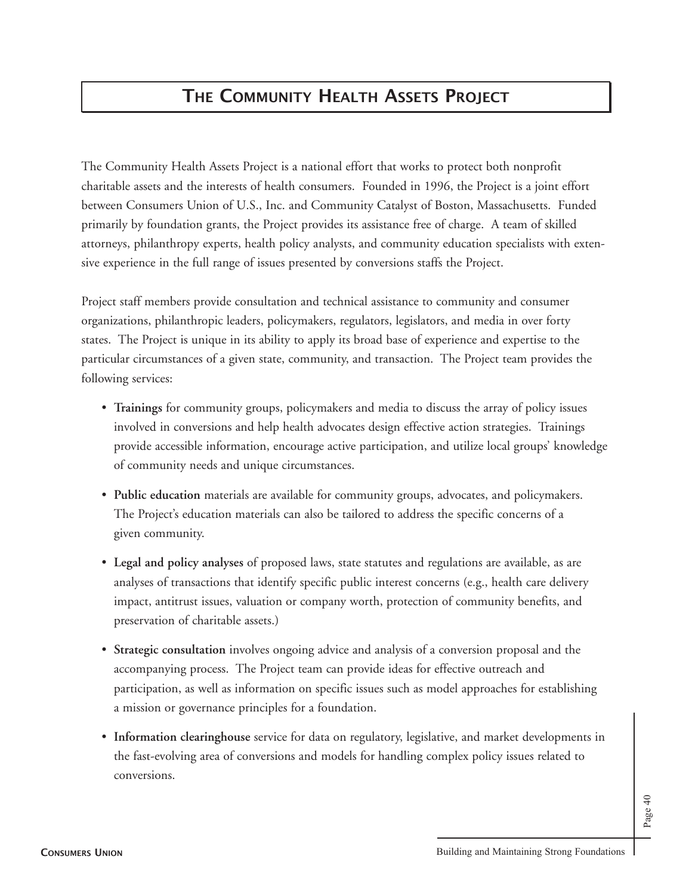# THE COMMUNITY HEALTH ASSETS PROJECT

The Community Health Assets Project is a national effort that works to protect both nonprofit charitable assets and the interests of health consumers. Founded in 1996, the Project is a joint effort between Consumers Union of U.S., Inc. and Community Catalyst of Boston, Massachusetts. Funded primarily by foundation grants, the Project provides its assistance free of charge. A team of skilled attorneys, philanthropy experts, health policy analysts, and community education specialists with extensive experience in the full range of issues presented by conversions staffs the Project.

Project staff members provide consultation and technical assistance to community and consumer organizations, philanthropic leaders, policymakers, regulators, legislators, and media in over forty states. The Project is unique in its ability to apply its broad base of experience and expertise to the particular circumstances of a given state, community, and transaction. The Project team provides the following services:

- **Trainings** for community groups, policymakers and media to discuss the array of policy issues involved in conversions and help health advocates design effective action strategies. Trainings provide accessible information, encourage active participation, and utilize local groups' knowledge of community needs and unique circumstances.
- **Public education** materials are available for community groups, advocates, and policymakers. The Project's education materials can also be tailored to address the specific concerns of a given community.
- **Legal and policy analyses** of proposed laws, state statutes and regulations are available, as are analyses of transactions that identify specific public interest concerns (e.g., health care delivery impact, antitrust issues, valuation or company worth, protection of community benefits, and preservation of charitable assets.)
- **Strategic consultation** involves ongoing advice and analysis of a conversion proposal and the accompanying process. The Project team can provide ideas for effective outreach and participation, as well as information on specific issues such as model approaches for establishing a mission or governance principles for a foundation.
- **Information clearinghouse** service for data on regulatory, legislative, and market developments in the fast-evolving area of conversions and models for handling complex policy issues related to conversions.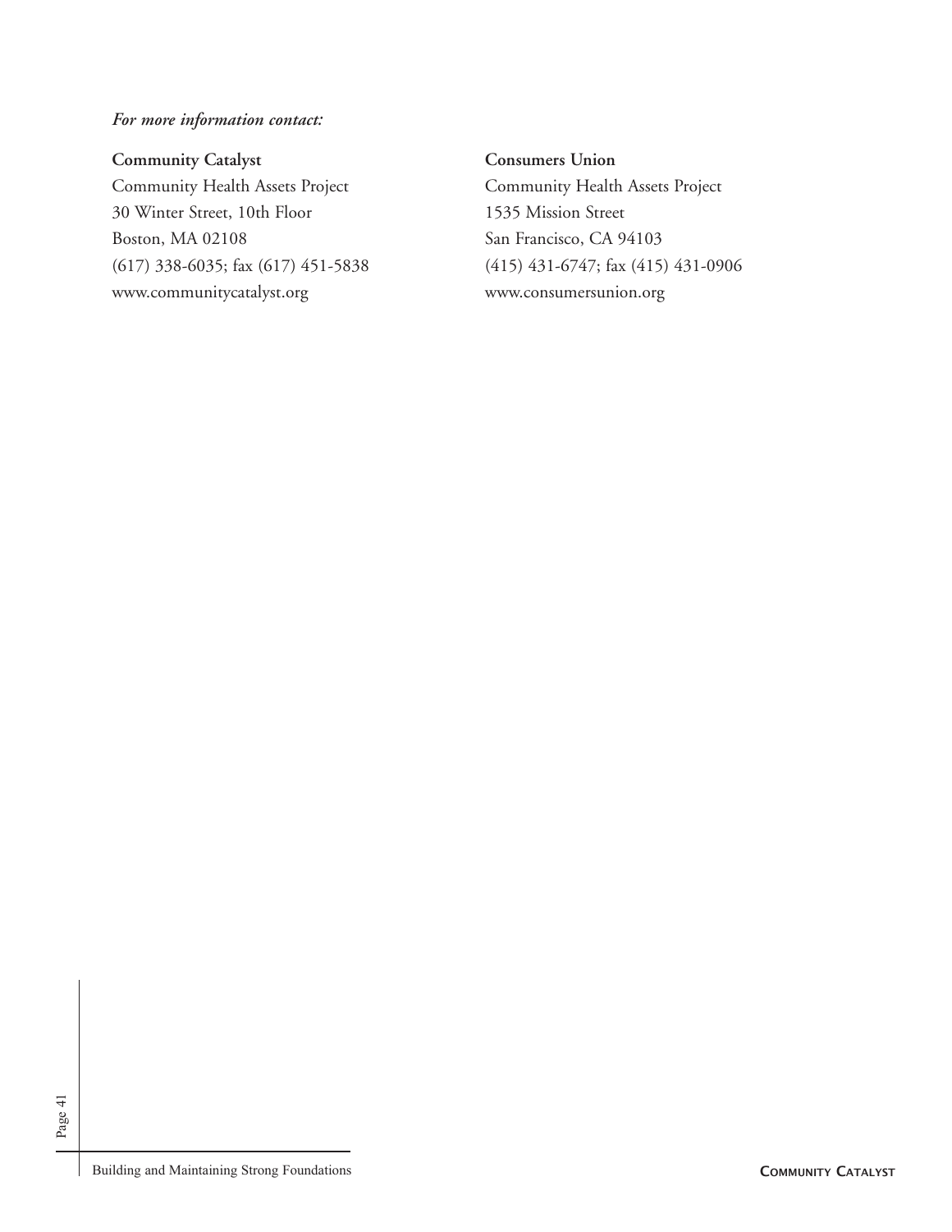*For more information contact:*

**Community Catalyst**
Community Health Assets Project
30 Winter Street, 10th Floor
Boston, MA 02108
(617) 338-6035; fax (617) 451-5838
www.communitycatalyst.org

**Consumers Union**
Community Health Assets Project
1535 Mission Street
San Francisco, CA 94103
(415) 431-6747; fax (415) 431-0906
www.consumersunion.org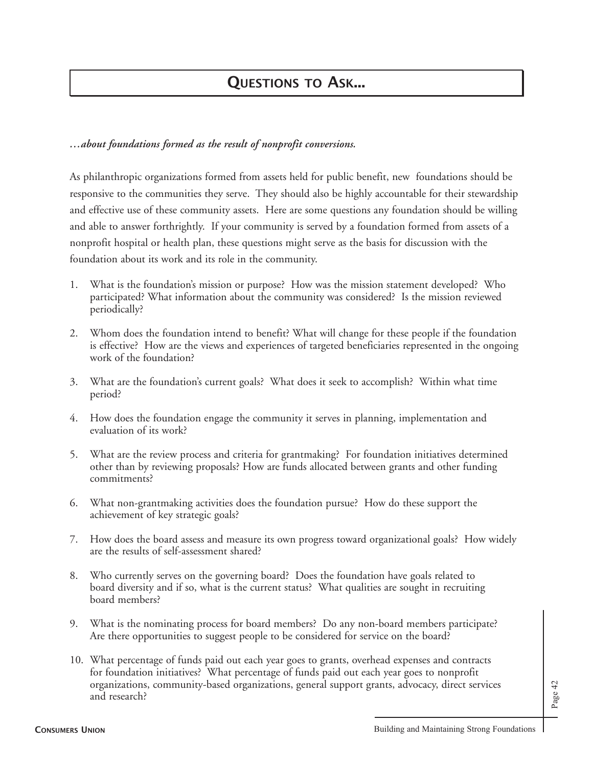# Questions to Ask...

*...about foundations formed as the result of nonprofit conversions.*

As philanthropic organizations formed from assets held for public benefit, new foundations should be responsive to the communities they serve. They should also be highly accountable for their stewardship and effective use of these community assets. Here are some questions any foundation should be willing and able to answer forthrightly. If your community is served by a foundation formed from assets of a nonprofit hospital or health plan, these questions might serve as the basis for discussion with the foundation about its work and its role in the community.

1. What is the foundation's mission or purpose? How was the mission statement developed? Who participated? What information about the community was considered? Is the mission reviewed periodically?

2. Whom does the foundation intend to benefit? What will change for these people if the foundation is effective? How are the views and experiences of targeted beneficiaries represented in the ongoing work of the foundation?

3. What are the foundation's current goals? What does it seek to accomplish? Within what time period?

4. How does the foundation engage the community it serves in planning, implementation and evaluation of its work?

5. What are the review process and criteria for grantmaking? For foundation initiatives determined other than by reviewing proposals? How are funds allocated between grants and other funding commitments?

6. What non-grantmaking activities does the foundation pursue? How do these support the achievement of key strategic goals?

7. How does the board assess and measure its own progress toward organizational goals? How widely are the results of self-assessment shared?

8. Who currently serves on the governing board? Does the foundation have goals related to board diversity and if so, what is the current status? What qualities are sought in recruiting board members?

9. What is the nominating process for board members? Do any non-board members participate? Are there opportunities to suggest people to be considered for service on the board?

10. What percentage of funds paid out each year goes to grants, overhead expenses and contracts for foundation initiatives? What percentage of funds paid out each year goes to nonprofit organizations, community-based organizations, general support grants, advocacy, direct services and research?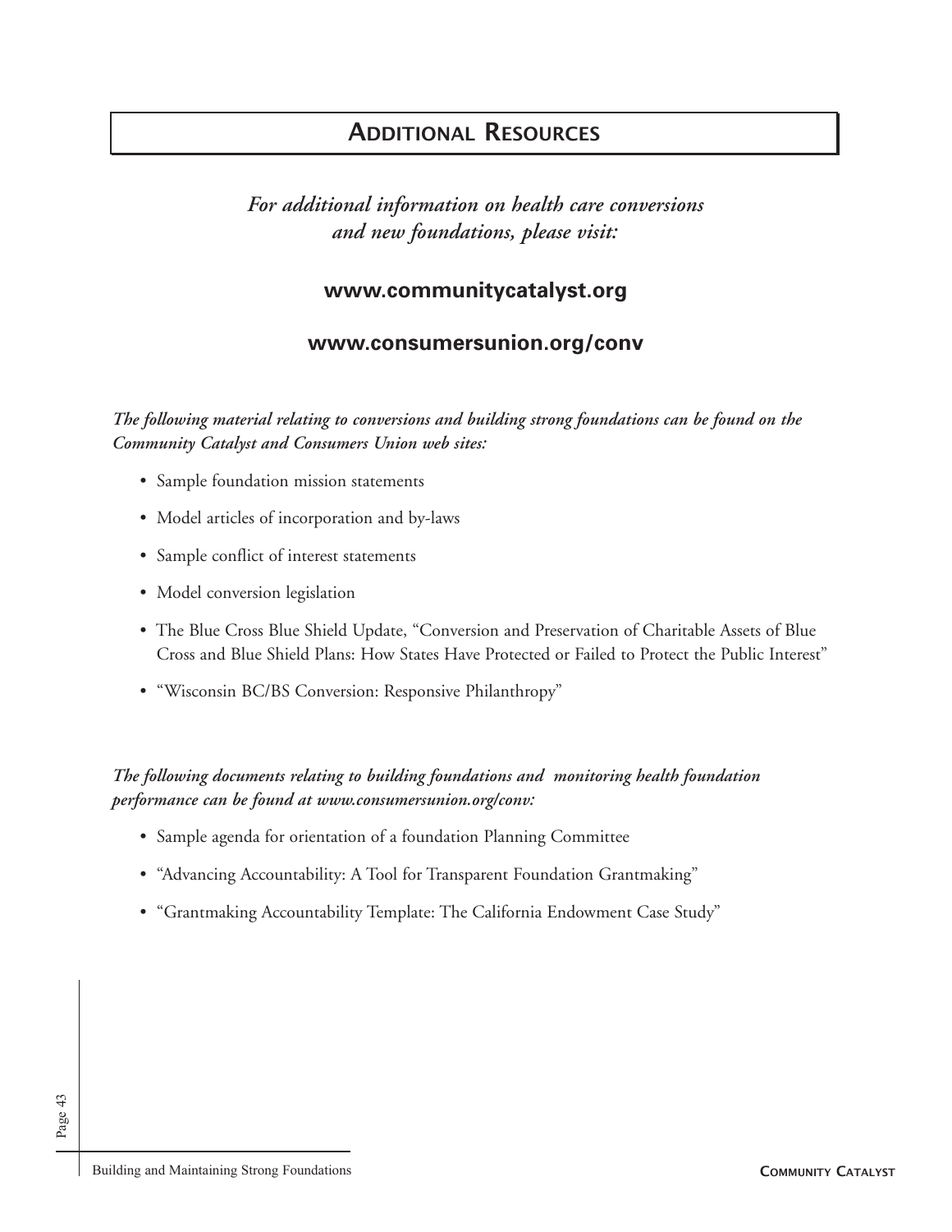## Additional Resources

*For additional information on health care conversions and new foundations, please visit:*

**www.communitycatalyst.org**

**www.consumersunion.org/conv**

*The following material relating to conversions and building strong foundations can be found on the Community Catalyst and Consumers Union web sites:*

- Sample foundation mission statements
- Model articles of incorporation and by-laws
- Sample conflict of interest statements
- Model conversion legislation
- The Blue Cross Blue Shield Update, "Conversion and Preservation of Charitable Assets of Blue Cross and Blue Shield Plans: How States Have Protected or Failed to Protect the Public Interest"
- "Wisconsin BC/BS Conversion: Responsive Philanthropy"

*The following documents relating to building foundations and monitoring health foundation performance can be found at www.consumersunion.org/conv:*

- Sample agenda for orientation of a foundation Planning Committee
- "Advancing Accountability: A Tool for Transparent Foundation Grantmaking"
- "Grantmaking Accountability Template: The California Endowment Case Study"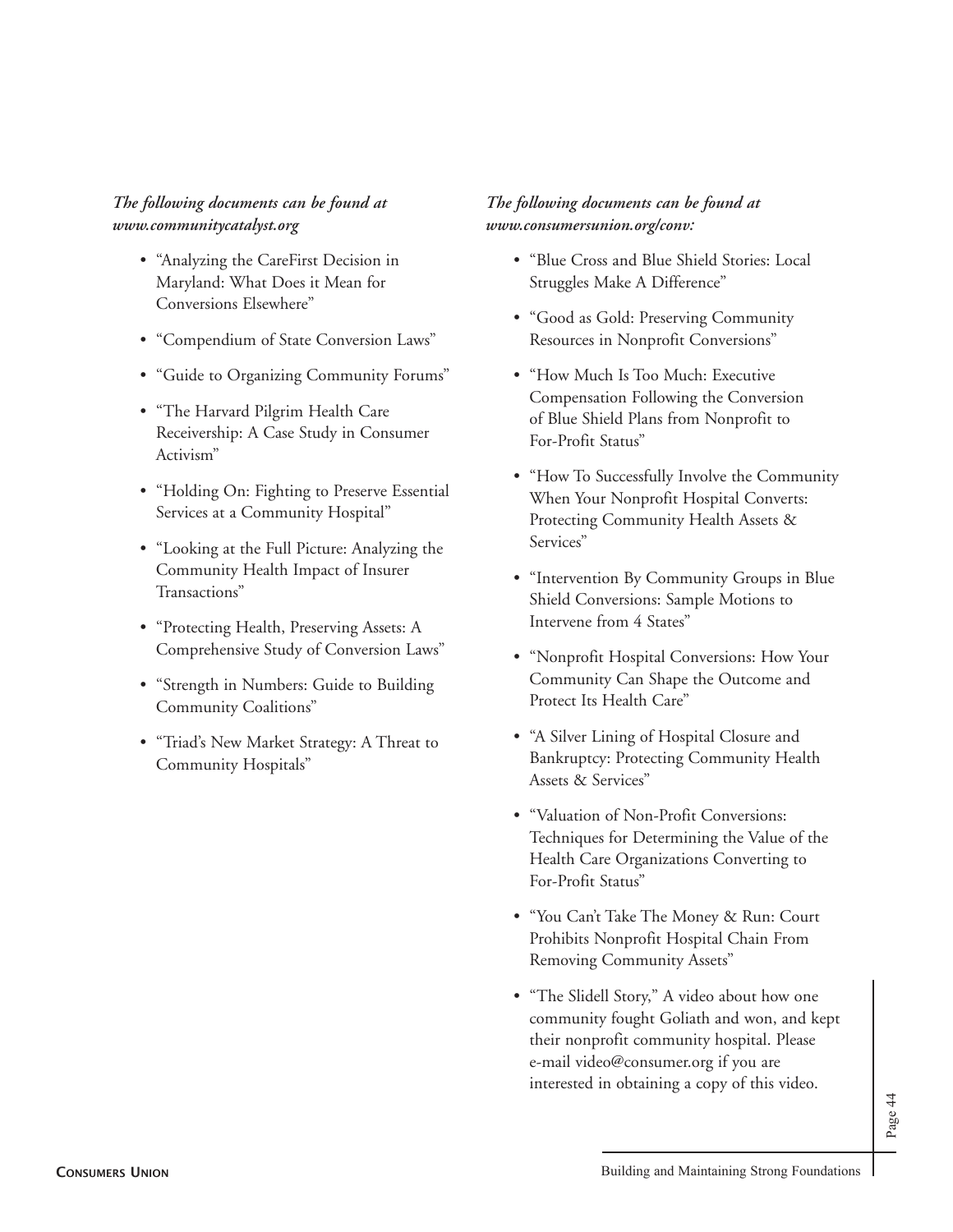*The following documents can be found at www.communitycatalyst.org*

- "Analyzing the CareFirst Decision in Maryland: What Does it Mean for Conversions Elsewhere"
- "Compendium of State Conversion Laws"
- "Guide to Organizing Community Forums"
- "The Harvard Pilgrim Health Care Receivership: A Case Study in Consumer Activism"
- "Holding On: Fighting to Preserve Essential Services at a Community Hospital"
- "Looking at the Full Picture: Analyzing the Community Health Impact of Insurer Transactions"
- "Protecting Health, Preserving Assets: A Comprehensive Study of Conversion Laws"
- "Strength in Numbers: Guide to Building Community Coalitions"
- "Triad's New Market Strategy: A Threat to Community Hospitals"

*The following documents can be found at www.consumersunion.org/conv:*

- "Blue Cross and Blue Shield Stories: Local Struggles Make A Difference"
- "Good as Gold: Preserving Community Resources in Nonprofit Conversions"
- "How Much Is Too Much: Executive Compensation Following the Conversion of Blue Shield Plans from Nonprofit to For-Profit Status"
- "How To Successfully Involve the Community When Your Nonprofit Hospital Converts: Protecting Community Health Assets & Services"
- "Intervention By Community Groups in Blue Shield Conversions: Sample Motions to Intervene from 4 States"
- "Nonprofit Hospital Conversions: How Your Community Can Shape the Outcome and Protect Its Health Care"
- "A Silver Lining of Hospital Closure and Bankruptcy: Protecting Community Health Assets & Services"
- "Valuation of Non-Profit Conversions: Techniques for Determining the Value of the Health Care Organizations Converting to For-Profit Status"
- "You Can't Take The Money & Run: Court Prohibits Nonprofit Hospital Chain From Removing Community Assets"
- "The Slidell Story," A video about how one community fought Goliath and won, and kept their nonprofit community hospital. Please e-mail video@consumer.org if you are interested in obtaining a copy of this video.